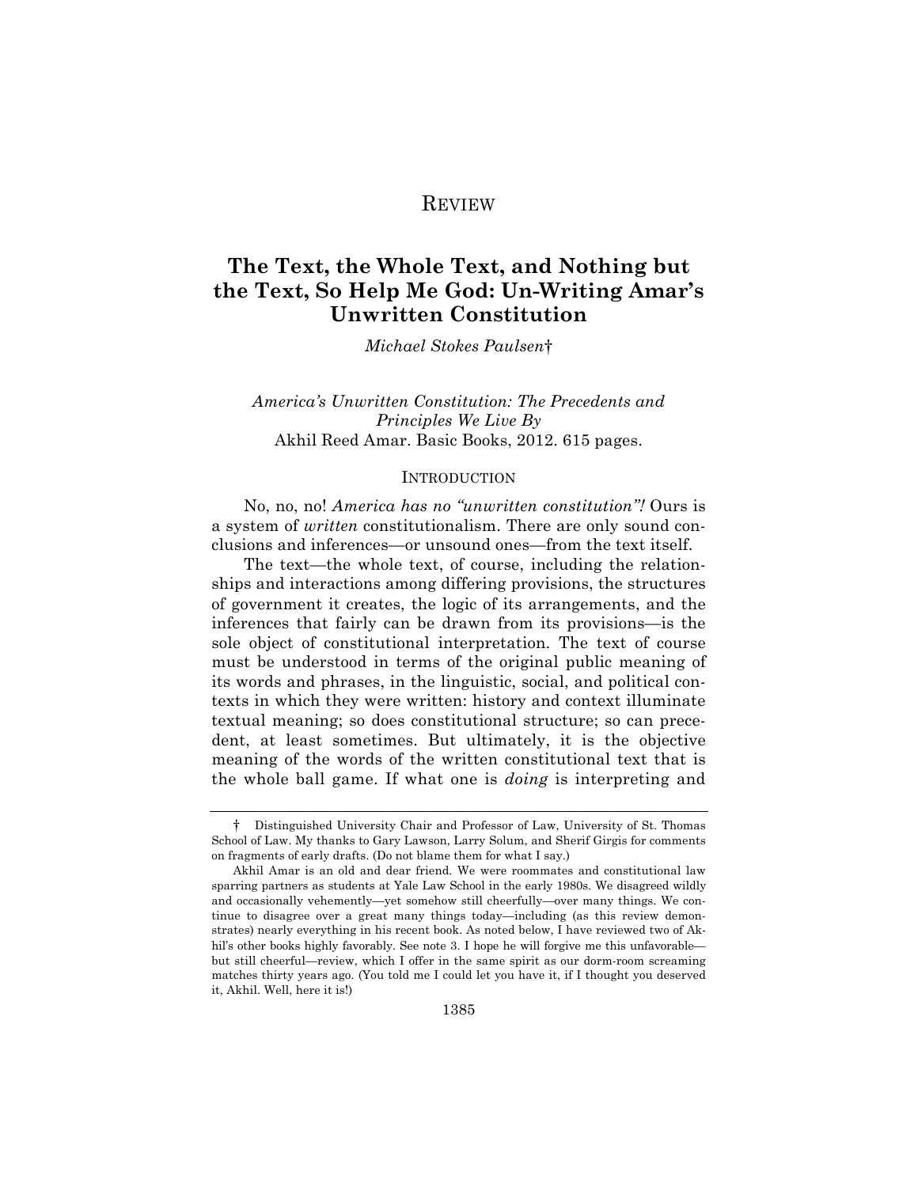# REVIEW

## The Text, the Whole Text, and Nothing but the Text, So Help Me God: Un-Writing Amar's Unwritten Constitution

*Michael Stokes Paulsen*†

*America's Unwritten Constitution: The Precedents and Principles We Live By*
Akhil Reed Amar. Basic Books, 2012. 615 pages.

### INTRODUCTION

No, no, no! *America has no "unwritten constitution"!* Ours is a system of *written* constitutionalism. There are only sound conclusions and inferences—or unsound ones—from the text itself.

The text—the whole text, of course, including the relationships and interactions among differing provisions, the structures of government it creates, the logic of its arrangements, and the inferences that fairly can be drawn from its provisions—is the sole object of constitutional interpretation. The text of course must be understood in terms of the original public meaning of its words and phrases, in the linguistic, social, and political contexts in which they were written: history and context illuminate textual meaning; so does constitutional structure; so can precedent, at least sometimes. But ultimately, it is the objective meaning of the words of the written constitutional text that is the whole ball game. If what one is *doing* is interpreting and

---

† Distinguished University Chair and Professor of Law, University of St. Thomas School of Law. My thanks to Gary Lawson, Larry Solum, and Sherif Girgis for comments on fragments of early drafts. (Do not blame them for what I say.)

Akhil Amar is an old and dear friend. We were roommates and constitutional law sparring partners as students at Yale Law School in the early 1980s. We disagreed wildly and occasionally vehemently—yet somehow still cheerfully—over many things. We continue to disagree over a great many things today—including (as this review demonstrates) nearly everything in his recent book. As noted below, I have reviewed two of Akhil's other books highly favorably. See note 3. I hope he will forgive me this unfavorable—but still cheerful—review, which I offer in the same spirit as our dorm-room screaming matches thirty years ago. (You told me I could let you have it, if I thought you deserved it, Akhil. Well, here it is!)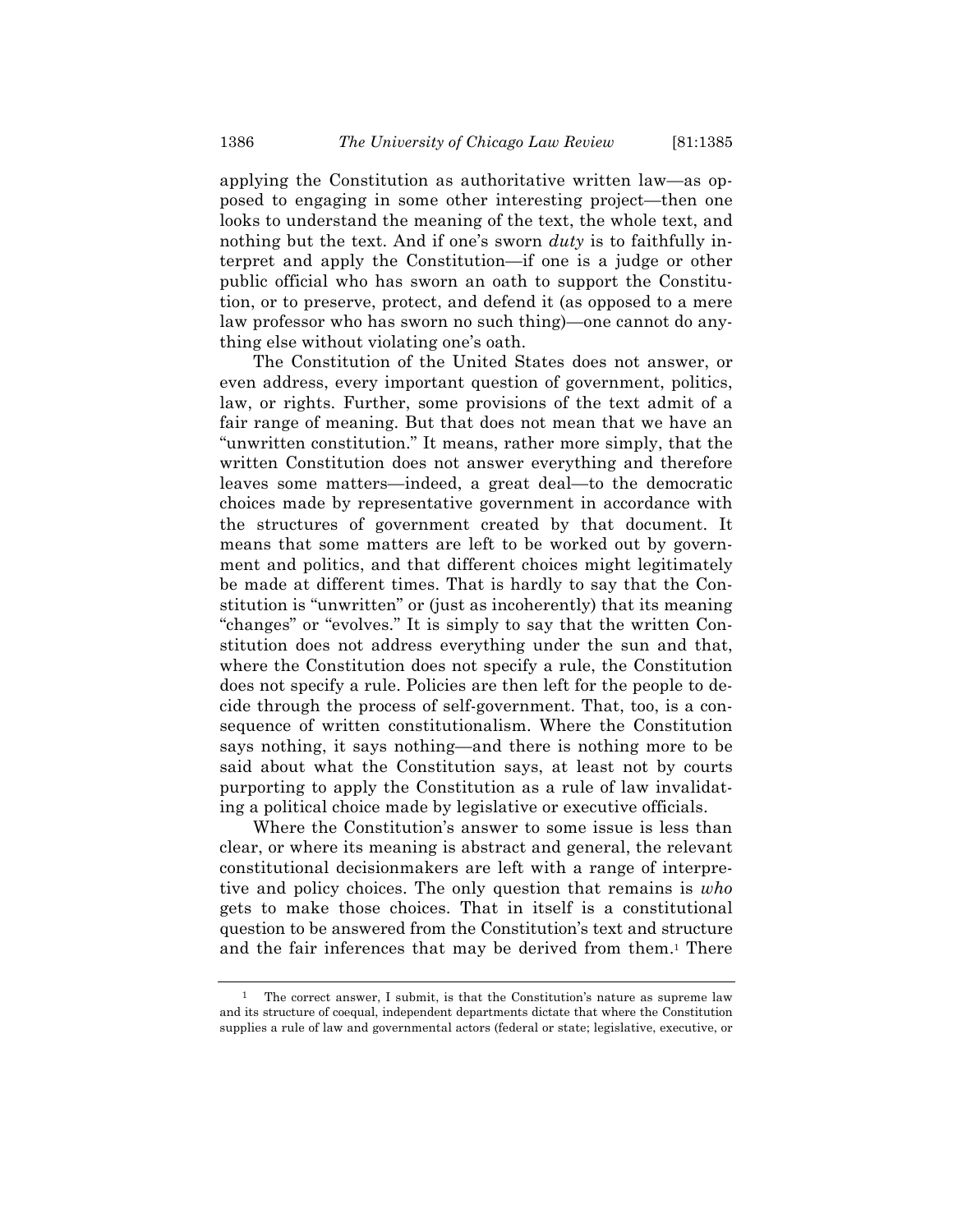applying the Constitution as authoritative written law—as opposed to engaging in some other interesting project—then one looks to understand the meaning of the text, the whole text, and nothing but the text. And if one's sworn *duty* is to faithfully interpret and apply the Constitution—if one is a judge or other public official who has sworn an oath to support the Constitution, or to preserve, protect, and defend it (as opposed to a mere law professor who has sworn no such thing)—one cannot do anything else without violating one's oath.

The Constitution of the United States does not answer, or even address, every important question of government, politics, law, or rights. Further, some provisions of the text admit of a fair range of meaning. But that does not mean that we have an "unwritten constitution." It means, rather more simply, that the written Constitution does not answer everything and therefore leaves some matters—indeed, a great deal—to the democratic choices made by representative government in accordance with the structures of government created by that document. It means that some matters are left to be worked out by government and politics, and that different choices might legitimately be made at different times. That is hardly to say that the Constitution is "unwritten" or (just as incoherently) that its meaning "changes" or "evolves." It is simply to say that the written Constitution does not address everything under the sun and that, where the Constitution does not specify a rule, the Constitution does not specify a rule. Policies are then left for the people to decide through the process of self-government. That, too, is a consequence of written constitutionalism. Where the Constitution says nothing, it says nothing—and there is nothing more to be said about what the Constitution says, at least not by courts purporting to apply the Constitution as a rule of law invalidating a political choice made by legislative or executive officials.

Where the Constitution's answer to some issue is less than clear, or where its meaning is abstract and general, the relevant constitutional decisionmakers are left with a range of interpretive and policy choices. The only question that remains is *who* gets to make those choices. That in itself is a constitutional question to be answered from the Constitution's text and structure and the fair inferences that may be derived from them.[1] There

[1] The correct answer, I submit, is that the Constitution's nature as supreme law and its structure of coequal, independent departments dictate that where the Constitution supplies a rule of law and governmental actors (federal or state; legislative, executive, or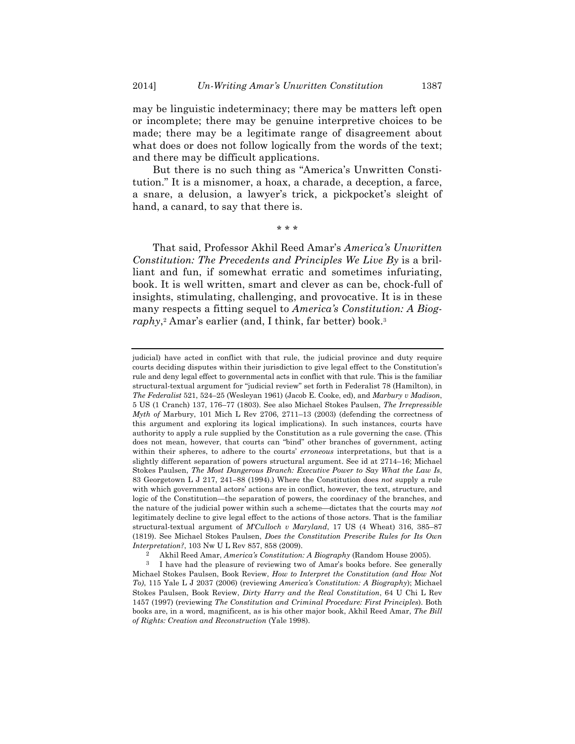may be linguistic indeterminacy; there may be matters left open or incomplete; there may be genuine interpretive choices to be made; there may be a legitimate range of disagreement about what does or does not follow logically from the words of the text; and there may be difficult applications.

But there is no such thing as "America's Unwritten Constitution." It is a misnomer, a hoax, a charade, a deception, a farce, a snare, a delusion, a lawyer's trick, a pickpocket's sleight of hand, a canard, to say that there is.

\* \* \*

That said, Professor Akhil Reed Amar's *America's Unwritten Constitution: The Precedents and Principles We Live By* is a brilliant and fun, if somewhat erratic and sometimes infuriating, book. It is well written, smart and clever as can be, chock-full of insights, stimulating, challenging, and provocative. It is in these many respects a fitting sequel to *America's Constitution: A Biography*,[2] Amar's earlier (and, I think, far better) book.[3]

---

judicial) have acted in conflict with that rule, the judicial province and duty require courts deciding disputes within their jurisdiction to give legal effect to the Constitution's rule and deny legal effect to governmental acts in conflict with that rule. This is the familiar structural-textual argument for "judicial review" set forth in Federalist 78 (Hamilton), in *The Federalist* 521, 524–25 (Wesleyan 1961) (Jacob E. Cooke, ed), and *Marbury v Madison*, 5 US (1 Cranch) 137, 176–77 (1803). See also Michael Stokes Paulsen, *The Irrepressible Myth of* Marbury, 101 Mich L Rev 2706, 2711–13 (2003) (defending the correctness of this argument and exploring its logical implications). In such instances, courts have authority to apply a rule supplied by the Constitution as a rule governing the case. (This does not mean, however, that courts can "bind" other branches of government, acting within their spheres, to adhere to the courts' *erroneous* interpretations, but that is a slightly different separation of powers structural argument. See id at 2714–16; Michael Stokes Paulsen, *The Most Dangerous Branch: Executive Power to Say What the Law Is*, 83 Georgetown L J 217, 241–88 (1994).) Where the Constitution does *not* supply a rule with which governmental actors' actions are in conflict, however, the text, structure, and logic of the Constitution—the separation of powers, the coordinacy of the branches, and the nature of the judicial power within such a scheme—dictates that the courts may *not* legitimately decline to give legal effect to the actions of those actors. That is the familiar structural-textual argument of *M'Culloch v Maryland*, 17 US (4 Wheat) 316, 385–87 (1819). See Michael Stokes Paulsen, *Does the Constitution Prescribe Rules for Its Own Interpretation?*, 103 Nw U L Rev 857, 858 (2009).

[2] Akhil Reed Amar, *America's Constitution: A Biography* (Random House 2005).

[3] I have had the pleasure of reviewing two of Amar's books before. See generally Michael Stokes Paulsen, Book Review, *How to Interpret the Constitution (and How Not To)*, 115 Yale L J 2037 (2006) (reviewing *America's Constitution: A Biography*); Michael Stokes Paulsen, Book Review, *Dirty Harry and the Real Constitution*, 64 U Chi L Rev 1457 (1997) (reviewing *The Constitution and Criminal Procedure: First Principles*). Both books are, in a word, magnificent, as is his other major book, Akhil Reed Amar, *The Bill of Rights: Creation and Reconstruction* (Yale 1998).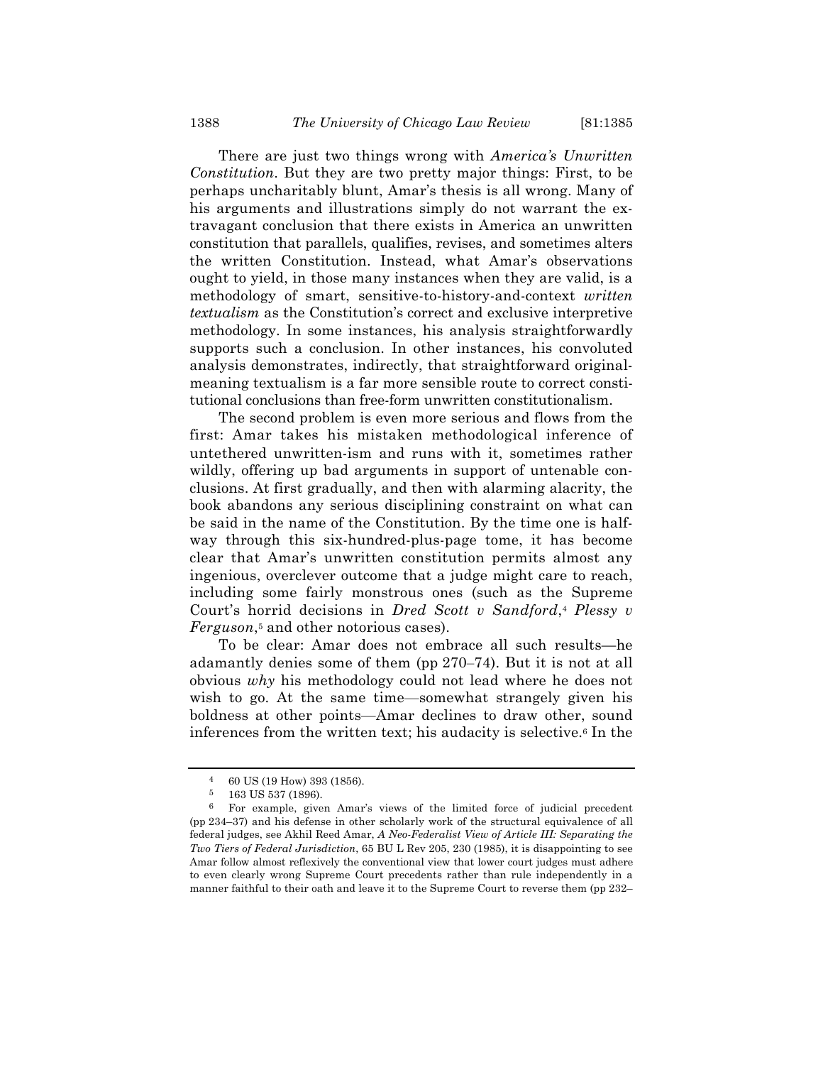There are just two things wrong with *America's Unwritten Constitution*. But they are two pretty major things: First, to be perhaps uncharitably blunt, Amar's thesis is all wrong. Many of his arguments and illustrations simply do not warrant the extravagant conclusion that there exists in America an unwritten constitution that parallels, qualifies, revises, and sometimes alters the written Constitution. Instead, what Amar's observations ought to yield, in those many instances when they are valid, is a methodology of smart, sensitive-to-history-and-context *written textualism* as the Constitution's correct and exclusive interpretive methodology. In some instances, his analysis straightforwardly supports such a conclusion. In other instances, his convoluted analysis demonstrates, indirectly, that straightforward original-meaning textualism is a far more sensible route to correct constitutional conclusions than free-form unwritten constitutionalism.

The second problem is even more serious and flows from the first: Amar takes his mistaken methodological inference of untethered unwritten-ism and runs with it, sometimes rather wildly, offering up bad arguments in support of untenable conclusions. At first gradually, and then with alarming alacrity, the book abandons any serious disciplining constraint on what can be said in the name of the Constitution. By the time one is halfway through this six-hundred-plus-page tome, it has become clear that Amar's unwritten constitution permits almost any ingenious, overclever outcome that a judge might care to reach, including some fairly monstrous ones (such as the Supreme Court's horrid decisions in *Dred Scott v Sandford*,[4] *Plessy v Ferguson*,[5] and other notorious cases).

To be clear: Amar does not embrace all such results—he adamantly denies some of them (pp 270–74). But it is not at all obvious *why* his methodology could not lead where he does not wish to go. At the same time—somewhat strangely given his boldness at other points—Amar declines to draw other, sound inferences from the written text; his audacity is selective.[6] In the

---

[4] 60 US (19 How) 393 (1856).

[5] 163 US 537 (1896).

[6] For example, given Amar's views of the limited force of judicial precedent (pp 234–37) and his defense in other scholarly work of the structural equivalence of all federal judges, see Akhil Reed Amar, *A Neo-Federalist View of Article III: Separating the Two Tiers of Federal Jurisdiction*, 65 BU L Rev 205, 230 (1985), it is disappointing to see Amar follow almost reflexively the conventional view that lower court judges must adhere to even clearly wrong Supreme Court precedents rather than rule independently in a manner faithful to their oath and leave it to the Supreme Court to reverse them (pp 232–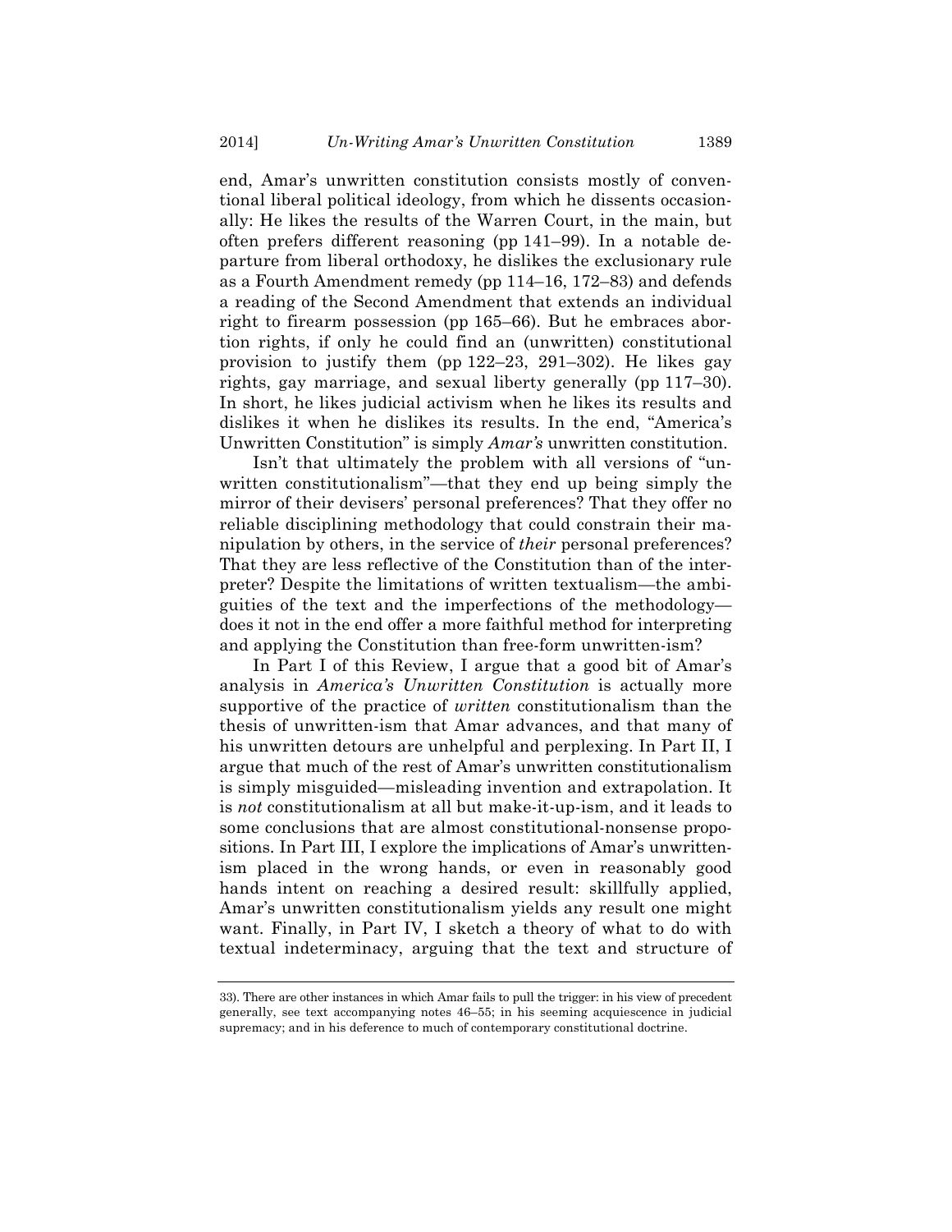end, Amar's unwritten constitution consists mostly of conventional liberal political ideology, from which he dissents occasionally: He likes the results of the Warren Court, in the main, but often prefers different reasoning (pp 141–99). In a notable departure from liberal orthodoxy, he dislikes the exclusionary rule as a Fourth Amendment remedy (pp 114–16, 172–83) and defends a reading of the Second Amendment that extends an individual right to firearm possession (pp 165–66). But he embraces abortion rights, if only he could find an (unwritten) constitutional provision to justify them (pp 122–23, 291–302). He likes gay rights, gay marriage, and sexual liberty generally (pp 117–30). In short, he likes judicial activism when he likes its results and dislikes it when he dislikes its results. In the end, "America's Unwritten Constitution" is simply *Amar's* unwritten constitution.

Isn't that ultimately the problem with all versions of "unwritten constitutionalism"—that they end up being simply the mirror of their devisers' personal preferences? That they offer no reliable disciplining methodology that could constrain their manipulation by others, in the service of *their* personal preferences? That they are less reflective of the Constitution than of the interpreter? Despite the limitations of written textualism—the ambiguities of the text and the imperfections of the methodology—does it not in the end offer a more faithful method for interpreting and applying the Constitution than free-form unwritten-ism?

In Part I of this Review, I argue that a good bit of Amar's analysis in *America's Unwritten Constitution* is actually more supportive of the practice of *written* constitutionalism than the thesis of unwritten-ism that Amar advances, and that many of his unwritten detours are unhelpful and perplexing. In Part II, I argue that much of the rest of Amar's unwritten constitutionalism is simply misguided—misleading invention and extrapolation. It is *not* constitutionalism at all but make-it-up-ism, and it leads to some conclusions that are almost constitutional-nonsense propositions. In Part III, I explore the implications of Amar's unwrittenism placed in the wrong hands, or even in reasonably good hands intent on reaching a desired result: skillfully applied, Amar's unwritten constitutionalism yields any result one might want. Finally, in Part IV, I sketch a theory of what to do with textual indeterminacy, arguing that the text and structure of

---

33). There are other instances in which Amar fails to pull the trigger: in his view of precedent generally, see text accompanying notes 46–55; in his seeming acquiescence in judicial supremacy; and in his deference to much of contemporary constitutional doctrine.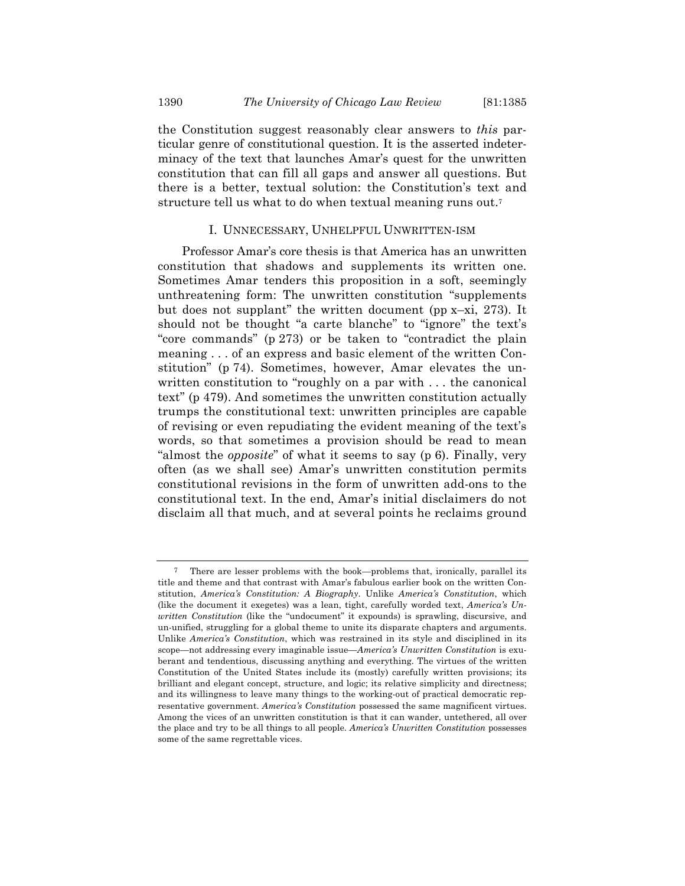the Constitution suggest reasonably clear answers to *this* particular genre of constitutional question. It is the asserted indeterminacy of the text that launches Amar's quest for the unwritten constitution that can fill all gaps and answer all questions. But there is a better, textual solution: the Constitution's text and structure tell us what to do when textual meaning runs out.[7]

## I. UNNECESSARY, UNHELPFUL UNWRITTEN-ISM

Professor Amar's core thesis is that America has an unwritten constitution that shadows and supplements its written one. Sometimes Amar tenders this proposition in a soft, seemingly unthreatening form: The unwritten constitution "supplements but does not supplant" the written document (pp x–xi, 273). It should not be thought "a carte blanche" to "ignore" the text's "core commands" (p 273) or be taken to "contradict the plain meaning . . . of an express and basic element of the written Constitution" (p 74). Sometimes, however, Amar elevates the unwritten constitution to "roughly on a par with . . . the canonical text" (p 479). And sometimes the unwritten constitution actually trumps the constitutional text: unwritten principles are capable of revising or even repudiating the evident meaning of the text's words, so that sometimes a provision should be read to mean "almost the *opposite*" of what it seems to say (p 6). Finally, very often (as we shall see) Amar's unwritten constitution permits constitutional revisions in the form of unwritten add-ons to the constitutional text. In the end, Amar's initial disclaimers do not disclaim all that much, and at several points he reclaims ground

---

[7] There are lesser problems with the book—problems that, ironically, parallel its title and theme and that contrast with Amar's fabulous earlier book on the written Constitution, *America's Constitution: A Biography*. Unlike *America's Constitution*, which (like the document it exegetes) was a lean, tight, carefully worded text, *America's Unwritten Constitution* (like the "undocument" it expounds) is sprawling, discursive, and un-unified, struggling for a global theme to unite its disparate chapters and arguments. Unlike *America's Constitution*, which was restrained in its style and disciplined in its scope—not addressing every imaginable issue—*America's Unwritten Constitution* is exuberant and tendentious, discussing anything and everything. The virtues of the written Constitution of the United States include its (mostly) carefully written provisions; its brilliant and elegant concept, structure, and logic; its relative simplicity and directness; and its willingness to leave many things to the working-out of practical democratic representative government. *America's Constitution* possessed the same magnificent virtues. Among the vices of an unwritten constitution is that it can wander, untethered, all over the place and try to be all things to all people. *America's Unwritten Constitution* possesses some of the same regrettable vices.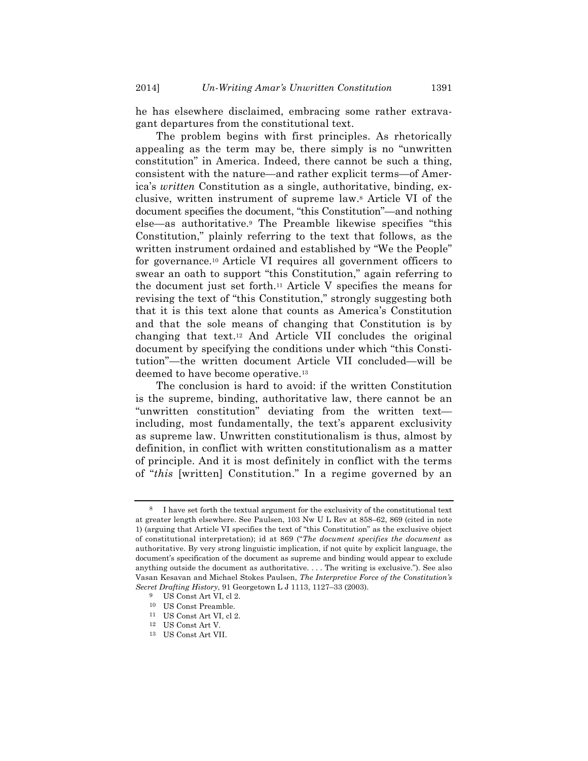he has elsewhere disclaimed, embracing some rather extravagant departures from the constitutional text.

The problem begins with first principles. As rhetorically appealing as the term may be, there simply is no "unwritten constitution" in America. Indeed, there cannot be such a thing, consistent with the nature—and rather explicit terms—of America's *written* Constitution as a single, authoritative, binding, exclusive, written instrument of supreme law.[8] Article VI of the document specifies the document, "this Constitution"—and nothing else—as authoritative.[9] The Preamble likewise specifies "this Constitution," plainly referring to the text that follows, as the written instrument ordained and established by "We the People" for governance.[10] Article VI requires all government officers to swear an oath to support "this Constitution," again referring to the document just set forth.[11] Article V specifies the means for revising the text of "this Constitution," strongly suggesting both that it is this text alone that counts as America's Constitution and that the sole means of changing that Constitution is by changing that text.[12] And Article VII concludes the original document by specifying the conditions under which "this Constitution"—the written document Article VII concluded—will be deemed to have become operative.[13]

The conclusion is hard to avoid: if the written Constitution is the supreme, binding, authoritative law, there cannot be an "unwritten constitution" deviating from the written text—including, most fundamentally, the text's apparent exclusivity as supreme law. Unwritten constitutionalism is thus, almost by definition, in conflict with written constitutionalism as a matter of principle. And it is most definitely in conflict with the terms of "*this* [written] Constitution." In a regime governed by an

---

[8] I have set forth the textual argument for the exclusivity of the constitutional text at greater length elsewhere. See Paulsen, 103 Nw U L Rev at 858–62, 869 (cited in note 1) (arguing that Article VI specifies the text of "this Constitution" as the exclusive object of constitutional interpretation); id at 869 ("*The document specifies the document* as authoritative. By very strong linguistic implication, if not quite by explicit language, the document's specification of the document as supreme and binding would appear to exclude anything outside the document as authoritative. . . . The writing is exclusive."). See also Vasan Kesavan and Michael Stokes Paulsen, *The Interpretive Force of the Constitution's Secret Drafting History*, 91 Georgetown L J 1113, 1127–33 (2003).

[9] US Const Art VI, cl 2.

[10] US Const Preamble.

[11] US Const Art VI, cl 2.

[12] US Const Art V.

[13] US Const Art VII.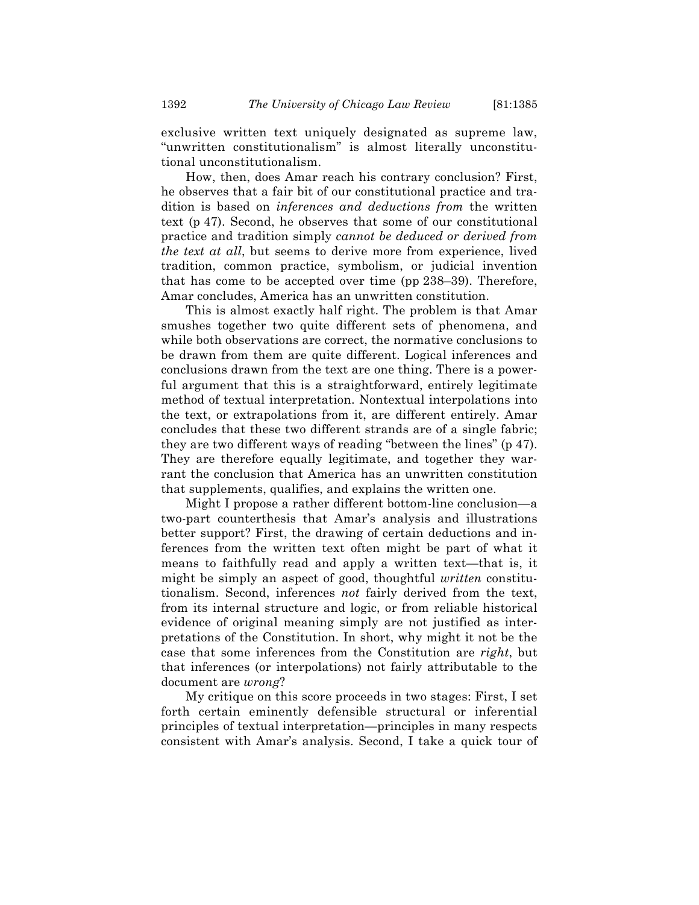exclusive written text uniquely designated as supreme law, "unwritten constitutionalism" is almost literally unconstitutional unconstitutionalism.

How, then, does Amar reach his contrary conclusion? First, he observes that a fair bit of our constitutional practice and tradition is based on *inferences and deductions from* the written text (p 47). Second, he observes that some of our constitutional practice and tradition simply *cannot be deduced or derived from the text at all*, but seems to derive more from experience, lived tradition, common practice, symbolism, or judicial invention that has come to be accepted over time (pp 238–39). Therefore, Amar concludes, America has an unwritten constitution.

This is almost exactly half right. The problem is that Amar smushes together two quite different sets of phenomena, and while both observations are correct, the normative conclusions to be drawn from them are quite different. Logical inferences and conclusions drawn from the text are one thing. There is a powerful argument that this is a straightforward, entirely legitimate method of textual interpretation. Nontextual interpolations into the text, or extrapolations from it, are different entirely. Amar concludes that these two different strands are of a single fabric; they are two different ways of reading "between the lines" (p 47). They are therefore equally legitimate, and together they warrant the conclusion that America has an unwritten constitution that supplements, qualifies, and explains the written one.

Might I propose a rather different bottom-line conclusion—a two-part counterthesis that Amar's analysis and illustrations better support? First, the drawing of certain deductions and inferences from the written text often might be part of what it means to faithfully read and apply a written text—that is, it might be simply an aspect of good, thoughtful *written* constitutionalism. Second, inferences *not* fairly derived from the text, from its internal structure and logic, or from reliable historical evidence of original meaning simply are not justified as interpretations of the Constitution. In short, why might it not be the case that some inferences from the Constitution are *right*, but that inferences (or interpolations) not fairly attributable to the document are *wrong*?

My critique on this score proceeds in two stages: First, I set forth certain eminently defensible structural or inferential principles of textual interpretation—principles in many respects consistent with Amar's analysis. Second, I take a quick tour of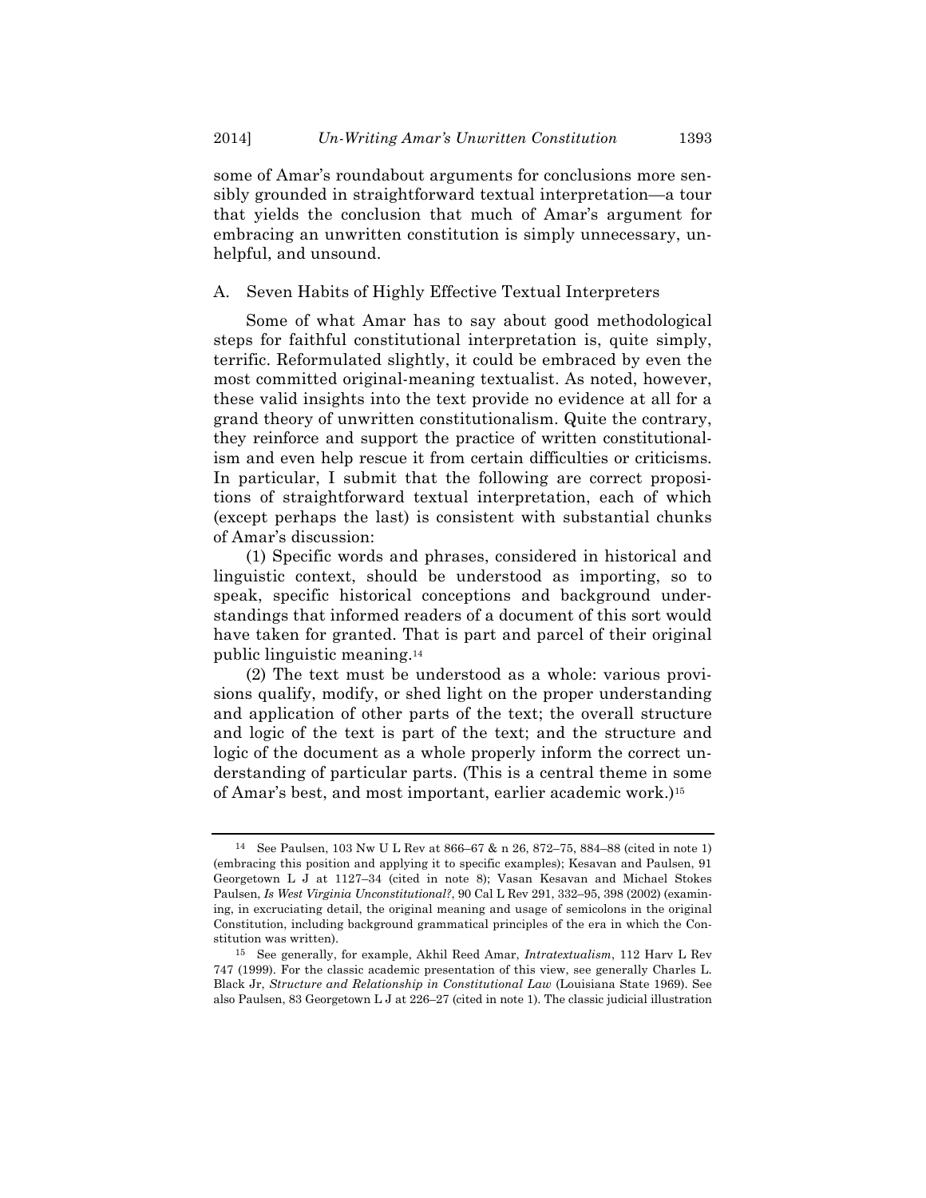some of Amar's roundabout arguments for conclusions more sensibly grounded in straightforward textual interpretation—a tour that yields the conclusion that much of Amar's argument for embracing an unwritten constitution is simply unnecessary, unhelpful, and unsound.

## A. Seven Habits of Highly Effective Textual Interpreters

Some of what Amar has to say about good methodological steps for faithful constitutional interpretation is, quite simply, terrific. Reformulated slightly, it could be embraced by even the most committed original-meaning textualist. As noted, however, these valid insights into the text provide no evidence at all for a grand theory of unwritten constitutionalism. Quite the contrary, they reinforce and support the practice of written constitutionalism and even help rescue it from certain difficulties or criticisms. In particular, I submit that the following are correct propositions of straightforward textual interpretation, each of which (except perhaps the last) is consistent with substantial chunks of Amar's discussion:

(1) Specific words and phrases, considered in historical and linguistic context, should be understood as importing, so to speak, specific historical conceptions and background understandings that informed readers of a document of this sort would have taken for granted. That is part and parcel of their original public linguistic meaning.[14]

(2) The text must be understood as a whole: various provisions qualify, modify, or shed light on the proper understanding and application of other parts of the text; the overall structure and logic of the text is part of the text; and the structure and logic of the document as a whole properly inform the correct understanding of particular parts. (This is a central theme in some of Amar's best, and most important, earlier academic work.)[15]

---

[14] See Paulsen, 103 Nw U L Rev at 866–67 & n 26, 872–75, 884–88 (cited in note 1) (embracing this position and applying it to specific examples); Kesavan and Paulsen, 91 Georgetown L J at 1127–34 (cited in note 8); Vasan Kesavan and Michael Stokes Paulsen, *Is West Virginia Unconstitutional?*, 90 Cal L Rev 291, 332–95, 398 (2002) (examining, in excruciating detail, the original meaning and usage of semicolons in the original Constitution, including background grammatical principles of the era in which the Constitution was written).

[15] See generally, for example, Akhil Reed Amar, *Intratextualism*, 112 Harv L Rev 747 (1999). For the classic academic presentation of this view, see generally Charles L. Black Jr, *Structure and Relationship in Constitutional Law* (Louisiana State 1969). See also Paulsen, 83 Georgetown L J at 226–27 (cited in note 1). The classic judicial illustration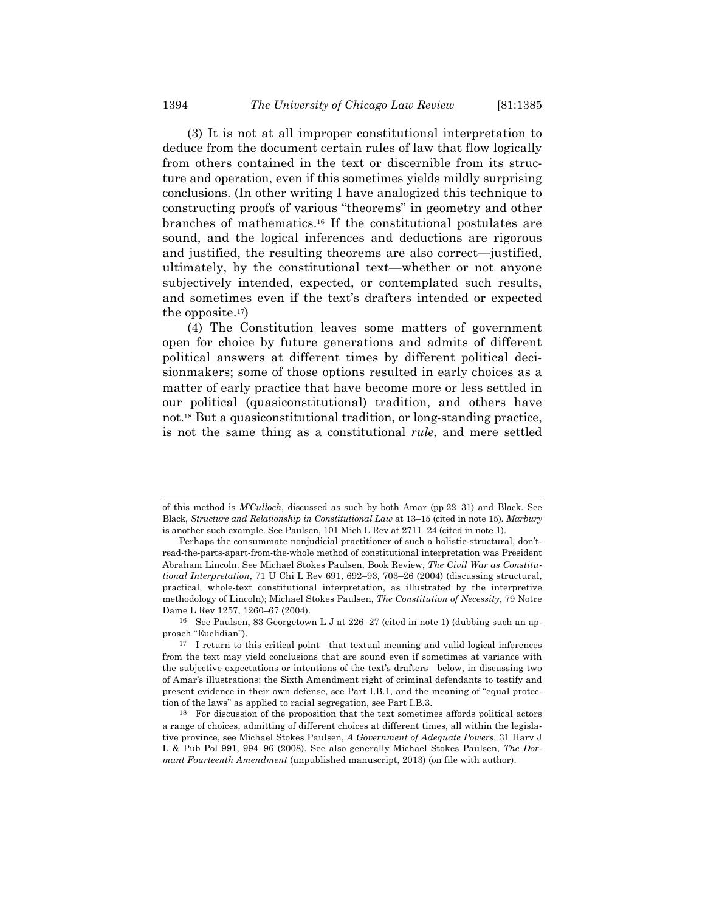(3) It is not at all improper constitutional interpretation to deduce from the document certain rules of law that flow logically from others contained in the text or discernible from its structure and operation, even if this sometimes yields mildly surprising conclusions. (In other writing I have analogized this technique to constructing proofs of various "theorems" in geometry and other branches of mathematics.[16] If the constitutional postulates are sound, and the logical inferences and deductions are rigorous and justified, the resulting theorems are also correct—justified, ultimately, by the constitutional text—whether or not anyone subjectively intended, expected, or contemplated such results, and sometimes even if the text's drafters intended or expected the opposite.[17])

(4) The Constitution leaves some matters of government open for choice by future generations and admits of different political answers at different times by different political decisionmakers; some of those options resulted in early choices as a matter of early practice that have become more or less settled in our political (quasiconstitutional) tradition, and others have not.[18] But a quasiconstitutional tradition, or long-standing practice, is not the same thing as a constitutional *rule*, and mere settled

---

of this method is *M'Culloch*, discussed as such by both Amar (pp 22–31) and Black. See Black, *Structure and Relationship in Constitutional Law* at 13–15 (cited in note 15). *Marbury* is another such example. See Paulsen, 101 Mich L Rev at 2711–24 (cited in note 1).

Perhaps the consummate nonjudicial practitioner of such a holistic-structural, don't-read-the-parts-apart-from-the-whole method of constitutional interpretation was President Abraham Lincoln. See Michael Stokes Paulsen, Book Review, *The Civil War as Constitutional Interpretation*, 71 U Chi L Rev 691, 692–93, 703–26 (2004) (discussing structural, practical, whole-text constitutional interpretation, as illustrated by the interpretive methodology of Lincoln); Michael Stokes Paulsen, *The Constitution of Necessity*, 79 Notre Dame L Rev 1257, 1260–67 (2004).

[16] See Paulsen, 83 Georgetown L J at 226–27 (cited in note 1) (dubbing such an approach "Euclidian").

[17] I return to this critical point—that textual meaning and valid logical inferences from the text may yield conclusions that are sound even if sometimes at variance with the subjective expectations or intentions of the text's drafters—below, in discussing two of Amar's illustrations: the Sixth Amendment right of criminal defendants to testify and present evidence in their own defense, see Part I.B.1, and the meaning of "equal protection of the laws" as applied to racial segregation, see Part I.B.3.

[18] For discussion of the proposition that the text sometimes affords political actors a range of choices, admitting of different choices at different times, all within the legislative province, see Michael Stokes Paulsen, *A Government of Adequate Powers*, 31 Harv J L & Pub Pol 991, 994–96 (2008). See also generally Michael Stokes Paulsen, *The Dormant Fourteenth Amendment* (unpublished manuscript, 2013) (on file with author).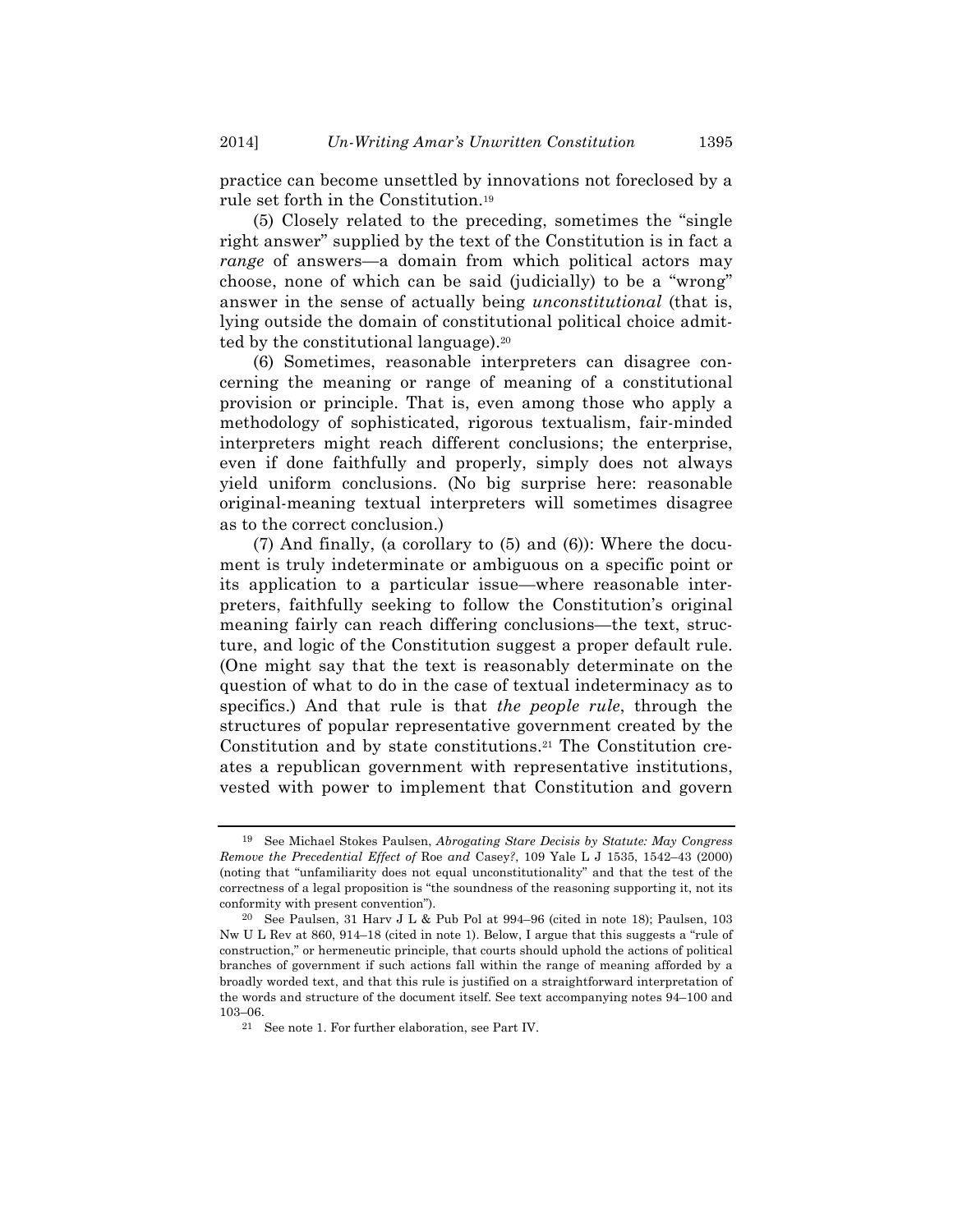practice can become unsettled by innovations not foreclosed by a rule set forth in the Constitution.[19]

(5) Closely related to the preceding, sometimes the "single right answer" supplied by the text of the Constitution is in fact a *range* of answers—a domain from which political actors may choose, none of which can be said (judicially) to be a "wrong" answer in the sense of actually being *unconstitutional* (that is, lying outside the domain of constitutional political choice admitted by the constitutional language).[20]

(6) Sometimes, reasonable interpreters can disagree concerning the meaning or range of meaning of a constitutional provision or principle. That is, even among those who apply a methodology of sophisticated, rigorous textualism, fair-minded interpreters might reach different conclusions; the enterprise, even if done faithfully and properly, simply does not always yield uniform conclusions. (No big surprise here: reasonable original-meaning textual interpreters will sometimes disagree as to the correct conclusion.)

(7) And finally, (a corollary to (5) and (6)): Where the document is truly indeterminate or ambiguous on a specific point or its application to a particular issue—where reasonable interpreters, faithfully seeking to follow the Constitution's original meaning fairly can reach differing conclusions—the text, structure, and logic of the Constitution suggest a proper default rule. (One might say that the text is reasonably determinate on the question of what to do in the case of textual indeterminacy as to specifics.) And that rule is that *the people rule*, through the structures of popular representative government created by the Constitution and by state constitutions.[21] The Constitution creates a republican government with representative institutions, vested with power to implement that Constitution and govern

---

[19] See Michael Stokes Paulsen, *Abrogating Stare Decisis by Statute: May Congress Remove the Precedential Effect of* Roe *and* Casey*?*, 109 Yale L J 1535, 1542–43 (2000) (noting that "unfamiliarity does not equal unconstitutionality" and that the test of the correctness of a legal proposition is "the soundness of the reasoning supporting it, not its conformity with present convention").

[20] See Paulsen, 31 Harv J L & Pub Pol at 994–96 (cited in note 18); Paulsen, 103 Nw U L Rev at 860, 914–18 (cited in note 1). Below, I argue that this suggests a "rule of construction," or hermeneutic principle, that courts should uphold the actions of political branches of government if such actions fall within the range of meaning afforded by a broadly worded text, and that this rule is justified on a straightforward interpretation of the words and structure of the document itself. See text accompanying notes 94–100 and 103–06.

[21] See note 1. For further elaboration, see Part IV.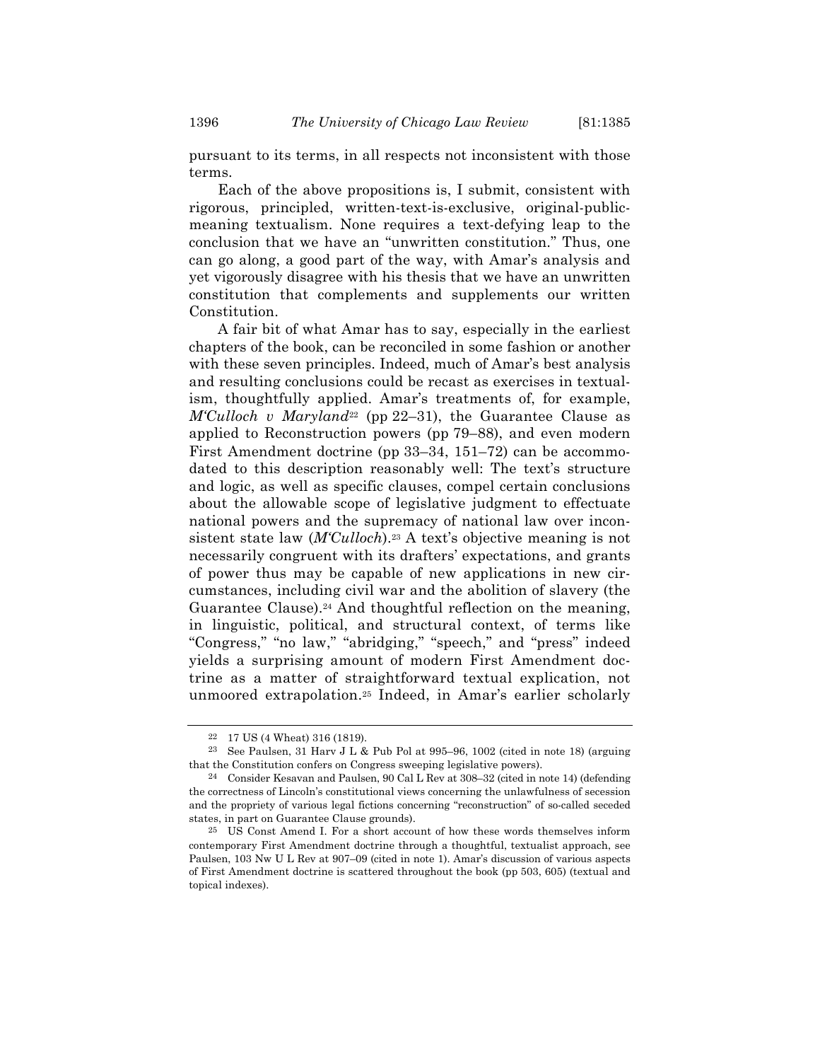pursuant to its terms, in all respects not inconsistent with those terms.

Each of the above propositions is, I submit, consistent with rigorous, principled, written-text-is-exclusive, original-public-meaning textualism. None requires a text-defying leap to the conclusion that we have an "unwritten constitution." Thus, one can go along, a good part of the way, with Amar's analysis and yet vigorously disagree with his thesis that we have an unwritten constitution that complements and supplements our written Constitution.

A fair bit of what Amar has to say, especially in the earliest chapters of the book, can be reconciled in some fashion or another with these seven principles. Indeed, much of Amar's best analysis and resulting conclusions could be recast as exercises in textualism, thoughtfully applied. Amar's treatments of, for example, *M'Culloch v Maryland*[22] (pp 22–31), the Guarantee Clause as applied to Reconstruction powers (pp 79–88), and even modern First Amendment doctrine (pp 33–34, 151–72) can be accommodated to this description reasonably well: The text's structure and logic, as well as specific clauses, compel certain conclusions about the allowable scope of legislative judgment to effectuate national powers and the supremacy of national law over inconsistent state law (*M'Culloch*).[23] A text's objective meaning is not necessarily congruent with its drafters' expectations, and grants of power thus may be capable of new applications in new circumstances, including civil war and the abolition of slavery (the Guarantee Clause).[24] And thoughtful reflection on the meaning, in linguistic, political, and structural context, of terms like "Congress," "no law," "abridging," "speech," and "press" indeed yields a surprising amount of modern First Amendment doctrine as a matter of straightforward textual explication, not unmoored extrapolation.[25] Indeed, in Amar's earlier scholarly

---

[22] 17 US (4 Wheat) 316 (1819).

[23] See Paulsen, 31 Harv J L & Pub Pol at 995–96, 1002 (cited in note 18) (arguing that the Constitution confers on Congress sweeping legislative powers).

[24] Consider Kesavan and Paulsen, 90 Cal L Rev at 308–32 (cited in note 14) (defending the correctness of Lincoln's constitutional views concerning the unlawfulness of secession and the propriety of various legal fictions concerning "reconstruction" of so-called seceded states, in part on Guarantee Clause grounds).

[25] US Const Amend I. For a short account of how these words themselves inform contemporary First Amendment doctrine through a thoughtful, textualist approach, see Paulsen, 103 Nw U L Rev at 907–09 (cited in note 1). Amar's discussion of various aspects of First Amendment doctrine is scattered throughout the book (pp 503, 605) (textual and topical indexes).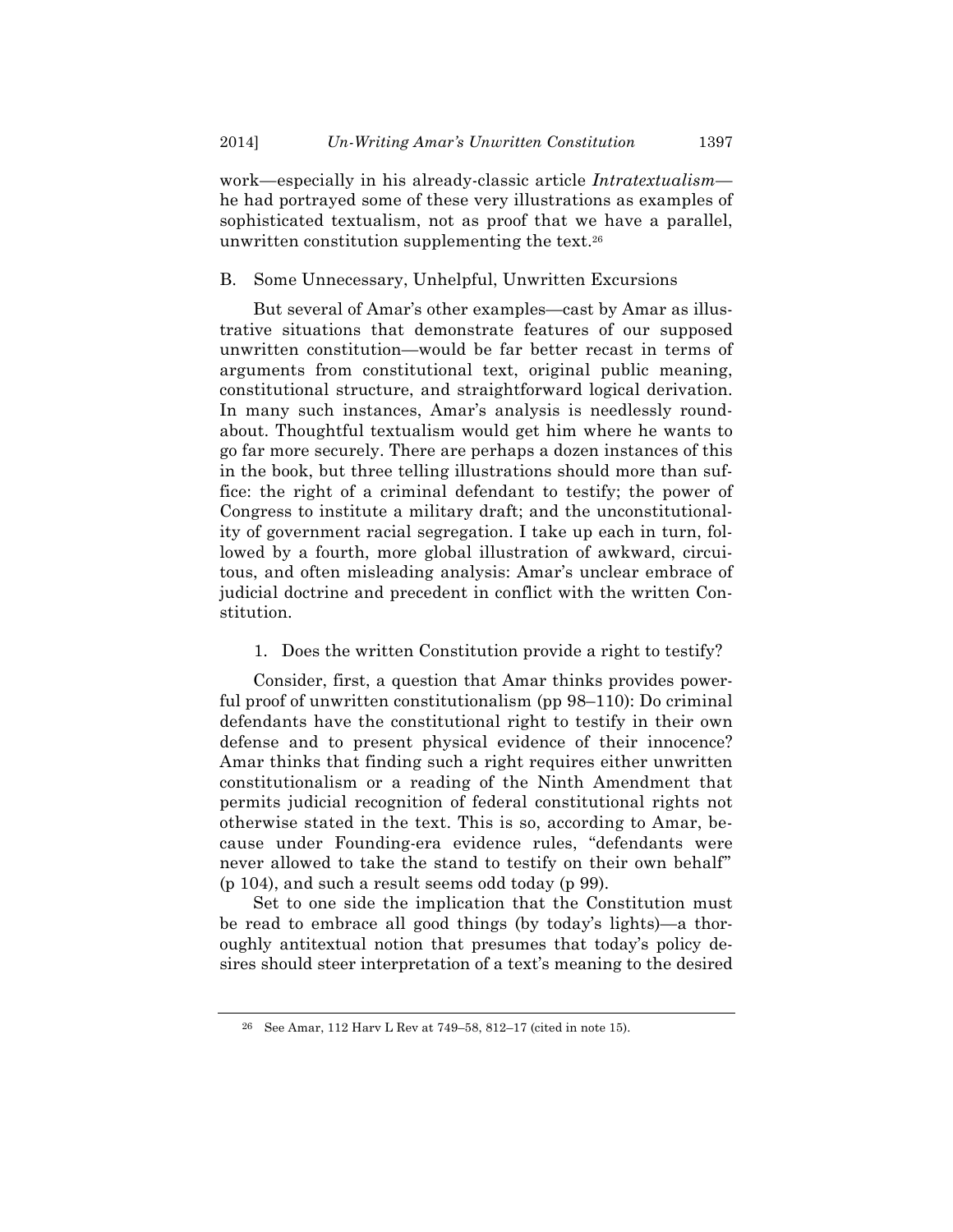work—especially in his already-classic article *Intratextualism*—he had portrayed some of these very illustrations as examples of sophisticated textualism, not as proof that we have a parallel, unwritten constitution supplementing the text.[26]

## B. Some Unnecessary, Unhelpful, Unwritten Excursions

But several of Amar's other examples—cast by Amar as illustrative situations that demonstrate features of our supposed unwritten constitution—would be far better recast in terms of arguments from constitutional text, original public meaning, constitutional structure, and straightforward logical derivation. In many such instances, Amar's analysis is needlessly roundabout. Thoughtful textualism would get him where he wants to go far more securely. There are perhaps a dozen instances of this in the book, but three telling illustrations should more than suffice: the right of a criminal defendant to testify; the power of Congress to institute a military draft; and the unconstitutionality of government racial segregation. I take up each in turn, followed by a fourth, more global illustration of awkward, circuitous, and often misleading analysis: Amar's unclear embrace of judicial doctrine and precedent in conflict with the written Constitution.

### 1. Does the written Constitution provide a right to testify?

Consider, first, a question that Amar thinks provides powerful proof of unwritten constitutionalism (pp 98–110): Do criminal defendants have the constitutional right to testify in their own defense and to present physical evidence of their innocence? Amar thinks that finding such a right requires either unwritten constitutionalism or a reading of the Ninth Amendment that permits judicial recognition of federal constitutional rights not otherwise stated in the text. This is so, according to Amar, because under Founding-era evidence rules, "defendants were never allowed to take the stand to testify on their own behalf" (p 104), and such a result seems odd today (p 99).

Set to one side the implication that the Constitution must be read to embrace all good things (by today's lights)—a thoroughly antitextual notion that presumes that today's policy desires should steer interpretation of a text's meaning to the desired

---

[26] See Amar, 112 Harv L Rev at 749–58, 812–17 (cited in note 15).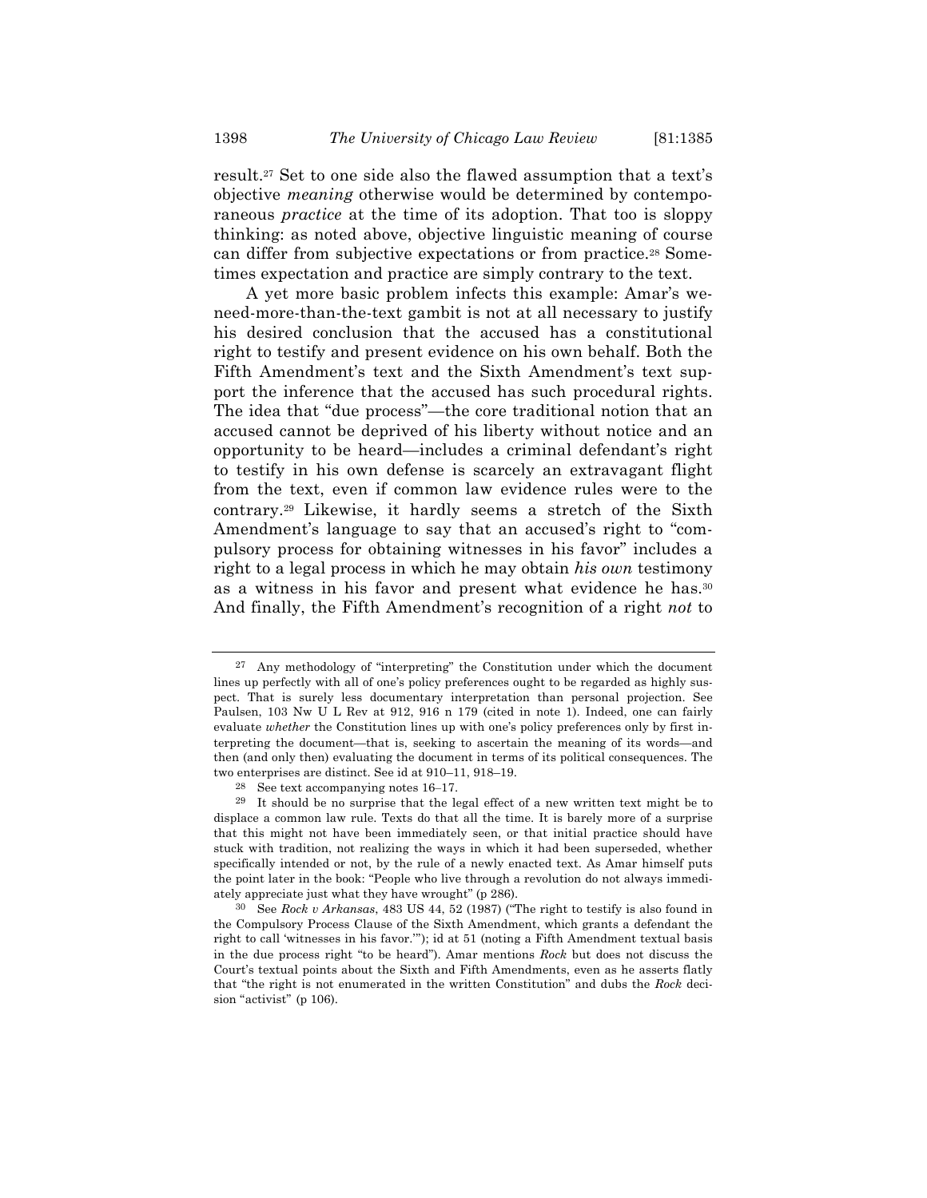result.[27] Set to one side also the flawed assumption that a text's objective *meaning* otherwise would be determined by contemporaneous *practice* at the time of its adoption. That too is sloppy thinking: as noted above, objective linguistic meaning of course can differ from subjective expectations or from practice.[28] Sometimes expectation and practice are simply contrary to the text.

A yet more basic problem infects this example: Amar's we-need-more-than-the-text gambit is not at all necessary to justify his desired conclusion that the accused has a constitutional right to testify and present evidence on his own behalf. Both the Fifth Amendment's text and the Sixth Amendment's text support the inference that the accused has such procedural rights. The idea that "due process"—the core traditional notion that an accused cannot be deprived of his liberty without notice and an opportunity to be heard—includes a criminal defendant's right to testify in his own defense is scarcely an extravagant flight from the text, even if common law evidence rules were to the contrary.[29] Likewise, it hardly seems a stretch of the Sixth Amendment's language to say that an accused's right to "compulsory process for obtaining witnesses in his favor" includes a right to a legal process in which he may obtain *his own* testimony as a witness in his favor and present what evidence he has.[30] And finally, the Fifth Amendment's recognition of a right *not* to

---

[27] Any methodology of "interpreting" the Constitution under which the document lines up perfectly with all of one's policy preferences ought to be regarded as highly suspect. That is surely less documentary interpretation than personal projection. See Paulsen, 103 Nw U L Rev at 912, 916 n 179 (cited in note 1). Indeed, one can fairly evaluate *whether* the Constitution lines up with one's policy preferences only by first interpreting the document—that is, seeking to ascertain the meaning of its words—and then (and only then) evaluating the document in terms of its political consequences. The two enterprises are distinct. See id at 910–11, 918–19.

[28] See text accompanying notes 16–17.

[29] It should be no surprise that the legal effect of a new written text might be to displace a common law rule. Texts do that all the time. It is barely more of a surprise that this might not have been immediately seen, or that initial practice should have stuck with tradition, not realizing the ways in which it had been superseded, whether specifically intended or not, by the rule of a newly enacted text. As Amar himself puts the point later in the book: "People who live through a revolution do not always immediately appreciate just what they have wrought" (p 286).

[30] See *Rock v Arkansas*, 483 US 44, 52 (1987) ("The right to testify is also found in the Compulsory Process Clause of the Sixth Amendment, which grants a defendant the right to call 'witnesses in his favor.'"); id at 51 (noting a Fifth Amendment textual basis in the due process right "to be heard"). Amar mentions *Rock* but does not discuss the Court's textual points about the Sixth and Fifth Amendments, even as he asserts flatly that "the right is not enumerated in the written Constitution" and dubs the *Rock* decision "activist" (p 106).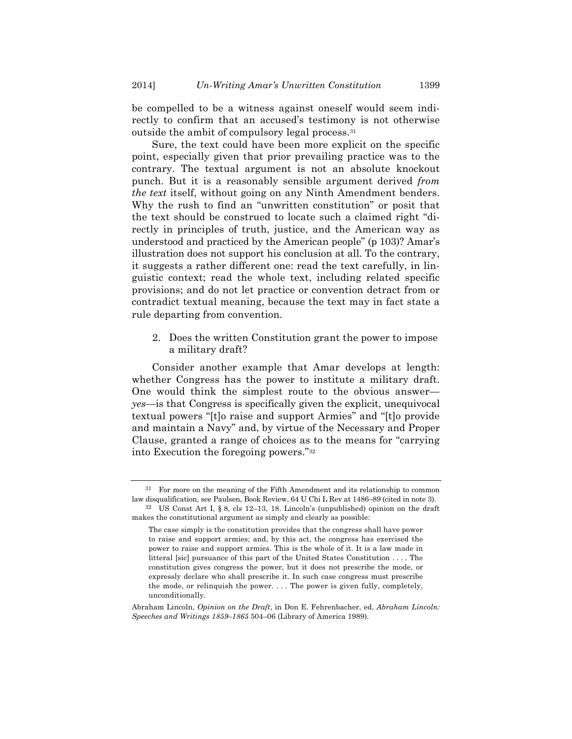be compelled to be a witness against oneself would seem indirectly to confirm that an accused's testimony is not otherwise outside the ambit of compulsory legal process.[31]

Sure, the text could have been more explicit on the specific point, especially given that prior prevailing practice was to the contrary. The textual argument is not an absolute knockout punch. But it is a reasonably sensible argument derived *from the text* itself, without going on any Ninth Amendment benders. Why the rush to find an "unwritten constitution" or posit that the text should be construed to locate such a claimed right "directly in principles of truth, justice, and the American way as understood and practiced by the American people" (p 103)? Amar's illustration does not support his conclusion at all. To the contrary, it suggests a rather different one: read the text carefully, in linguistic context; read the whole text, including related specific provisions; and do not let practice or convention detract from or contradict textual meaning, because the text may in fact state a rule departing from convention.

2. Does the written Constitution grant the power to impose a military draft?

Consider another example that Amar develops at length: whether Congress has the power to institute a military draft. One would think the simplest route to the obvious answer—*yes*—is that Congress is specifically given the explicit, unequivocal textual powers "[t]o raise and support Armies" and "[t]o provide and maintain a Navy" and, by virtue of the Necessary and Proper Clause, granted a range of choices as to the means for "carrying into Execution the foregoing powers."[32]

---

[31] For more on the meaning of the Fifth Amendment and its relationship to common law disqualification, see Paulsen, Book Review, 64 U Chi L Rev at 1486–89 (cited in note 3).

[32] US Const Art I, § 8, cls 12–13, 18. Lincoln's (unpublished) opinion on the draft makes the constitutional argument as simply and clearly as possible:

> The case simply is the constitution provides that the congress shall have power to raise and support armies; and, by this act, the congress has exercised the power to raise and support armies. This is the whole of it. It is a law made in litteral [sic] pursuance of this part of the United States Constitution . . . . The constitution gives congress the power, but it does not prescribe the mode, or expressly declare who shall prescribe it. In such case congress must prescribe the mode, or relinquish the power. . . . The power is given fully, completely, unconditionally.

Abraham Lincoln, *Opinion on the Draft*, in Don E. Fehrenbacher, ed, *Abraham Lincoln: Speeches and Writings 1859–1865* 504–06 (Library of America 1989).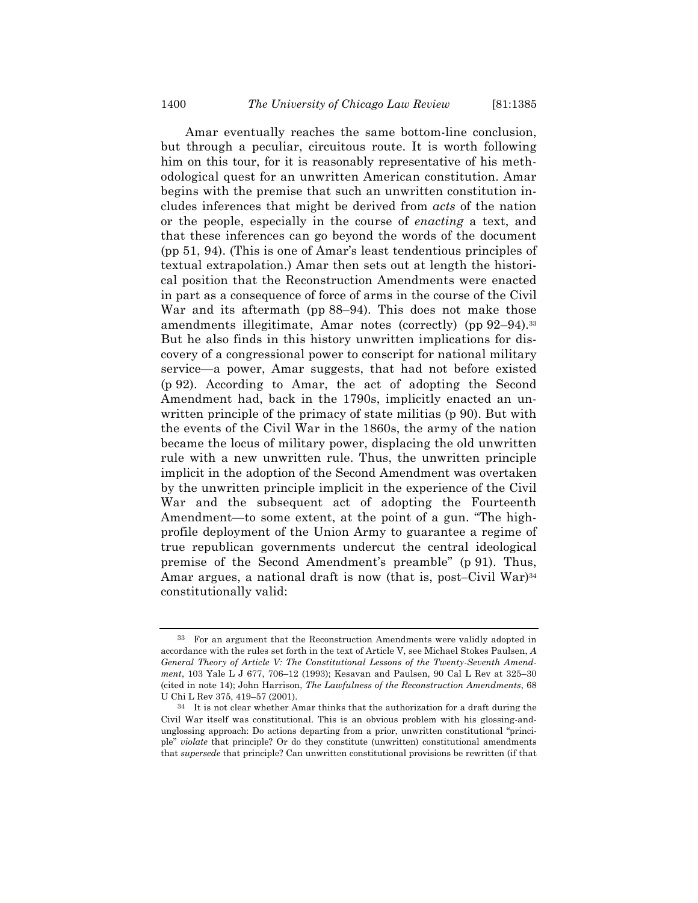Amar eventually reaches the same bottom-line conclusion, but through a peculiar, circuitous route. It is worth following him on this tour, for it is reasonably representative of his methodological quest for an unwritten American constitution. Amar begins with the premise that such an unwritten constitution includes inferences that might be derived from *acts* of the nation or the people, especially in the course of *enacting* a text, and that these inferences can go beyond the words of the document (pp 51, 94). (This is one of Amar's least tendentious principles of textual extrapolation.) Amar then sets out at length the historical position that the Reconstruction Amendments were enacted in part as a consequence of force of arms in the course of the Civil War and its aftermath (pp 88–94). This does not make those amendments illegitimate, Amar notes (correctly) (pp 92–94).[33] But he also finds in this history unwritten implications for discovery of a congressional power to conscript for national military service—a power, Amar suggests, that had not before existed (p 92). According to Amar, the act of adopting the Second Amendment had, back in the 1790s, implicitly enacted an unwritten principle of the primacy of state militias (p 90). But with the events of the Civil War in the 1860s, the army of the nation became the locus of military power, displacing the old unwritten rule with a new unwritten rule. Thus, the unwritten principle implicit in the adoption of the Second Amendment was overtaken by the unwritten principle implicit in the experience of the Civil War and the subsequent act of adopting the Fourteenth Amendment—to some extent, at the point of a gun. "The high-profile deployment of the Union Army to guarantee a regime of true republican governments undercut the central ideological premise of the Second Amendment's preamble" (p 91). Thus, Amar argues, a national draft is now (that is, post–Civil War)[34] constitutionally valid:

---

[33] For an argument that the Reconstruction Amendments were validly adopted in accordance with the rules set forth in the text of Article V, see Michael Stokes Paulsen, *A General Theory of Article V: The Constitutional Lessons of the Twenty-Seventh Amendment*, 103 Yale L J 677, 706–12 (1993); Kesavan and Paulsen, 90 Cal L Rev at 325–30 (cited in note 14); John Harrison, *The Lawfulness of the Reconstruction Amendments*, 68 U Chi L Rev 375, 419–57 (2001).

[34] It is not clear whether Amar thinks that the authorization for a draft during the Civil War itself was constitutional. This is an obvious problem with his glossing-and-unglossing approach: Do actions departing from a prior, unwritten constitutional "principle" *violate* that principle? Or do they constitute (unwritten) constitutional amendments that *supersede* that principle? Can unwritten constitutional provisions be rewritten (if that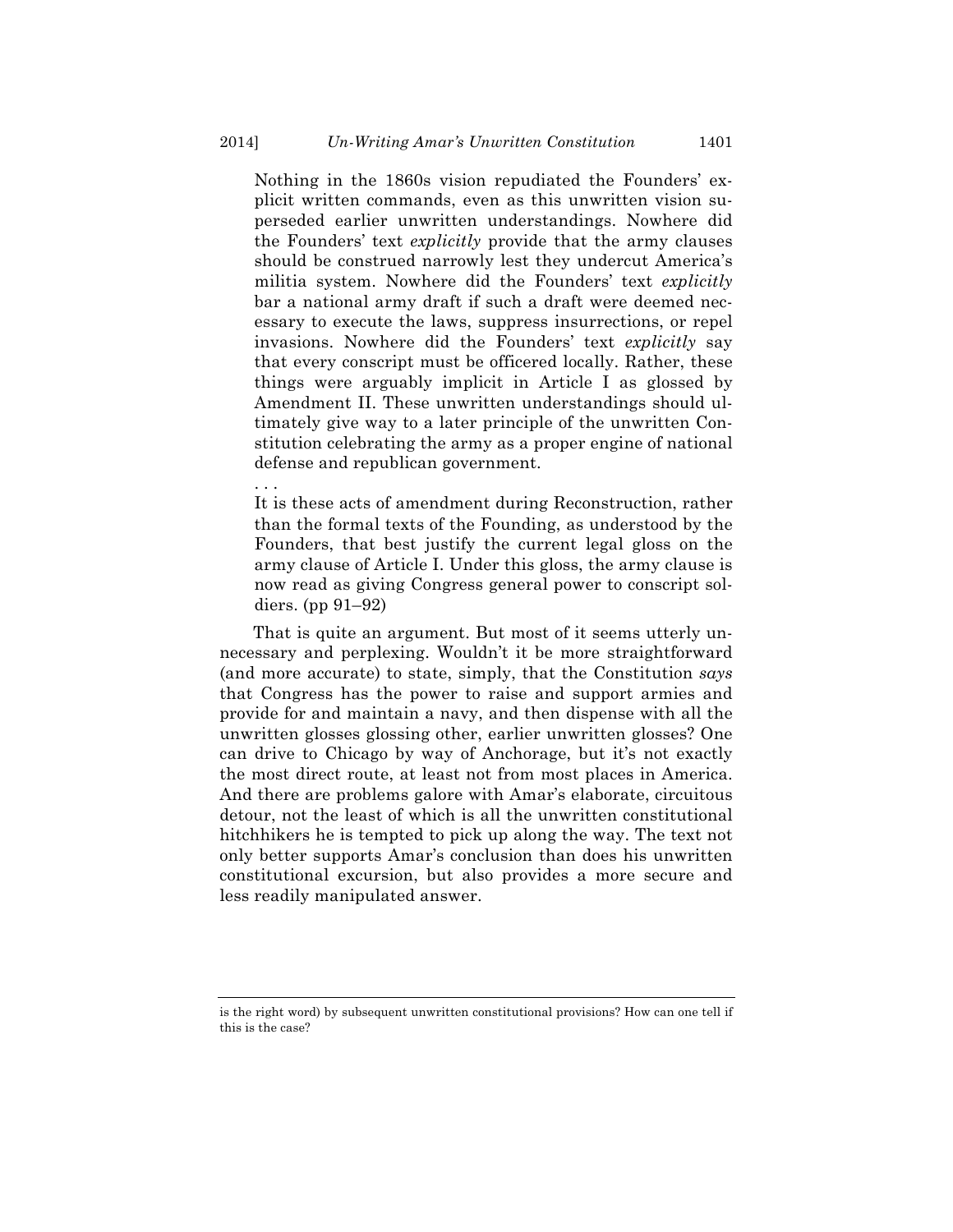> Nothing in the 1860s vision repudiated the Founders' explicit written commands, even as this unwritten vision superseded earlier unwritten understandings. Nowhere did the Founders' text *explicitly* provide that the army clauses should be construed narrowly lest they undercut America's militia system. Nowhere did the Founders' text *explicitly* bar a national army draft if such a draft were deemed necessary to execute the laws, suppress insurrections, or repel invasions. Nowhere did the Founders' text *explicitly* say that every conscript must be officered locally. Rather, these things were arguably implicit in Article I as glossed by Amendment II. These unwritten understandings should ultimately give way to a later principle of the unwritten Constitution celebrating the army as a proper engine of national defense and republican government.
>
> . . .
>
> It is these acts of amendment during Reconstruction, rather than the formal texts of the Founding, as understood by the Founders, that best justify the current legal gloss on the army clause of Article I. Under this gloss, the army clause is now read as giving Congress general power to conscript soldiers. (pp 91–92)

That is quite an argument. But most of it seems utterly unnecessary and perplexing. Wouldn't it be more straightforward (and more accurate) to state, simply, that the Constitution *says* that Congress has the power to raise and support armies and provide for and maintain a navy, and then dispense with all the unwritten glosses glossing other, earlier unwritten glosses? One can drive to Chicago by way of Anchorage, but it's not exactly the most direct route, at least not from most places in America. And there are problems galore with Amar's elaborate, circuitous detour, not the least of which is all the unwritten constitutional hitchhikers he is tempted to pick up along the way. The text not only better supports Amar's conclusion than does his unwritten constitutional excursion, but also provides a more secure and less readily manipulated answer.

---

is the right word) by subsequent unwritten constitutional provisions? How can one tell if this is the case?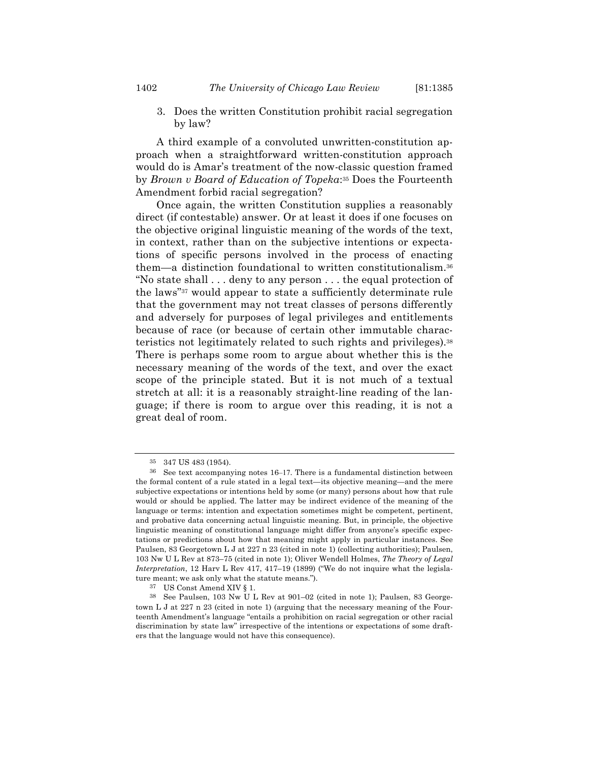### 3. Does the written Constitution prohibit racial segregation by law?

A third example of a convoluted unwritten-constitution approach when a straightforward written-constitution approach would do is Amar's treatment of the now-classic question framed by *Brown v Board of Education of Topeka*:[35] Does the Fourteenth Amendment forbid racial segregation?

Once again, the written Constitution supplies a reasonably direct (if contestable) answer. Or at least it does if one focuses on the objective original linguistic meaning of the words of the text, in context, rather than on the subjective intentions or expectations of specific persons involved in the process of enacting them—a distinction foundational to written constitutionalism.[36] "No state shall . . . deny to any person . . . the equal protection of the laws"[37] would appear to state a sufficiently determinate rule that the government may not treat classes of persons differently and adversely for purposes of legal privileges and entitlements because of race (or because of certain other immutable characteristics not legitimately related to such rights and privileges).[38] There is perhaps some room to argue about whether this is the necessary meaning of the words of the text, and over the exact scope of the principle stated. But it is not much of a textual stretch at all: it is a reasonably straight-line reading of the language; if there is room to argue over this reading, it is not a great deal of room.

---

[35] 347 US 483 (1954).

[36] See text accompanying notes 16–17. There is a fundamental distinction between the formal content of a rule stated in a legal text—its objective meaning—and the mere subjective expectations or intentions held by some (or many) persons about how that rule would or should be applied. The latter may be indirect evidence of the meaning of the language or terms: intention and expectation sometimes might be competent, pertinent, and probative data concerning actual linguistic meaning. But, in principle, the objective linguistic meaning of constitutional language might differ from anyone's specific expectations or predictions about how that meaning might apply in particular instances. See Paulsen, 83 Georgetown L J at 227 n 23 (cited in note 1) (collecting authorities); Paulsen, 103 Nw U L Rev at 873–75 (cited in note 1); Oliver Wendell Holmes, *The Theory of Legal Interpretation*, 12 Harv L Rev 417, 417–19 (1899) ("We do not inquire what the legislature meant; we ask only what the statute means.").

[37] US Const Amend XIV § 1.

[38] See Paulsen, 103 Nw U L Rev at 901–02 (cited in note 1); Paulsen, 83 Georgetown L J at 227 n 23 (cited in note 1) (arguing that the necessary meaning of the Fourteenth Amendment's language "entails a prohibition on racial segregation or other racial discrimination by state law" irrespective of the intentions or expectations of some drafters that the language would not have this consequence).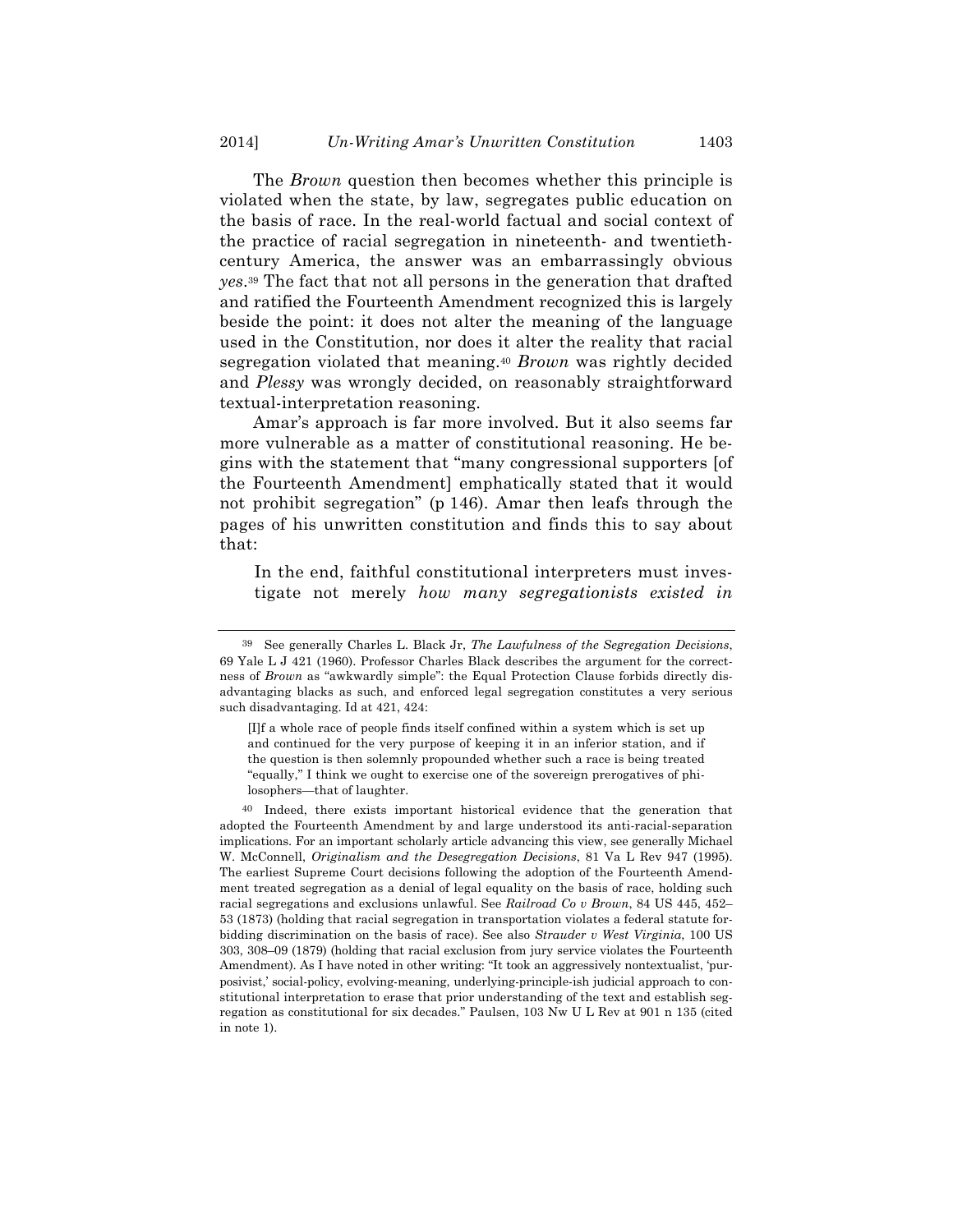The *Brown* question then becomes whether this principle is violated when the state, by law, segregates public education on the basis of race. In the real-world factual and social context of the practice of racial segregation in nineteenth- and twentieth-century America, the answer was an embarrassingly obvious *yes*.[39] The fact that not all persons in the generation that drafted and ratified the Fourteenth Amendment recognized this is largely beside the point: it does not alter the meaning of the language used in the Constitution, nor does it alter the reality that racial segregation violated that meaning.[40] *Brown* was rightly decided and *Plessy* was wrongly decided, on reasonably straightforward textual-interpretation reasoning.

Amar's approach is far more involved. But it also seems far more vulnerable as a matter of constitutional reasoning. He begins with the statement that "many congressional supporters [of the Fourteenth Amendment] emphatically stated that it would not prohibit segregation" (p 146). Amar then leafs through the pages of his unwritten constitution and finds this to say about that:

> In the end, faithful constitutional interpreters must investigate not merely *how many segregationists existed in*

---

[39] See generally Charles L. Black Jr, *The Lawfulness of the Segregation Decisions*, 69 Yale L J 421 (1960). Professor Charles Black describes the argument for the correctness of *Brown* as "awkwardly simple": the Equal Protection Clause forbids directly disadvantaging blacks as such, and enforced legal segregation constitutes a very serious such disadvantaging. Id at 421, 424:

> [I]f a whole race of people finds itself confined within a system which is set up and continued for the very purpose of keeping it in an inferior station, and if the question is then solemnly propounded whether such a race is being treated "equally," I think we ought to exercise one of the sovereign prerogatives of philosophers—that of laughter.

[40] Indeed, there exists important historical evidence that the generation that adopted the Fourteenth Amendment by and large understood its anti-racial-separation implications. For an important scholarly article advancing this view, see generally Michael W. McConnell, *Originalism and the Desegregation Decisions*, 81 Va L Rev 947 (1995). The earliest Supreme Court decisions following the adoption of the Fourteenth Amendment treated segregation as a denial of legal equality on the basis of race, holding such racial segregations and exclusions unlawful. See *Railroad Co v Brown*, 84 US 445, 452–53 (1873) (holding that racial segregation in transportation violates a federal statute forbidding discrimination on the basis of race). See also *Strauder v West Virginia*, 100 US 303, 308–09 (1879) (holding that racial exclusion from jury service violates the Fourteenth Amendment). As I have noted in other writing: "It took an aggressively nontextualist, 'purposivist,' social-policy, evolving-meaning, underlying-principle-ish judicial approach to constitutional interpretation to erase that prior understanding of the text and establish segregation as constitutional for six decades." Paulsen, 103 Nw U L Rev at 901 n 135 (cited in note 1).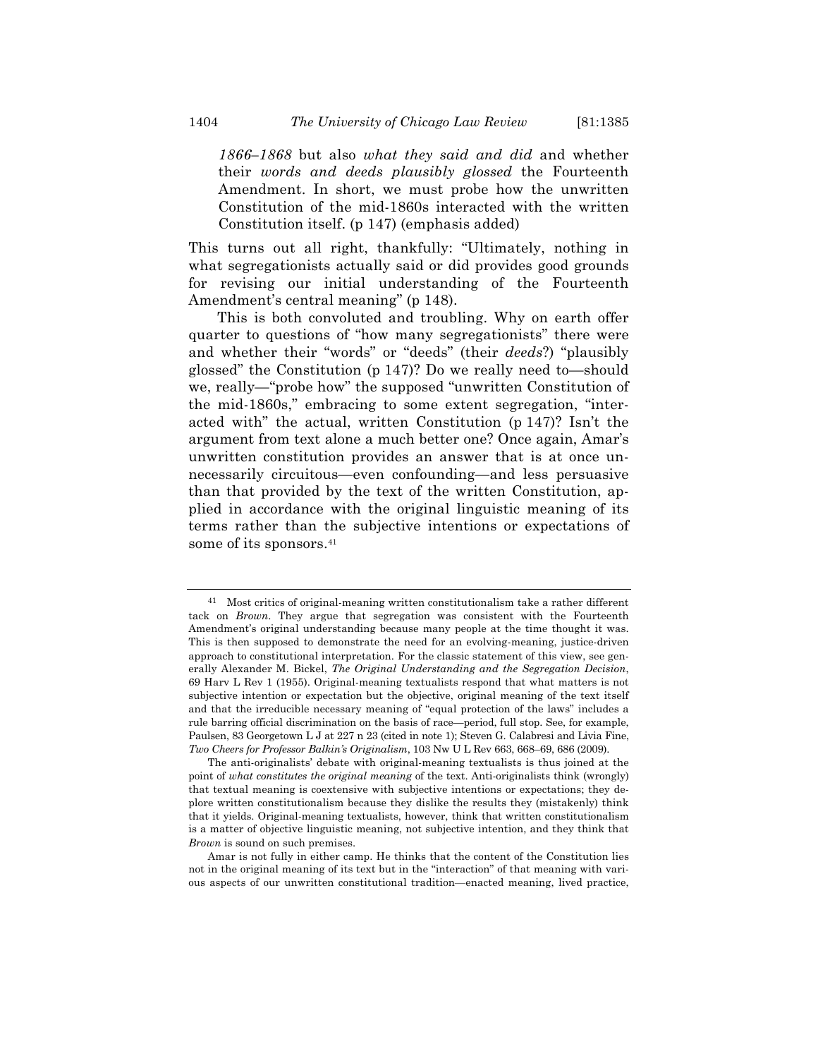> *1866–1868* but also *what they said and did* and whether their *words and deeds plausibly glossed* the Fourteenth Amendment. In short, we must probe how the unwritten Constitution of the mid-1860s interacted with the written Constitution itself. (p 147) (emphasis added)

This turns out all right, thankfully: "Ultimately, nothing in what segregationists actually said or did provides good grounds for revising our initial understanding of the Fourteenth Amendment's central meaning" (p 148).

This is both convoluted and troubling. Why on earth offer quarter to questions of "how many segregationists" there were and whether their "words" or "deeds" (their *deeds*?) "plausibly glossed" the Constitution (p 147)? Do we really need to—should we, really—"probe how" the supposed "unwritten Constitution of the mid-1860s," embracing to some extent segregation, "interacted with" the actual, written Constitution (p 147)? Isn't the argument from text alone a much better one? Once again, Amar's unwritten constitution provides an answer that is at once unnecessarily circuitous—even confounding—and less persuasive than that provided by the text of the written Constitution, applied in accordance with the original linguistic meaning of its terms rather than the subjective intentions or expectations of some of its sponsors.[41]

---

[41] Most critics of original-meaning written constitutionalism take a rather different tack on *Brown*. They argue that segregation was consistent with the Fourteenth Amendment's original understanding because many people at the time thought it was. This is then supposed to demonstrate the need for an evolving-meaning, justice-driven approach to constitutional interpretation. For the classic statement of this view, see generally Alexander M. Bickel, *The Original Understanding and the Segregation Decision*, 69 Harv L Rev 1 (1955). Original-meaning textualists respond that what matters is not subjective intention or expectation but the objective, original meaning of the text itself and that the irreducible necessary meaning of "equal protection of the laws" includes a rule barring official discrimination on the basis of race—period, full stop. See, for example, Paulsen, 83 Georgetown L J at 227 n 23 (cited in note 1); Steven G. Calabresi and Livia Fine, *Two Cheers for Professor Balkin's Originalism*, 103 Nw U L Rev 663, 668–69, 686 (2009).

The anti-originalists' debate with original-meaning textualists is thus joined at the point of *what constitutes the original meaning* of the text. Anti-originalists think (wrongly) that textual meaning is coextensive with subjective intentions or expectations; they deplore written constitutionalism because they dislike the results they (mistakenly) think that it yields. Original-meaning textualists, however, think that written constitutionalism is a matter of objective linguistic meaning, not subjective intention, and they think that *Brown* is sound on such premises.

Amar is not fully in either camp. He thinks that the content of the Constitution lies not in the original meaning of its text but in the "interaction" of that meaning with various aspects of our unwritten constitutional tradition—enacted meaning, lived practice,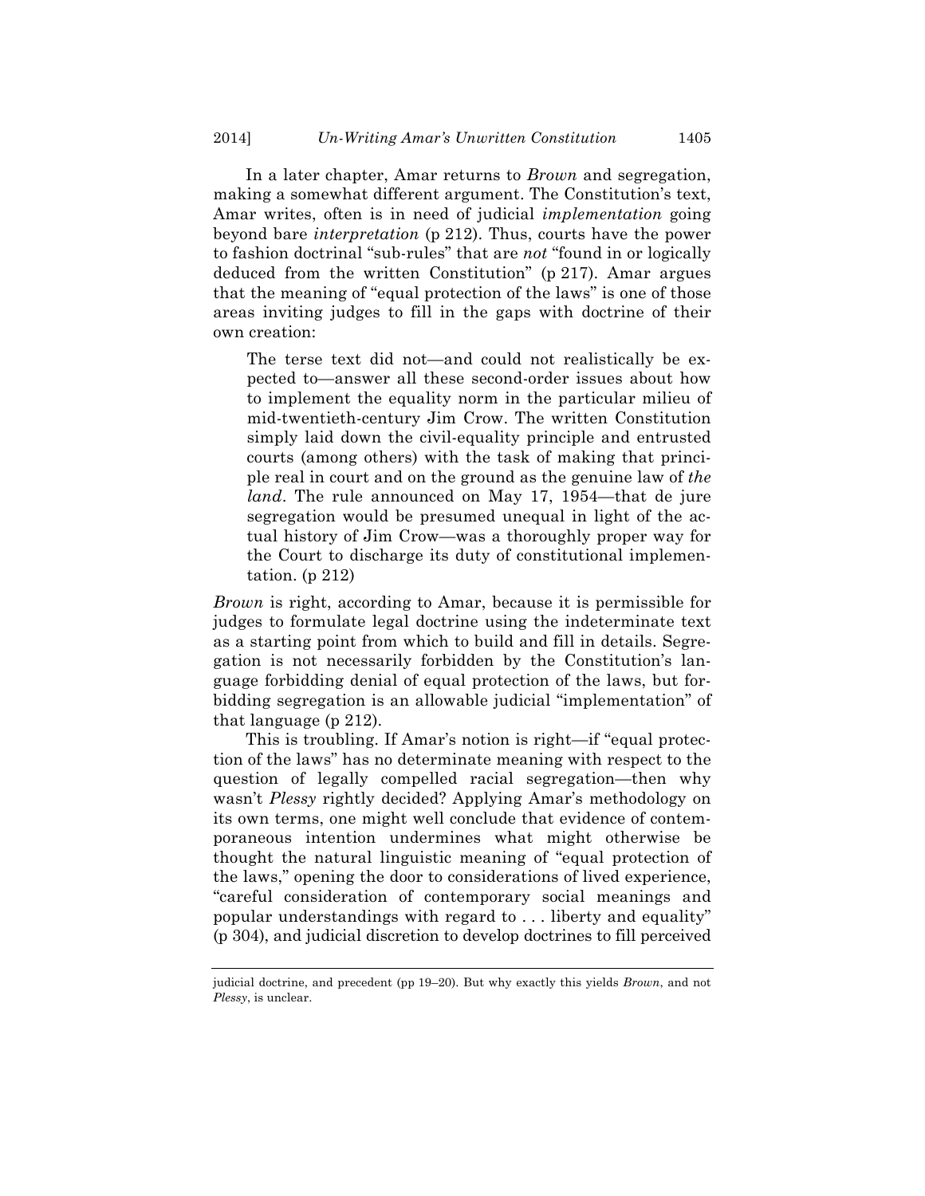In a later chapter, Amar returns to *Brown* and segregation, making a somewhat different argument. The Constitution's text, Amar writes, often is in need of judicial *implementation* going beyond bare *interpretation* (p 212). Thus, courts have the power to fashion doctrinal "sub-rules" that are *not* "found in or logically deduced from the written Constitution" (p 217). Amar argues that the meaning of "equal protection of the laws" is one of those areas inviting judges to fill in the gaps with doctrine of their own creation:

> The terse text did not—and could not realistically be expected to—answer all these second-order issues about how to implement the equality norm in the particular milieu of mid-twentieth-century Jim Crow. The written Constitution simply laid down the civil-equality principle and entrusted courts (among others) with the task of making that principle real in court and on the ground as the genuine law of *the land*. The rule announced on May 17, 1954—that de jure segregation would be presumed unequal in light of the actual history of Jim Crow—was a thoroughly proper way for the Court to discharge its duty of constitutional implementation. (p 212)

*Brown* is right, according to Amar, because it is permissible for judges to formulate legal doctrine using the indeterminate text as a starting point from which to build and fill in details. Segregation is not necessarily forbidden by the Constitution's language forbidding denial of equal protection of the laws, but forbidding segregation is an allowable judicial "implementation" of that language (p 212).

This is troubling. If Amar's notion is right—if "equal protection of the laws" has no determinate meaning with respect to the question of legally compelled racial segregation—then why wasn't *Plessy* rightly decided? Applying Amar's methodology on its own terms, one might well conclude that evidence of contemporaneous intention undermines what might otherwise be thought the natural linguistic meaning of "equal protection of the laws," opening the door to considerations of lived experience, "careful consideration of contemporary social meanings and popular understandings with regard to . . . liberty and equality" (p 304), and judicial discretion to develop doctrines to fill perceived

---

judicial doctrine, and precedent (pp 19–20). But why exactly this yields *Brown*, and not *Plessy*, is unclear.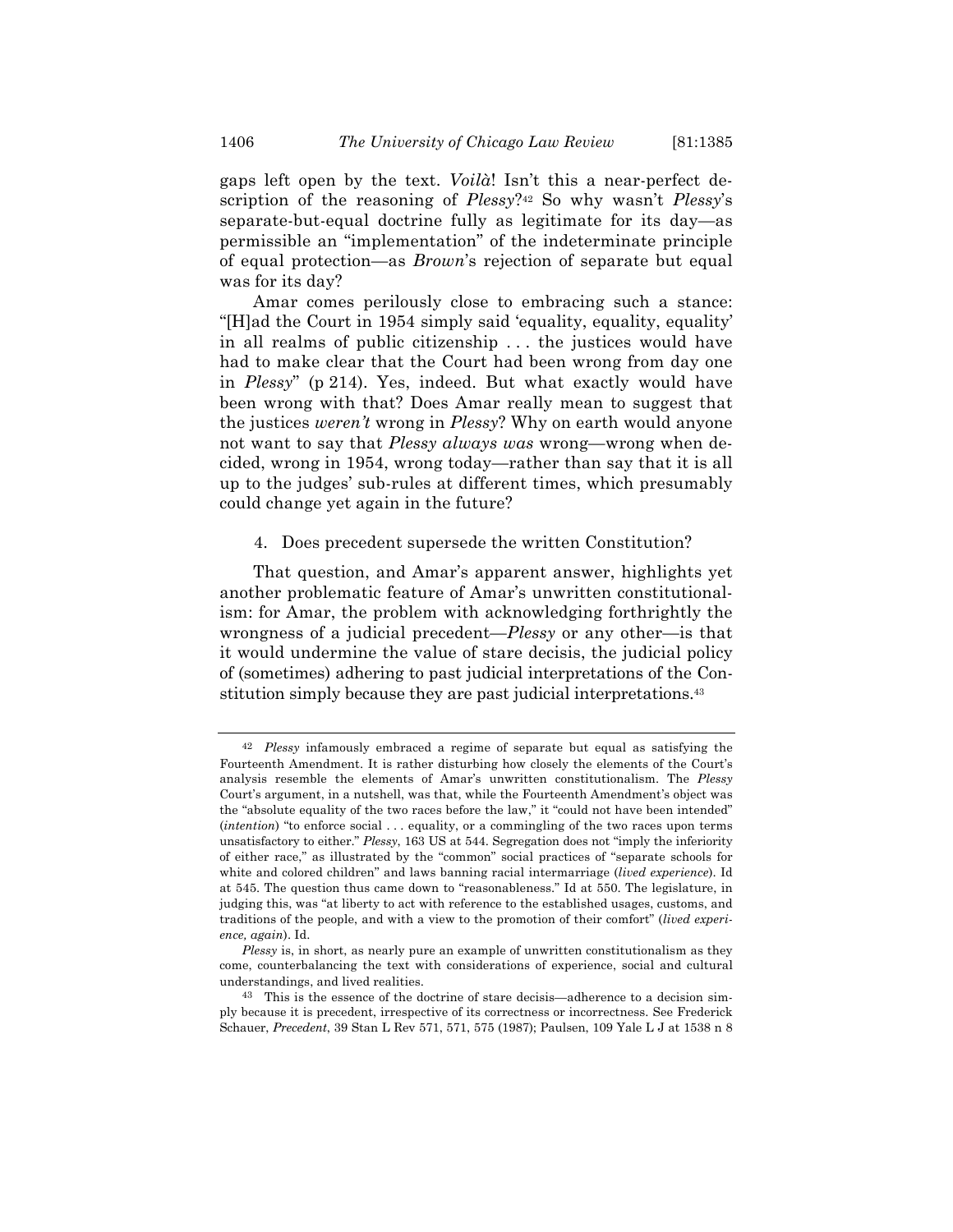gaps left open by the text. *Voilà*! Isn't this a near-perfect description of the reasoning of *Plessy*?[42] So why wasn't *Plessy*'s separate-but-equal doctrine fully as legitimate for its day—as permissible an "implementation" of the indeterminate principle of equal protection—as *Brown*'s rejection of separate but equal was for its day?

Amar comes perilously close to embracing such a stance: "[H]ad the Court in 1954 simply said 'equality, equality, equality' in all realms of public citizenship . . . the justices would have had to make clear that the Court had been wrong from day one in *Plessy*" (p 214). Yes, indeed. But what exactly would have been wrong with that? Does Amar really mean to suggest that the justices *weren't* wrong in *Plessy*? Why on earth would anyone not want to say that *Plessy always was* wrong—wrong when decided, wrong in 1954, wrong today—rather than say that it is all up to the judges' sub-rules at different times, which presumably could change yet again in the future?

#### 4. Does precedent supersede the written Constitution?

That question, and Amar's apparent answer, highlights yet another problematic feature of Amar's unwritten constitutionalism: for Amar, the problem with acknowledging forthrightly the wrongness of a judicial precedent—*Plessy* or any other—is that it would undermine the value of stare decisis, the judicial policy of (sometimes) adhering to past judicial interpretations of the Constitution simply because they are past judicial interpretations.[43]

---

[42] *Plessy* infamously embraced a regime of separate but equal as satisfying the Fourteenth Amendment. It is rather disturbing how closely the elements of the Court's analysis resemble the elements of Amar's unwritten constitutionalism. The *Plessy* Court's argument, in a nutshell, was that, while the Fourteenth Amendment's object was the "absolute equality of the two races before the law," it "could not have been intended" (*intention*) "to enforce social . . . equality, or a commingling of the two races upon terms unsatisfactory to either." *Plessy*, 163 US at 544. Segregation does not "imply the inferiority of either race," as illustrated by the "common" social practices of "separate schools for white and colored children" and laws banning racial intermarriage (*lived experience*). Id at 545. The question thus came down to "reasonableness." Id at 550. The legislature, in judging this, was "at liberty to act with reference to the established usages, customs, and traditions of the people, and with a view to the promotion of their comfort" (*lived experience, again*). Id.

*Plessy* is, in short, as nearly pure an example of unwritten constitutionalism as they come, counterbalancing the text with considerations of experience, social and cultural understandings, and lived realities.

[43] This is the essence of the doctrine of stare decisis—adherence to a decision simply because it is precedent, irrespective of its correctness or incorrectness. See Frederick Schauer, *Precedent*, 39 Stan L Rev 571, 571, 575 (1987); Paulsen, 109 Yale L J at 1538 n 8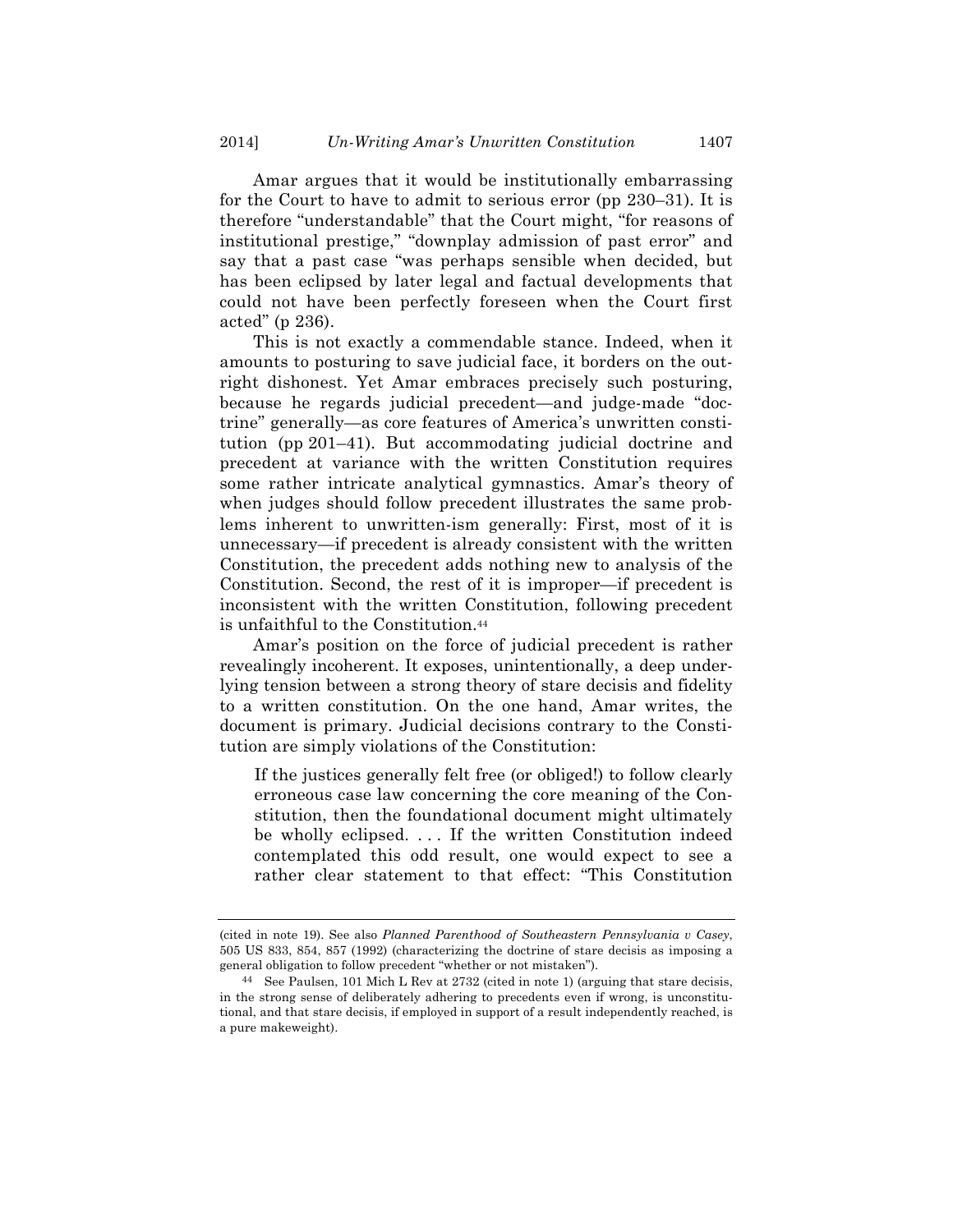Amar argues that it would be institutionally embarrassing for the Court to have to admit to serious error (pp 230–31). It is therefore "understandable" that the Court might, "for reasons of institutional prestige," "downplay admission of past error" and say that a past case "was perhaps sensible when decided, but has been eclipsed by later legal and factual developments that could not have been perfectly foreseen when the Court first acted" (p 236).

This is not exactly a commendable stance. Indeed, when it amounts to posturing to save judicial face, it borders on the outright dishonest. Yet Amar embraces precisely such posturing, because he regards judicial precedent—and judge-made "doctrine" generally—as core features of America's unwritten constitution (pp 201–41). But accommodating judicial doctrine and precedent at variance with the written Constitution requires some rather intricate analytical gymnastics. Amar's theory of when judges should follow precedent illustrates the same problems inherent to unwritten-ism generally: First, most of it is unnecessary—if precedent is already consistent with the written Constitution, the precedent adds nothing new to analysis of the Constitution. Second, the rest of it is improper—if precedent is inconsistent with the written Constitution, following precedent is unfaithful to the Constitution.[44]

Amar's position on the force of judicial precedent is rather revealingly incoherent. It exposes, unintentionally, a deep underlying tension between a strong theory of stare decisis and fidelity to a written constitution. On the one hand, Amar writes, the document is primary. Judicial decisions contrary to the Constitution are simply violations of the Constitution:

> If the justices generally felt free (or obliged!) to follow clearly erroneous case law concerning the core meaning of the Constitution, then the foundational document might ultimately be wholly eclipsed. . . . If the written Constitution indeed contemplated this odd result, one would expect to see a rather clear statement to that effect: "This Constitution

---

(cited in note 19). See also *Planned Parenthood of Southeastern Pennsylvania v Casey*, 505 US 833, 854, 857 (1992) (characterizing the doctrine of stare decisis as imposing a general obligation to follow precedent "whether or not mistaken").

[44] See Paulsen, 101 Mich L Rev at 2732 (cited in note 1) (arguing that stare decisis, in the strong sense of deliberately adhering to precedents even if wrong, is unconstitutional, and that stare decisis, if employed in support of a result independently reached, is a pure makeweight).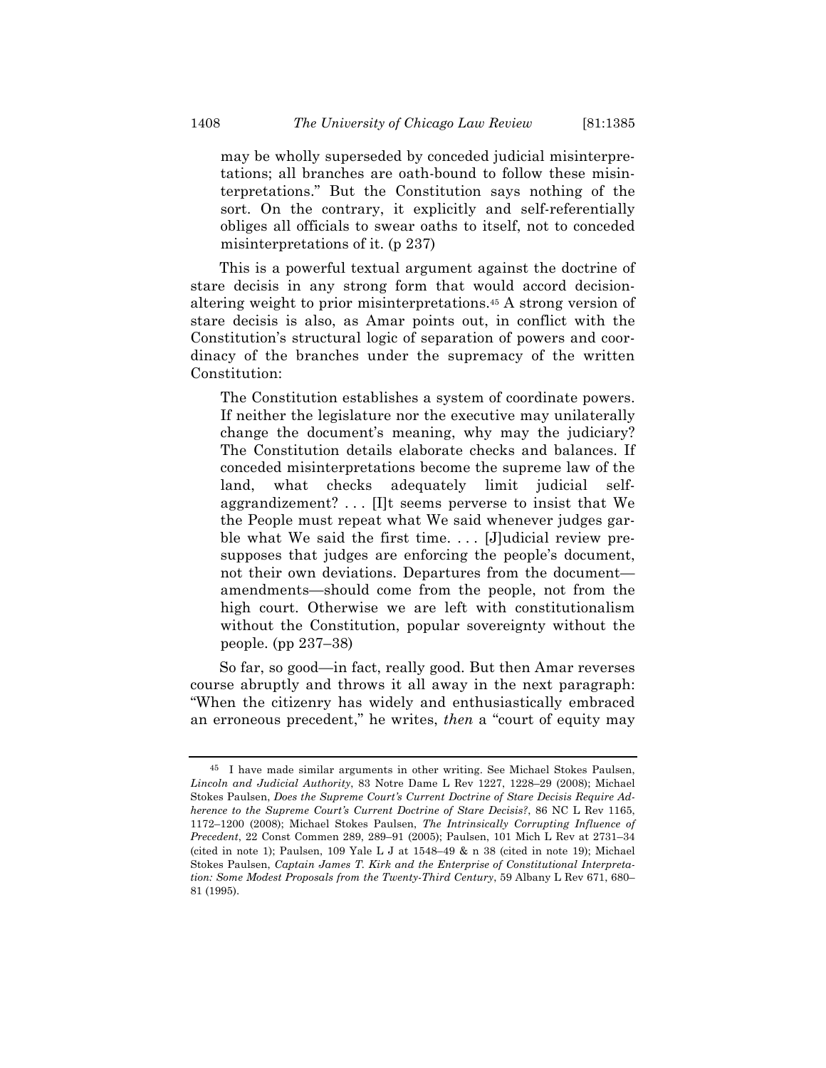may be wholly superseded by conceded judicial misinterpretations; all branches are oath-bound to follow these misinterpretations." But the Constitution says nothing of the sort. On the contrary, it explicitly and self-referentially obliges all officials to swear oaths to itself, not to conceded misinterpretations of it. (p 237)

This is a powerful textual argument against the doctrine of stare decisis in any strong form that would accord decision-altering weight to prior misinterpretations.[45] A strong version of stare decisis is also, as Amar points out, in conflict with the Constitution's structural logic of separation of powers and coordinacy of the branches under the supremacy of the written Constitution:

> The Constitution establishes a system of coordinate powers. If neither the legislature nor the executive may unilaterally change the document's meaning, why may the judiciary? The Constitution details elaborate checks and balances. If conceded misinterpretations become the supreme law of the land, what checks adequately limit judicial self-aggrandizement? . . . [I]t seems perverse to insist that We the People must repeat what We said whenever judges garble what We said the first time. . . . [J]udicial review presupposes that judges are enforcing the people's document, not their own deviations. Departures from the document—amendments—should come from the people, not from the high court. Otherwise we are left with constitutionalism without the Constitution, popular sovereignty without the people. (pp 237–38)

So far, so good—in fact, really good. But then Amar reverses course abruptly and throws it all away in the next paragraph: "When the citizenry has widely and enthusiastically embraced an erroneous precedent," he writes, *then* a "court of equity may

---

[45] I have made similar arguments in other writing. See Michael Stokes Paulsen, *Lincoln and Judicial Authority*, 83 Notre Dame L Rev 1227, 1228–29 (2008); Michael Stokes Paulsen, *Does the Supreme Court's Current Doctrine of Stare Decisis Require Adherence to the Supreme Court's Current Doctrine of Stare Decisis?*, 86 NC L Rev 1165, 1172–1200 (2008); Michael Stokes Paulsen, *The Intrinsically Corrupting Influence of Precedent*, 22 Const Commen 289, 289–91 (2005); Paulsen, 101 Mich L Rev at 2731–34 (cited in note 1); Paulsen, 109 Yale L J at 1548–49 & n 38 (cited in note 19); Michael Stokes Paulsen, *Captain James T. Kirk and the Enterprise of Constitutional Interpretation: Some Modest Proposals from the Twenty-Third Century*, 59 Albany L Rev 671, 680–81 (1995).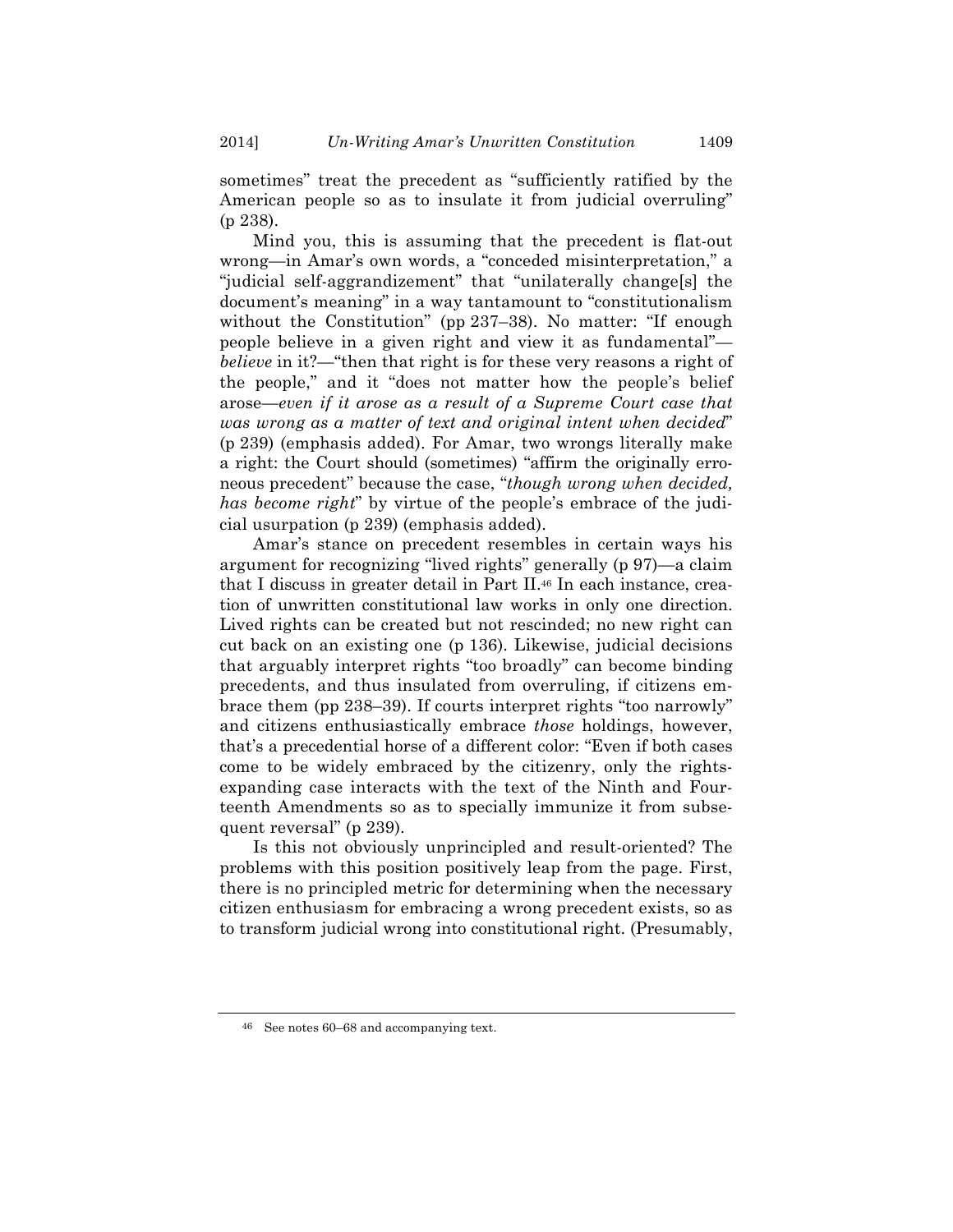sometimes" treat the precedent as "sufficiently ratified by the American people so as to insulate it from judicial overruling" (p 238).

Mind you, this is assuming that the precedent is flat-out wrong—in Amar's own words, a "conceded misinterpretation," a "judicial self-aggrandizement" that "unilaterally change[s] the document's meaning" in a way tantamount to "constitutionalism without the Constitution" (pp 237–38). No matter: "If enough people believe in a given right and view it as fundamental"—*believe* in it?—"then that right is for these very reasons a right of the people," and it "does not matter how the people's belief arose—*even if it arose as a result of a Supreme Court case that was wrong as a matter of text and original intent when decided*" (p 239) (emphasis added). For Amar, two wrongs literally make a right: the Court should (sometimes) "affirm the originally erroneous precedent" because the case, "*though wrong when decided, has become right*" by virtue of the people's embrace of the judicial usurpation (p 239) (emphasis added).

Amar's stance on precedent resembles in certain ways his argument for recognizing "lived rights" generally (p 97)—a claim that I discuss in greater detail in Part II.[46] In each instance, creation of unwritten constitutional law works in only one direction. Lived rights can be created but not rescinded; no new right can cut back on an existing one (p 136). Likewise, judicial decisions that arguably interpret rights "too broadly" can become binding precedents, and thus insulated from overruling, if citizens embrace them (pp 238–39). If courts interpret rights "too narrowly" and citizens enthusiastically embrace *those* holdings, however, that's a precedential horse of a different color: "Even if both cases come to be widely embraced by the citizenry, only the rights-expanding case interacts with the text of the Ninth and Fourteenth Amendments so as to specially immunize it from subsequent reversal" (p 239).

Is this not obviously unprincipled and result-oriented? The problems with this position positively leap from the page. First, there is no principled metric for determining when the necessary citizen enthusiasm for embracing a wrong precedent exists, so as to transform judicial wrong into constitutional right. (Presumably,

---

[46] See notes 60–68 and accompanying text.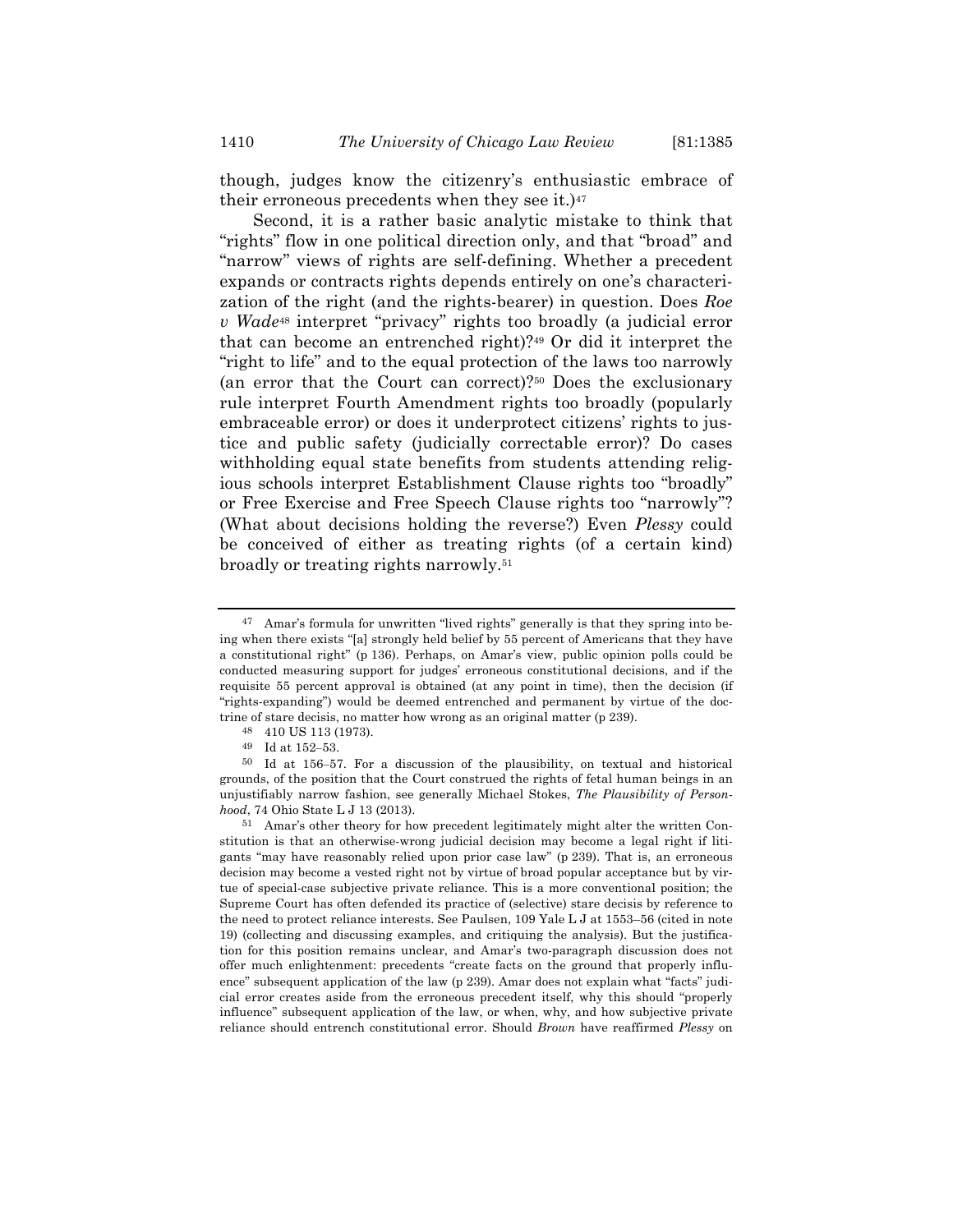though, judges know the citizenry's enthusiastic embrace of their erroneous precedents when they see it.)[47]

Second, it is a rather basic analytic mistake to think that "rights" flow in one political direction only, and that "broad" and "narrow" views of rights are self-defining. Whether a precedent expands or contracts rights depends entirely on one's characterization of the right (and the rights-bearer) in question. Does *Roe v Wade*[48] interpret "privacy" rights too broadly (a judicial error that can become an entrenched right)?[49] Or did it interpret the "right to life" and to the equal protection of the laws too narrowly (an error that the Court can correct)?[50] Does the exclusionary rule interpret Fourth Amendment rights too broadly (popularly embraceable error) or does it underprotect citizens' rights to justice and public safety (judicially correctable error)? Do cases withholding equal state benefits from students attending religious schools interpret Establishment Clause rights too "broadly" or Free Exercise and Free Speech Clause rights too "narrowly"? (What about decisions holding the reverse?) Even *Plessy* could be conceived of either as treating rights (of a certain kind) broadly or treating rights narrowly.[51]

---

[47] Amar's formula for unwritten "lived rights" generally is that they spring into being when there exists "[a] strongly held belief by 55 percent of Americans that they have a constitutional right" (p 136). Perhaps, on Amar's view, public opinion polls could be conducted measuring support for judges' erroneous constitutional decisions, and if the requisite 55 percent approval is obtained (at any point in time), then the decision (if "rights-expanding") would be deemed entrenched and permanent by virtue of the doctrine of stare decisis, no matter how wrong as an original matter (p 239).

[48] 410 US 113 (1973).

[49] Id at 152–53.

[50] Id at 156–57. For a discussion of the plausibility, on textual and historical grounds, of the position that the Court construed the rights of fetal human beings in an unjustifiably narrow fashion, see generally Michael Stokes, *The Plausibility of Personhood*, 74 Ohio State L J 13 (2013).

[51] Amar's other theory for how precedent legitimately might alter the written Constitution is that an otherwise-wrong judicial decision may become a legal right if litigants "may have reasonably relied upon prior case law" (p 239). That is, an erroneous decision may become a vested right not by virtue of broad popular acceptance but by virtue of special-case subjective private reliance. This is a more conventional position; the Supreme Court has often defended its practice of (selective) stare decisis by reference to the need to protect reliance interests. See Paulsen, 109 Yale L J at 1553–56 (cited in note 19) (collecting and discussing examples, and critiquing the analysis). But the justification for this position remains unclear, and Amar's two-paragraph discussion does not offer much enlightenment: precedents "create facts on the ground that properly influence" subsequent application of the law (p 239). Amar does not explain what "facts" judicial error creates aside from the erroneous precedent itself, why this should "properly influence" subsequent application of the law, or when, why, and how subjective private reliance should entrench constitutional error. Should *Brown* have reaffirmed *Plessy* on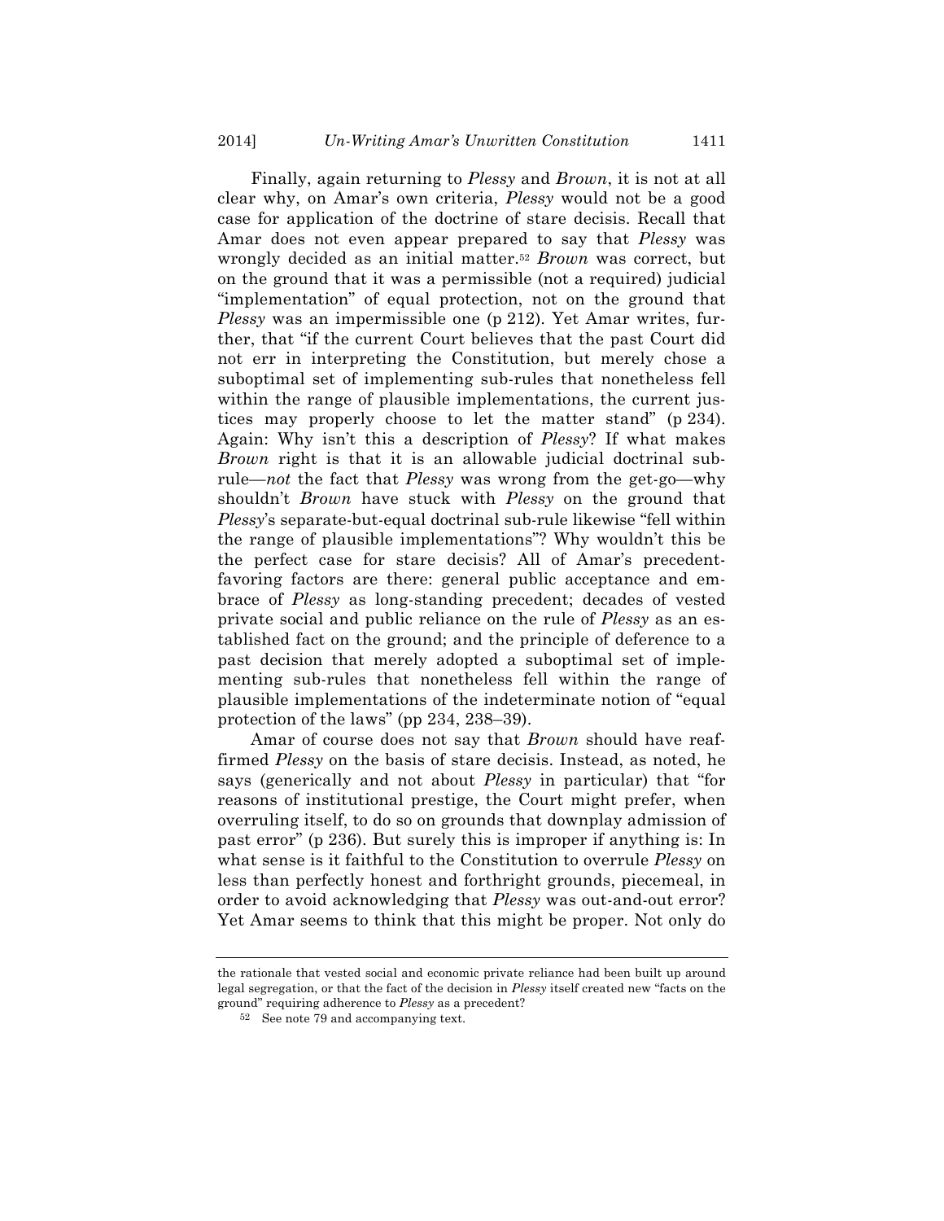Finally, again returning to *Plessy* and *Brown*, it is not at all clear why, on Amar's own criteria, *Plessy* would not be a good case for application of the doctrine of stare decisis. Recall that Amar does not even appear prepared to say that *Plessy* was wrongly decided as an initial matter.[52] *Brown* was correct, but on the ground that it was a permissible (not a required) judicial "implementation" of equal protection, not on the ground that *Plessy* was an impermissible one (p 212). Yet Amar writes, further, that "if the current Court believes that the past Court did not err in interpreting the Constitution, but merely chose a suboptimal set of implementing sub-rules that nonetheless fell within the range of plausible implementations, the current justices may properly choose to let the matter stand" (p 234). Again: Why isn't this a description of *Plessy*? If what makes *Brown* right is that it is an allowable judicial doctrinal sub-rule—*not* the fact that *Plessy* was wrong from the get-go—why shouldn't *Brown* have stuck with *Plessy* on the ground that *Plessy*'s separate-but-equal doctrinal sub-rule likewise "fell within the range of plausible implementations"? Why wouldn't this be the perfect case for stare decisis? All of Amar's precedent-favoring factors are there: general public acceptance and embrace of *Plessy* as long-standing precedent; decades of vested private social and public reliance on the rule of *Plessy* as an established fact on the ground; and the principle of deference to a past decision that merely adopted a suboptimal set of implementing sub-rules that nonetheless fell within the range of plausible implementations of the indeterminate notion of "equal protection of the laws" (pp 234, 238–39).

Amar of course does not say that *Brown* should have reaffirmed *Plessy* on the basis of stare decisis. Instead, as noted, he says (generically and not about *Plessy* in particular) that "for reasons of institutional prestige, the Court might prefer, when overruling itself, to do so on grounds that downplay admission of past error" (p 236). But surely this is improper if anything is: In what sense is it faithful to the Constitution to overrule *Plessy* on less than perfectly honest and forthright grounds, piecemeal, in order to avoid acknowledging that *Plessy* was out-and-out error? Yet Amar seems to think that this might be proper. Not only do

---

the rationale that vested social and economic private reliance had been built up around legal segregation, or that the fact of the decision in *Plessy* itself created new "facts on the ground" requiring adherence to *Plessy* as a precedent?

[52] See note 79 and accompanying text.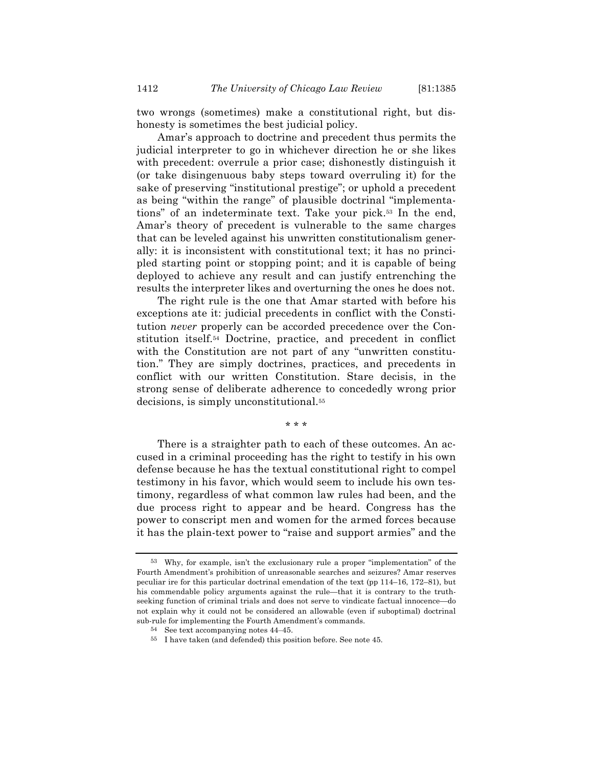two wrongs (sometimes) make a constitutional right, but dishonesty is sometimes the best judicial policy.

Amar's approach to doctrine and precedent thus permits the judicial interpreter to go in whichever direction he or she likes with precedent: overrule a prior case; dishonestly distinguish it (or take disingenuous baby steps toward overruling it) for the sake of preserving "institutional prestige"; or uphold a precedent as being "within the range" of plausible doctrinal "implementations" of an indeterminate text. Take your pick.[53] In the end, Amar's theory of precedent is vulnerable to the same charges that can be leveled against his unwritten constitutionalism generally: it is inconsistent with constitutional text; it has no principled starting point or stopping point; and it is capable of being deployed to achieve any result and can justify entrenching the results the interpreter likes and overturning the ones he does not.

The right rule is the one that Amar started with before his exceptions ate it: judicial precedents in conflict with the Constitution *never* properly can be accorded precedence over the Constitution itself.[54] Doctrine, practice, and precedent in conflict with the Constitution are not part of any "unwritten constitution." They are simply doctrines, practices, and precedents in conflict with our written Constitution. Stare decisis, in the strong sense of deliberate adherence to concededly wrong prior decisions, is simply unconstitutional.[55]

\* \* \*

There is a straighter path to each of these outcomes. An accused in a criminal proceeding has the right to testify in his own defense because he has the textual constitutional right to compel testimony in his favor, which would seem to include his own testimony, regardless of what common law rules had been, and the due process right to appear and be heard. Congress has the power to conscript men and women for the armed forces because it has the plain-text power to "raise and support armies" and the

---

[53] Why, for example, isn't the exclusionary rule a proper "implementation" of the Fourth Amendment's prohibition of unreasonable searches and seizures? Amar reserves peculiar ire for this particular doctrinal emendation of the text (pp 114–16, 172–81), but his commendable policy arguments against the rule—that it is contrary to the truth-seeking function of criminal trials and does not serve to vindicate factual innocence—do not explain why it could not be considered an allowable (even if suboptimal) doctrinal sub-rule for implementing the Fourth Amendment's commands.

[54] See text accompanying notes 44–45.

[55] I have taken (and defended) this position before. See note 45.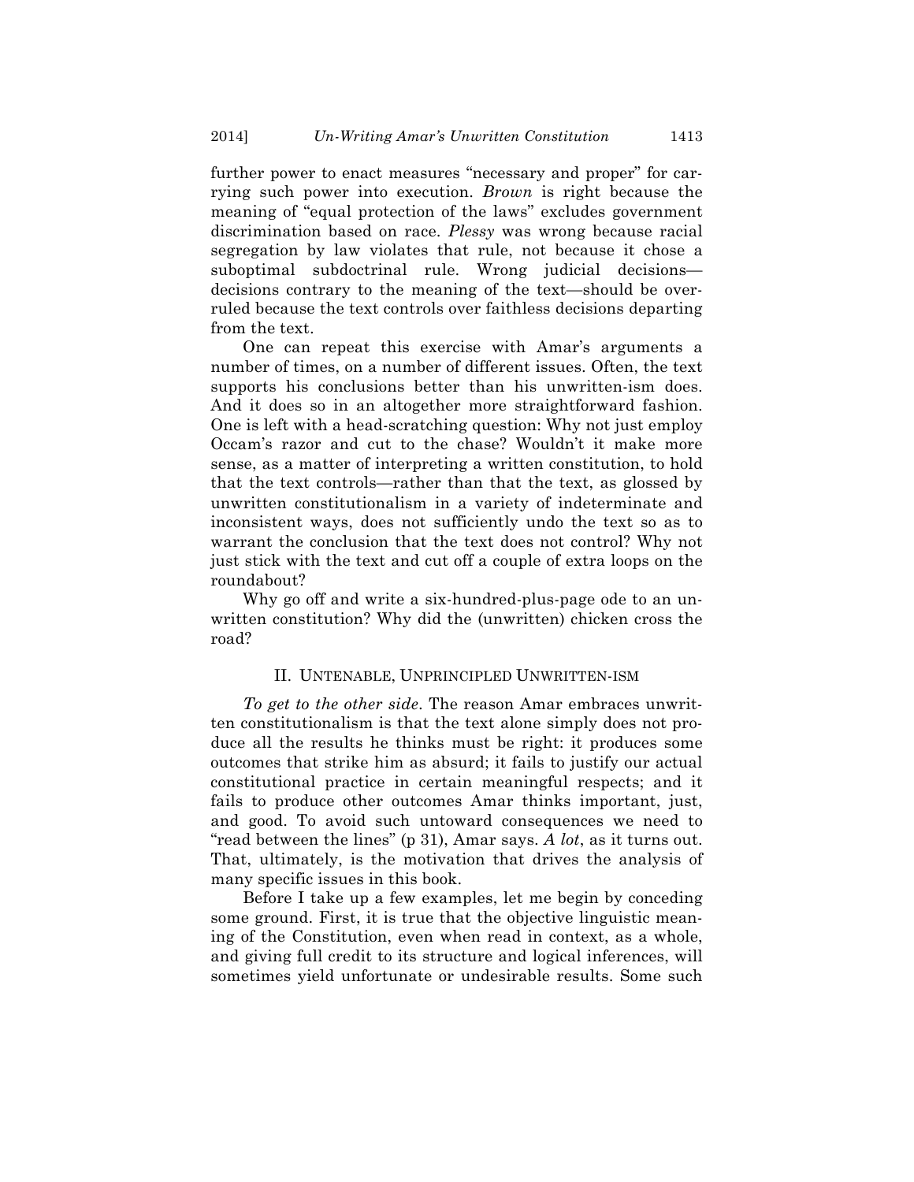further power to enact measures "necessary and proper" for carrying such power into execution. *Brown* is right because the meaning of "equal protection of the laws" excludes government discrimination based on race. *Plessy* was wrong because racial segregation by law violates that rule, not because it chose a suboptimal subdoctrinal rule. Wrong judicial decisions—decisions contrary to the meaning of the text—should be overruled because the text controls over faithless decisions departing from the text.

One can repeat this exercise with Amar's arguments a number of times, on a number of different issues. Often, the text supports his conclusions better than his unwritten-ism does. And it does so in an altogether more straightforward fashion. One is left with a head-scratching question: Why not just employ Occam's razor and cut to the chase? Wouldn't it make more sense, as a matter of interpreting a written constitution, to hold that the text controls—rather than that the text, as glossed by unwritten constitutionalism in a variety of indeterminate and inconsistent ways, does not sufficiently undo the text so as to warrant the conclusion that the text does not control? Why not just stick with the text and cut off a couple of extra loops on the roundabout?

Why go off and write a six-hundred-plus-page ode to an unwritten constitution? Why did the (unwritten) chicken cross the road?

## II. UNTENABLE, UNPRINCIPLED UNWRITTEN-ISM

*To get to the other side*. The reason Amar embraces unwritten constitutionalism is that the text alone simply does not produce all the results he thinks must be right: it produces some outcomes that strike him as absurd; it fails to justify our actual constitutional practice in certain meaningful respects; and it fails to produce other outcomes Amar thinks important, just, and good. To avoid such untoward consequences we need to "read between the lines" (p 31), Amar says. *A lot*, as it turns out. That, ultimately, is the motivation that drives the analysis of many specific issues in this book.

Before I take up a few examples, let me begin by conceding some ground. First, it is true that the objective linguistic meaning of the Constitution, even when read in context, as a whole, and giving full credit to its structure and logical inferences, will sometimes yield unfortunate or undesirable results. Some such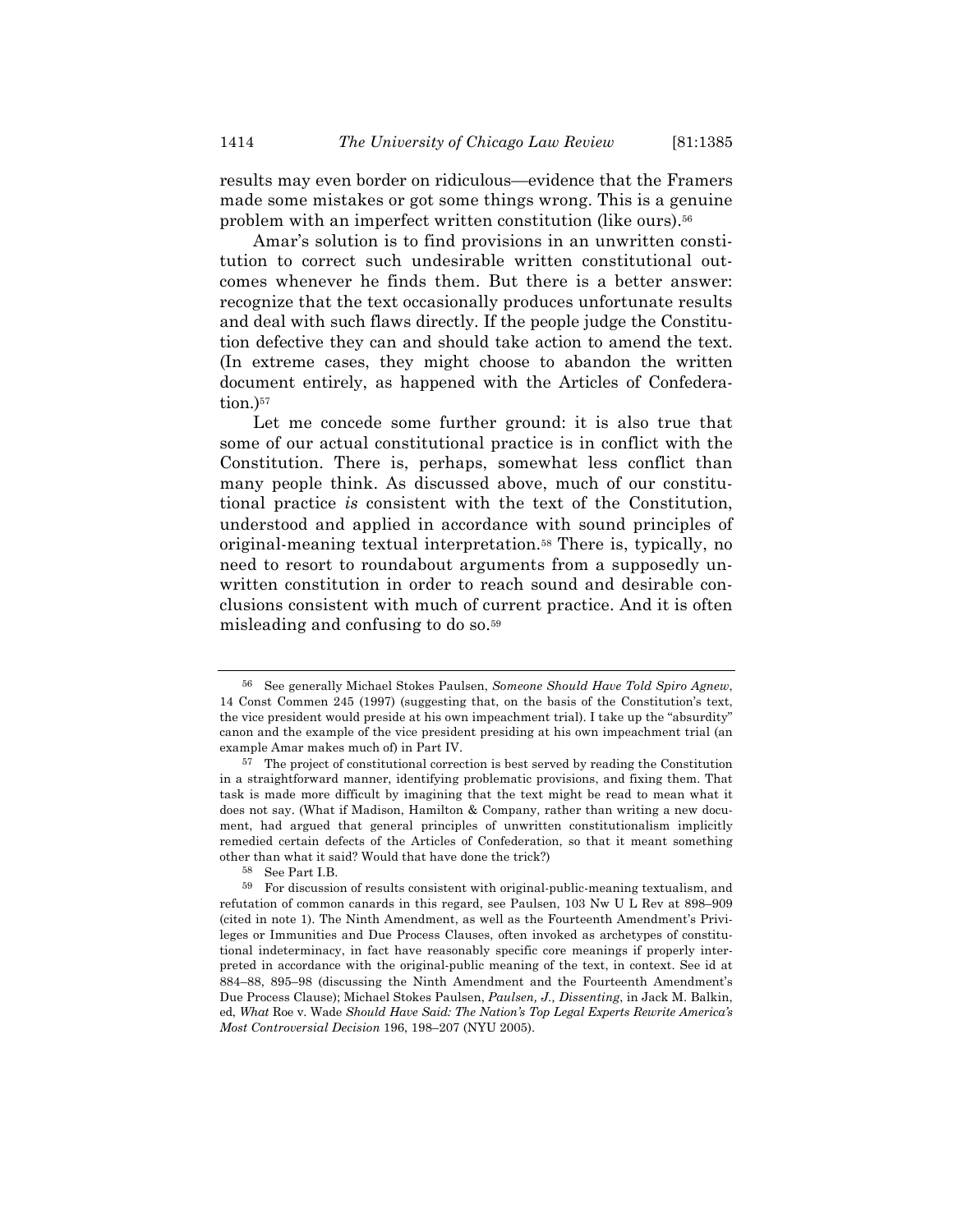results may even border on ridiculous—evidence that the Framers made some mistakes or got some things wrong. This is a genuine problem with an imperfect written constitution (like ours).[56]

Amar's solution is to find provisions in an unwritten constitution to correct such undesirable written constitutional outcomes whenever he finds them. But there is a better answer: recognize that the text occasionally produces unfortunate results and deal with such flaws directly. If the people judge the Constitution defective they can and should take action to amend the text. (In extreme cases, they might choose to abandon the written document entirely, as happened with the Articles of Confederation.)[57]

Let me concede some further ground: it is also true that some of our actual constitutional practice is in conflict with the Constitution. There is, perhaps, somewhat less conflict than many people think. As discussed above, much of our constitutional practice *is* consistent with the text of the Constitution, understood and applied in accordance with sound principles of original-meaning textual interpretation.[58] There is, typically, no need to resort to roundabout arguments from a supposedly unwritten constitution in order to reach sound and desirable conclusions consistent with much of current practice. And it is often misleading and confusing to do so.[59]

---

[56] See generally Michael Stokes Paulsen, *Someone Should Have Told Spiro Agnew*, 14 Const Commen 245 (1997) (suggesting that, on the basis of the Constitution's text, the vice president would preside at his own impeachment trial). I take up the "absurdity" canon and the example of the vice president presiding at his own impeachment trial (an example Amar makes much of) in Part IV.

[57] The project of constitutional correction is best served by reading the Constitution in a straightforward manner, identifying problematic provisions, and fixing them. That task is made more difficult by imagining that the text might be read to mean what it does not say. (What if Madison, Hamilton & Company, rather than writing a new document, had argued that general principles of unwritten constitutionalism implicitly remedied certain defects of the Articles of Confederation, so that it meant something other than what it said? Would that have done the trick?)

[58] See Part I.B.

[59] For discussion of results consistent with original-public-meaning textualism, and refutation of common canards in this regard, see Paulsen, 103 Nw U L Rev at 898–909 (cited in note 1). The Ninth Amendment, as well as the Fourteenth Amendment's Privileges or Immunities and Due Process Clauses, often invoked as archetypes of constitutional indeterminacy, in fact have reasonably specific core meanings if properly interpreted in accordance with the original-public meaning of the text, in context. See id at 884–88, 895–98 (discussing the Ninth Amendment and the Fourteenth Amendment's Due Process Clause); Michael Stokes Paulsen, *Paulsen, J., Dissenting*, in Jack M. Balkin, ed, *What* Roe v. Wade *Should Have Said: The Nation's Top Legal Experts Rewrite America's Most Controversial Decision* 196, 198–207 (NYU 2005).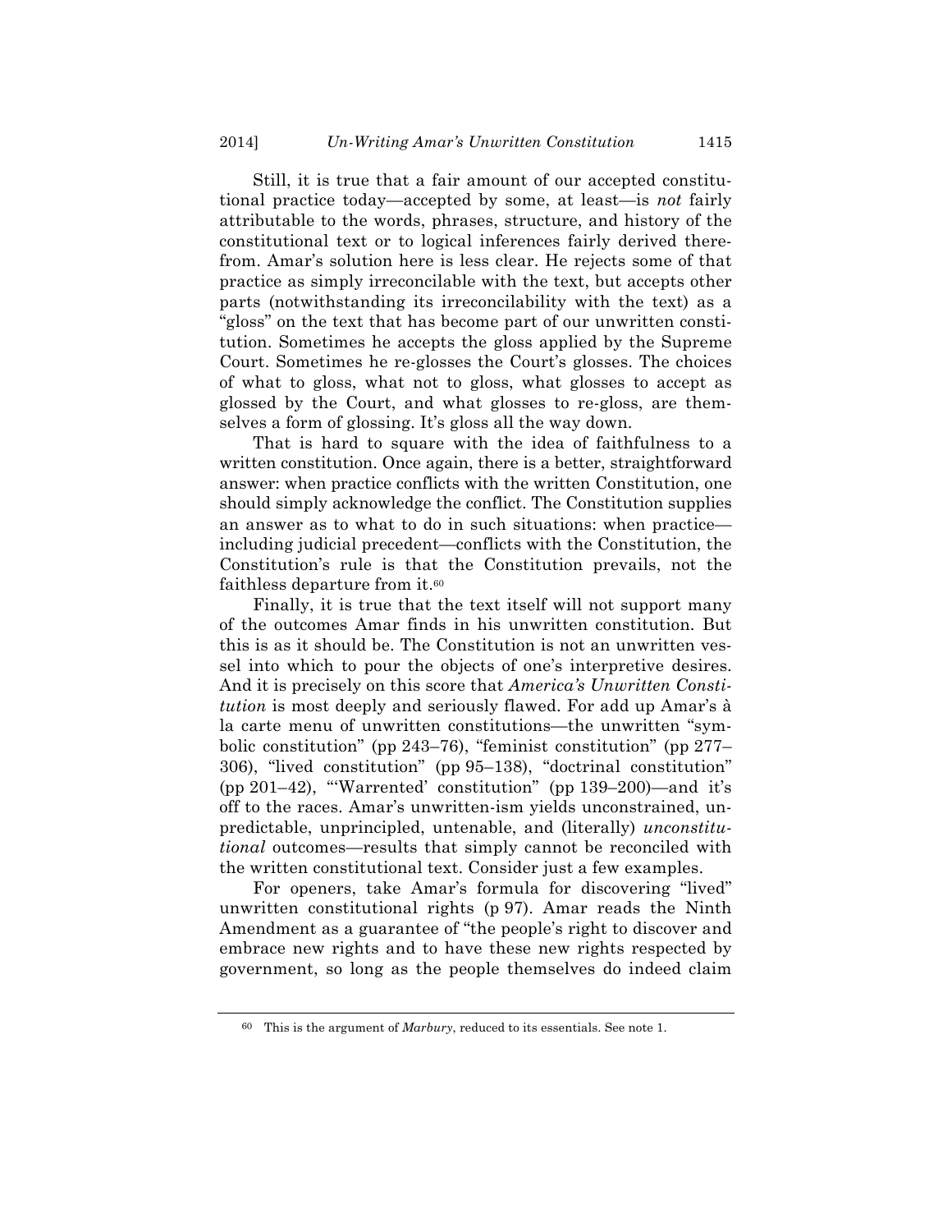Still, it is true that a fair amount of our accepted constitutional practice today—accepted by some, at least—is *not* fairly attributable to the words, phrases, structure, and history of the constitutional text or to logical inferences fairly derived therefrom. Amar's solution here is less clear. He rejects some of that practice as simply irreconcilable with the text, but accepts other parts (notwithstanding its irreconcilability with the text) as a "gloss" on the text that has become part of our unwritten constitution. Sometimes he accepts the gloss applied by the Supreme Court. Sometimes he re-glosses the Court's glosses. The choices of what to gloss, what not to gloss, what glosses to accept as glossed by the Court, and what glosses to re-gloss, are themselves a form of glossing. It's gloss all the way down.

That is hard to square with the idea of faithfulness to a written constitution. Once again, there is a better, straightforward answer: when practice conflicts with the written Constitution, one should simply acknowledge the conflict. The Constitution supplies an answer as to what to do in such situations: when practice—including judicial precedent—conflicts with the Constitution, the Constitution's rule is that the Constitution prevails, not the faithless departure from it.[60]

Finally, it is true that the text itself will not support many of the outcomes Amar finds in his unwritten constitution. But this is as it should be. The Constitution is not an unwritten vessel into which to pour the objects of one's interpretive desires. And it is precisely on this score that *America's Unwritten Constitution* is most deeply and seriously flawed. For add up Amar's à la carte menu of unwritten constitutions—the unwritten "symbolic constitution" (pp 243–76), "feminist constitution" (pp 277–306), "lived constitution" (pp 95–138), "doctrinal constitution" (pp 201–42), "'Warrented' constitution" (pp 139–200)—and it's off to the races. Amar's unwritten-ism yields unconstrained, unpredictable, unprincipled, untenable, and (literally) *unconstitutional* outcomes—results that simply cannot be reconciled with the written constitutional text. Consider just a few examples.

For openers, take Amar's formula for discovering "lived" unwritten constitutional rights (p 97). Amar reads the Ninth Amendment as a guarantee of "the people's right to discover and embrace new rights and to have these new rights respected by government, so long as the people themselves do indeed claim

---

[60] This is the argument of *Marbury*, reduced to its essentials. See note 1.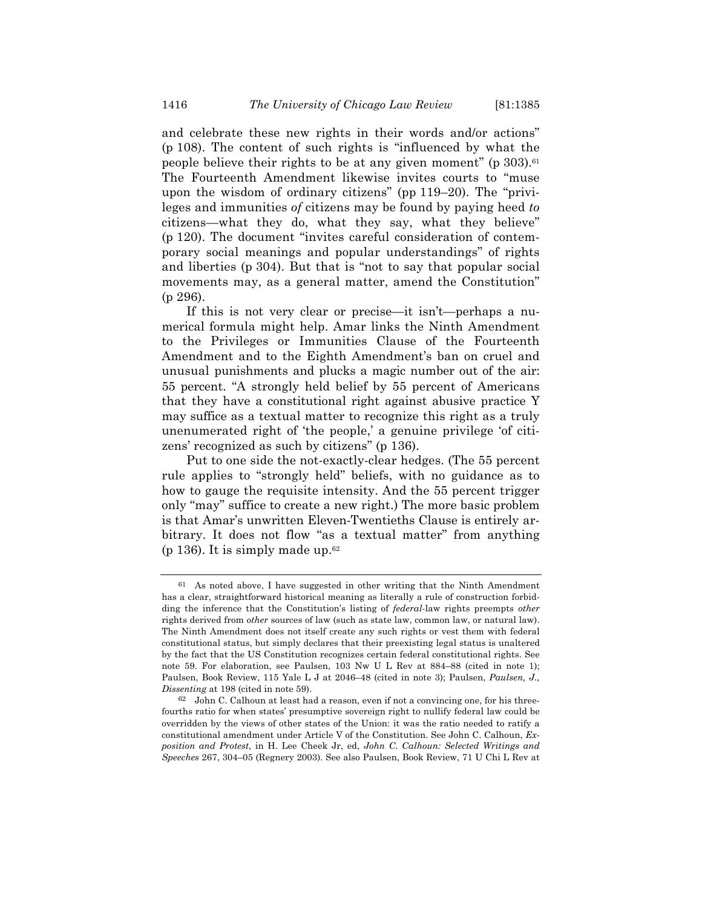and celebrate these new rights in their words and/or actions" (p 108). The content of such rights is "influenced by what the people believe their rights to be at any given moment" (p 303).[61] The Fourteenth Amendment likewise invites courts to "muse upon the wisdom of ordinary citizens" (pp 119–20). The "privileges and immunities *of* citizens may be found by paying heed *to* citizens—what they do, what they say, what they believe" (p 120). The document "invites careful consideration of contemporary social meanings and popular understandings" of rights and liberties (p 304). But that is "not to say that popular social movements may, as a general matter, amend the Constitution" (p 296).

If this is not very clear or precise—it isn't—perhaps a numerical formula might help. Amar links the Ninth Amendment to the Privileges or Immunities Clause of the Fourteenth Amendment and to the Eighth Amendment's ban on cruel and unusual punishments and plucks a magic number out of the air: 55 percent. "A strongly held belief by 55 percent of Americans that they have a constitutional right against abusive practice Y may suffice as a textual matter to recognize this right as a truly unenumerated right of 'the people,' a genuine privilege 'of citizens' recognized as such by citizens" (p 136).

Put to one side the not-exactly-clear hedges. (The 55 percent rule applies to "strongly held" beliefs, with no guidance as to how to gauge the requisite intensity. And the 55 percent trigger only "may" suffice to create a new right.) The more basic problem is that Amar's unwritten Eleven-Twentieths Clause is entirely arbitrary. It does not flow "as a textual matter" from anything (p 136). It is simply made up.[62]

---

[61] As noted above, I have suggested in other writing that the Ninth Amendment has a clear, straightforward historical meaning as literally a rule of construction forbidding the inference that the Constitution's listing of *federal*-law rights preempts *other* rights derived from *other* sources of law (such as state law, common law, or natural law). The Ninth Amendment does not itself create any such rights or vest them with federal constitutional status, but simply declares that their preexisting legal status is unaltered by the fact that the US Constitution recognizes certain federal constitutional rights. See note 59. For elaboration, see Paulsen, 103 Nw U L Rev at 884–88 (cited in note 1); Paulsen, Book Review, 115 Yale L J at 2046–48 (cited in note 3); Paulsen, *Paulsen, J., Dissenting* at 198 (cited in note 59).

[62] John C. Calhoun at least had a reason, even if not a convincing one, for his three-fourths ratio for when states' presumptive sovereign right to nullify federal law could be overridden by the views of other states of the Union: it was the ratio needed to ratify a constitutional amendment under Article V of the Constitution. See John C. Calhoun, *Exposition and Protest*, in H. Lee Cheek Jr, ed, *John C. Calhoun: Selected Writings and Speeches* 267, 304–05 (Regnery 2003). See also Paulsen, Book Review, 71 U Chi L Rev at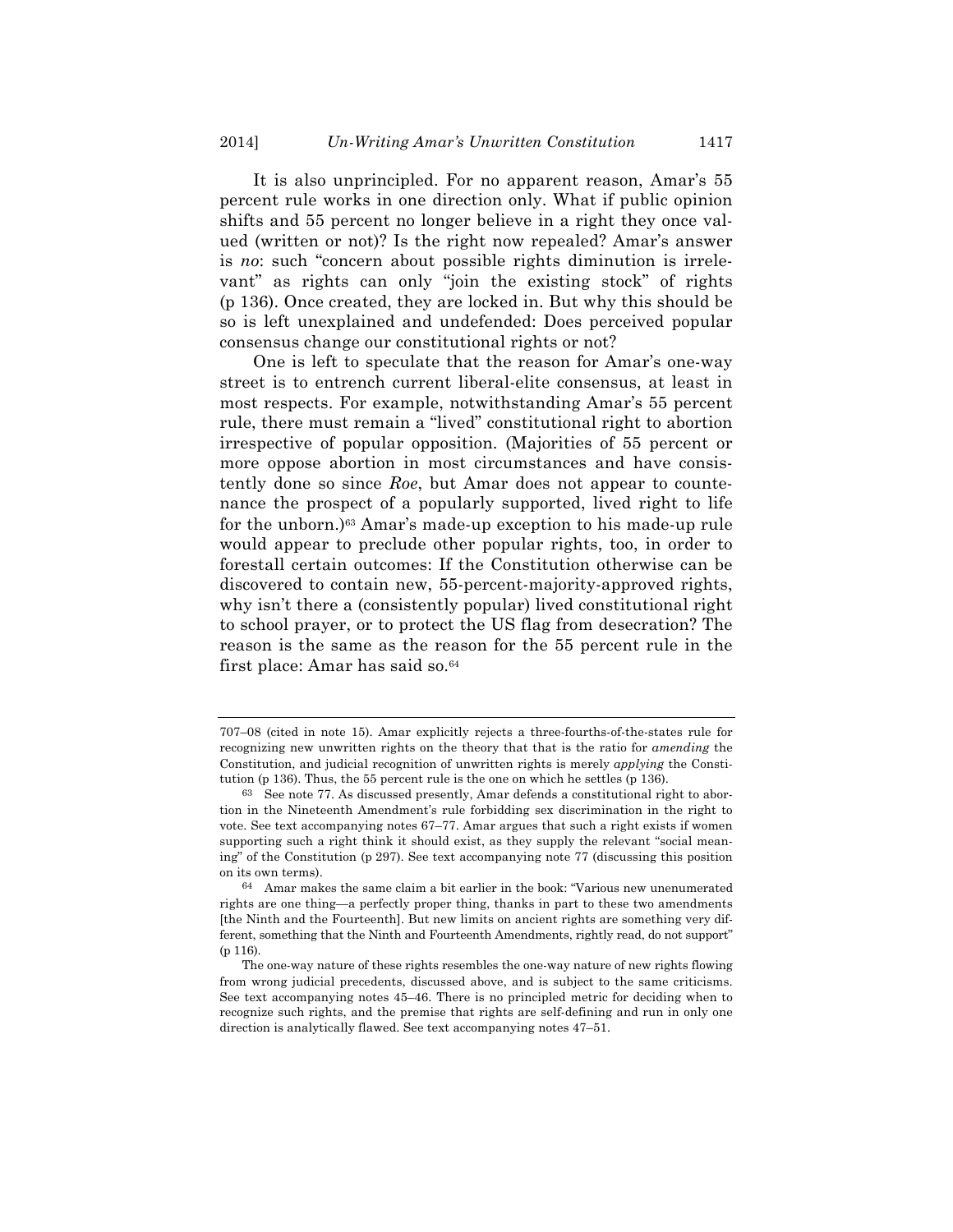It is also unprincipled. For no apparent reason, Amar's 55 percent rule works in one direction only. What if public opinion shifts and 55 percent no longer believe in a right they once valued (written or not)? Is the right now repealed? Amar's answer is *no*: such "concern about possible rights diminution is irrelevant" as rights can only "join the existing stock" of rights (p 136). Once created, they are locked in. But why this should be so is left unexplained and undefended: Does perceived popular consensus change our constitutional rights or not?

One is left to speculate that the reason for Amar's one-way street is to entrench current liberal-elite consensus, at least in most respects. For example, notwithstanding Amar's 55 percent rule, there must remain a "lived" constitutional right to abortion irrespective of popular opposition. (Majorities of 55 percent or more oppose abortion in most circumstances and have consistently done so since *Roe*, but Amar does not appear to countenance the prospect of a popularly supported, lived right to life for the unborn.)[63] Amar's made-up exception to his made-up rule would appear to preclude other popular rights, too, in order to forestall certain outcomes: If the Constitution otherwise can be discovered to contain new, 55-percent-majority-approved rights, why isn't there a (consistently popular) lived constitutional right to school prayer, or to protect the US flag from desecration? The reason is the same as the reason for the 55 percent rule in the first place: Amar has said so.[64]

---

707–08 (cited in note 15). Amar explicitly rejects a three-fourths-of-the-states rule for recognizing new unwritten rights on the theory that that is the ratio for *amending* the Constitution, and judicial recognition of unwritten rights is merely *applying* the Constitution (p 136). Thus, the 55 percent rule is the one on which he settles (p 136).

[63] See note 77. As discussed presently, Amar defends a constitutional right to abortion in the Nineteenth Amendment's rule forbidding sex discrimination in the right to vote. See text accompanying notes 67–77. Amar argues that such a right exists if women supporting such a right think it should exist, as they supply the relevant "social meaning" of the Constitution (p 297). See text accompanying note 77 (discussing this position on its own terms).

[64] Amar makes the same claim a bit earlier in the book: "Various new unenumerated rights are one thing—a perfectly proper thing, thanks in part to these two amendments [the Ninth and the Fourteenth]. But new limits on ancient rights are something very different, something that the Ninth and Fourteenth Amendments, rightly read, do not support" (p 116).

The one-way nature of these rights resembles the one-way nature of new rights flowing from wrong judicial precedents, discussed above, and is subject to the same criticisms. See text accompanying notes 45–46. There is no principled metric for deciding when to recognize such rights, and the premise that rights are self-defining and run in only one direction is analytically flawed. See text accompanying notes 47–51.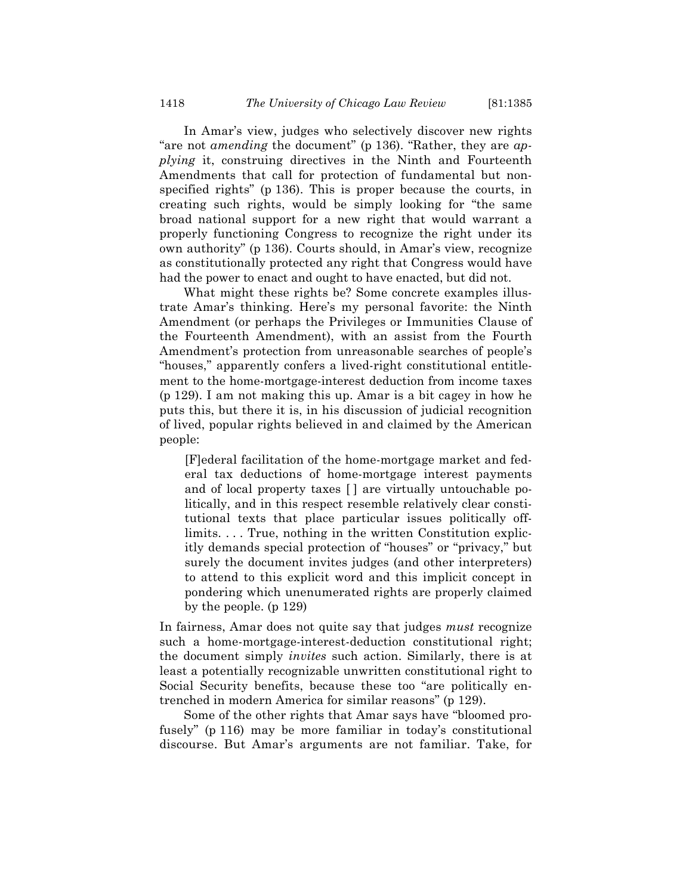In Amar's view, judges who selectively discover new rights "are not *amending* the document" (p 136). "Rather, they are *applying* it, construing directives in the Ninth and Fourteenth Amendments that call for protection of fundamental but non-specified rights" (p 136). This is proper because the courts, in creating such rights, would be simply looking for "the same broad national support for a new right that would warrant a properly functioning Congress to recognize the right under its own authority" (p 136). Courts should, in Amar's view, recognize as constitutionally protected any right that Congress would have had the power to enact and ought to have enacted, but did not.

What might these rights be? Some concrete examples illustrate Amar's thinking. Here's my personal favorite: the Ninth Amendment (or perhaps the Privileges or Immunities Clause of the Fourteenth Amendment), with an assist from the Fourth Amendment's protection from unreasonable searches of people's "houses," apparently confers a lived-right constitutional entitlement to the home-mortgage-interest deduction from income taxes (p 129). I am not making this up. Amar is a bit cagey in how he puts this, but there it is, in his discussion of judicial recognition of lived, popular rights believed in and claimed by the American people:

> [F]ederal facilitation of the home-mortgage market and federal tax deductions of home-mortgage interest payments and of local property taxes [ ] are virtually untouchable politically, and in this respect resemble relatively clear constitutional texts that place particular issues politically off-limits. . . . True, nothing in the written Constitution explicitly demands special protection of "houses" or "privacy," but surely the document invites judges (and other interpreters) to attend to this explicit word and this implicit concept in pondering which unenumerated rights are properly claimed by the people. (p 129)

In fairness, Amar does not quite say that judges *must* recognize such a home-mortgage-interest-deduction constitutional right; the document simply *invites* such action. Similarly, there is at least a potentially recognizable unwritten constitutional right to Social Security benefits, because these too "are politically entrenched in modern America for similar reasons" (p 129).

Some of the other rights that Amar says have "bloomed profusely" (p 116) may be more familiar in today's constitutional discourse. But Amar's arguments are not familiar. Take, for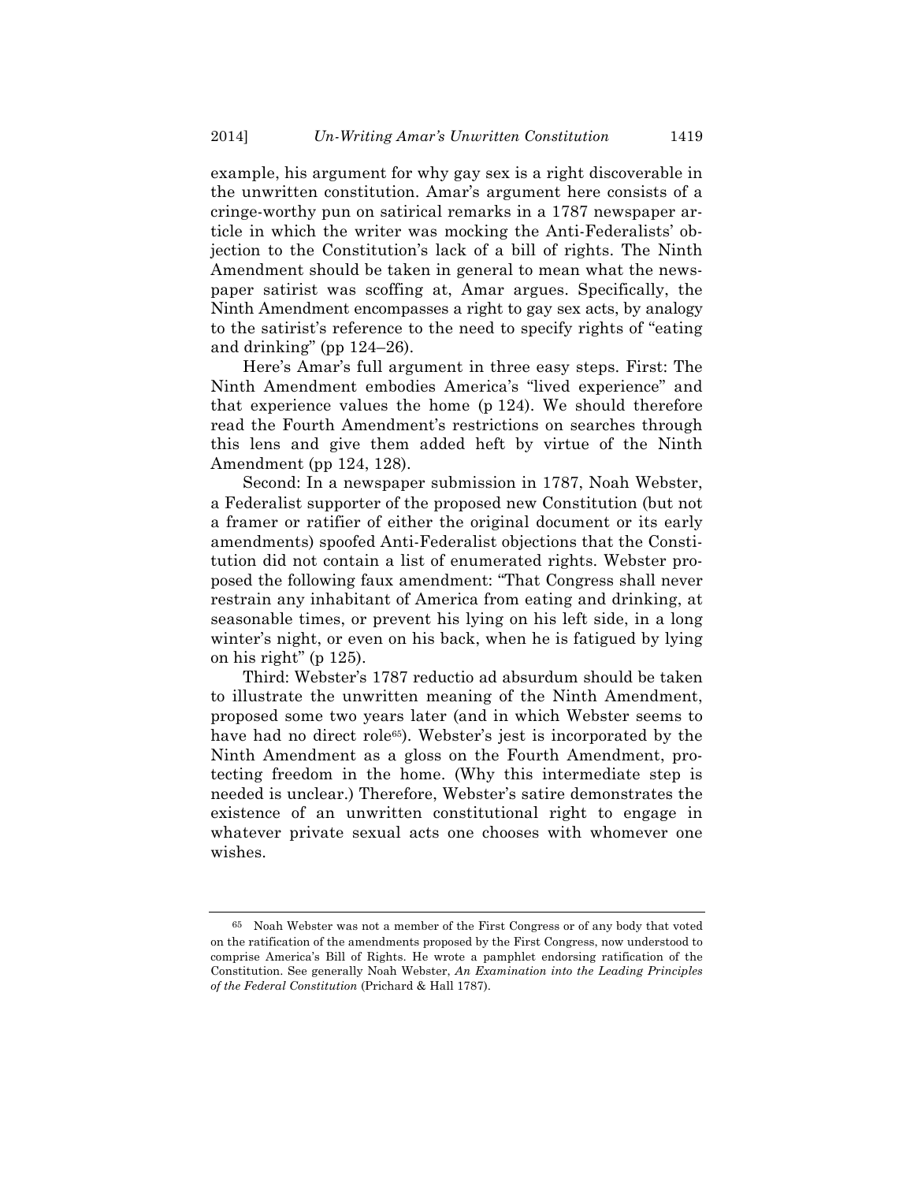example, his argument for why gay sex is a right discoverable in the unwritten constitution. Amar's argument here consists of a cringe-worthy pun on satirical remarks in a 1787 newspaper article in which the writer was mocking the Anti-Federalists' objection to the Constitution's lack of a bill of rights. The Ninth Amendment should be taken in general to mean what the newspaper satirist was scoffing at, Amar argues. Specifically, the Ninth Amendment encompasses a right to gay sex acts, by analogy to the satirist's reference to the need to specify rights of "eating and drinking" (pp 124–26).

Here's Amar's full argument in three easy steps. First: The Ninth Amendment embodies America's "lived experience" and that experience values the home (p 124). We should therefore read the Fourth Amendment's restrictions on searches through this lens and give them added heft by virtue of the Ninth Amendment (pp 124, 128).

Second: In a newspaper submission in 1787, Noah Webster, a Federalist supporter of the proposed new Constitution (but not a framer or ratifier of either the original document or its early amendments) spoofed Anti-Federalist objections that the Constitution did not contain a list of enumerated rights. Webster proposed the following faux amendment: "That Congress shall never restrain any inhabitant of America from eating and drinking, at seasonable times, or prevent his lying on his left side, in a long winter's night, or even on his back, when he is fatigued by lying on his right" (p 125).

Third: Webster's 1787 reductio ad absurdum should be taken to illustrate the unwritten meaning of the Ninth Amendment, proposed some two years later (and in which Webster seems to have had no direct role[65]). Webster's jest is incorporated by the Ninth Amendment as a gloss on the Fourth Amendment, protecting freedom in the home. (Why this intermediate step is needed is unclear.) Therefore, Webster's satire demonstrates the existence of an unwritten constitutional right to engage in whatever private sexual acts one chooses with whomever one wishes.

---

[65] Noah Webster was not a member of the First Congress or of any body that voted on the ratification of the amendments proposed by the First Congress, now understood to comprise America's Bill of Rights. He wrote a pamphlet endorsing ratification of the Constitution. See generally Noah Webster, *An Examination into the Leading Principles of the Federal Constitution* (Prichard & Hall 1787).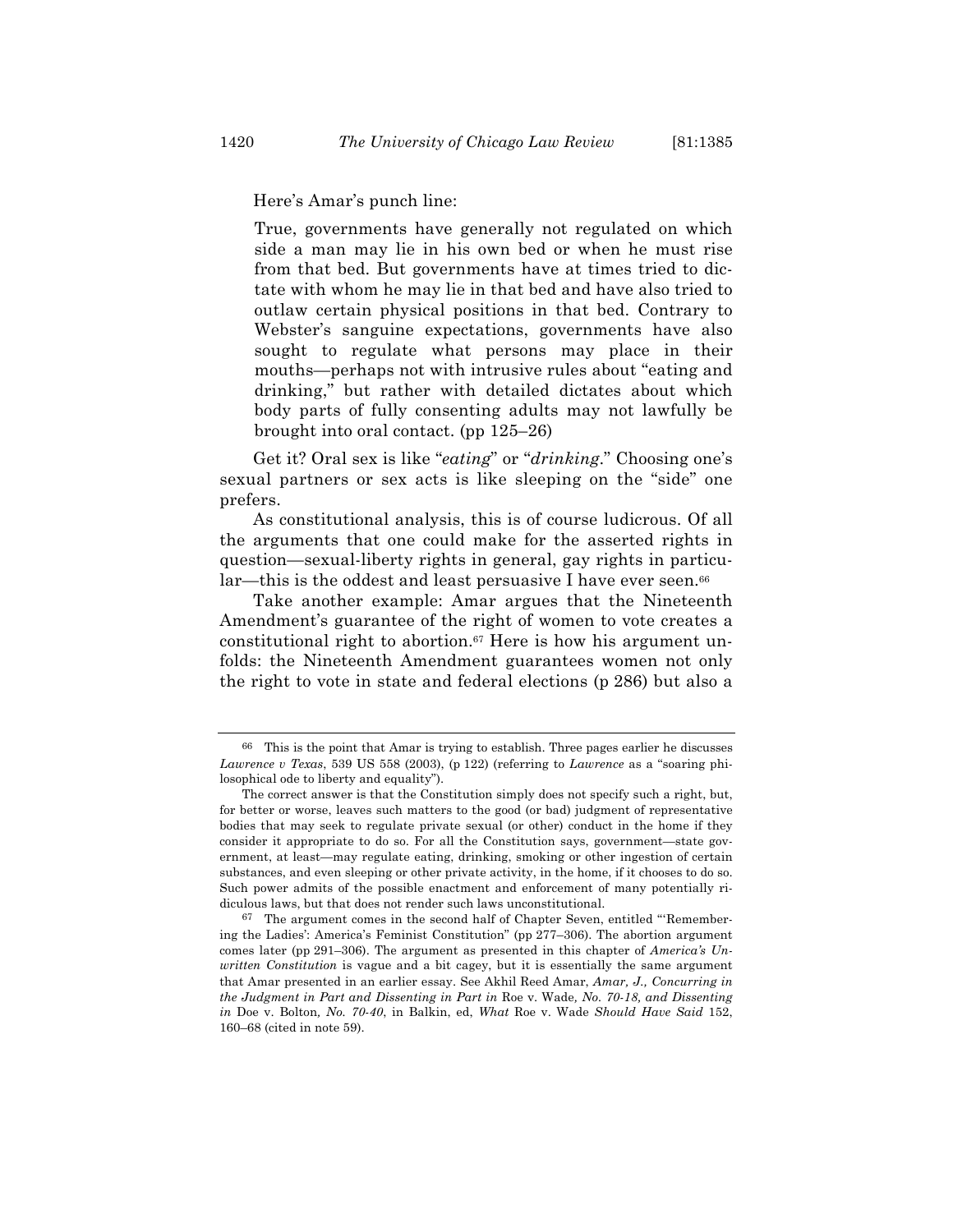Here's Amar's punch line:

> True, governments have generally not regulated on which side a man may lie in his own bed or when he must rise from that bed. But governments have at times tried to dictate with whom he may lie in that bed and have also tried to outlaw certain physical positions in that bed. Contrary to Webster's sanguine expectations, governments have also sought to regulate what persons may place in their mouths—perhaps not with intrusive rules about "eating and drinking," but rather with detailed dictates about which body parts of fully consenting adults may not lawfully be brought into oral contact. (pp 125–26)

Get it? Oral sex is like "*eating*" or "*drinking*." Choosing one's sexual partners or sex acts is like sleeping on the "side" one prefers.

As constitutional analysis, this is of course ludicrous. Of all the arguments that one could make for the asserted rights in question—sexual-liberty rights in general, gay rights in particular—this is the oddest and least persuasive I have ever seen.[66]

Take another example: Amar argues that the Nineteenth Amendment's guarantee of the right of women to vote creates a constitutional right to abortion.[67] Here is how his argument unfolds: the Nineteenth Amendment guarantees women not only the right to vote in state and federal elections (p 286) but also a

---

[66] This is the point that Amar is trying to establish. Three pages earlier he discusses *Lawrence v Texas*, 539 US 558 (2003), (p 122) (referring to *Lawrence* as a "soaring philosophical ode to liberty and equality").

The correct answer is that the Constitution simply does not specify such a right, but, for better or worse, leaves such matters to the good (or bad) judgment of representative bodies that may seek to regulate private sexual (or other) conduct in the home if they consider it appropriate to do so. For all the Constitution says, government—state government, at least—may regulate eating, drinking, smoking or other ingestion of certain substances, and even sleeping or other private activity, in the home, if it chooses to do so. Such power admits of the possible enactment and enforcement of many potentially ridiculous laws, but that does not render such laws unconstitutional.

[67] The argument comes in the second half of Chapter Seven, entitled "'Remembering the Ladies': America's Feminist Constitution" (pp 277–306). The abortion argument comes later (pp 291–306). The argument as presented in this chapter of *America's Unwritten Constitution* is vague and a bit cagey, but it is essentially the same argument that Amar presented in an earlier essay. See Akhil Reed Amar, *Amar, J., Concurring in the Judgment in Part and Dissenting in Part in* Roe v. Wade*, No. 70-18, and Dissenting in* Doe v. Bolton*, No. 70-40*, in Balkin, ed, *What* Roe v. Wade *Should Have Said* 152, 160–68 (cited in note 59).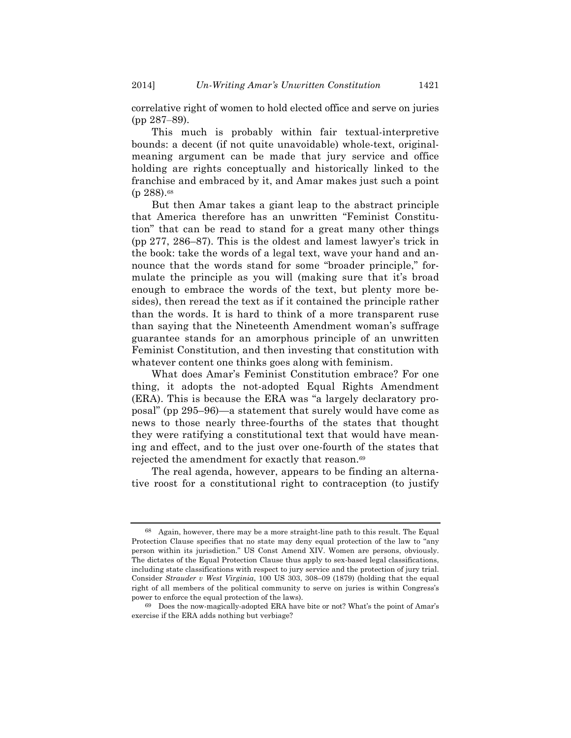correlative right of women to hold elected office and serve on juries (pp 287–89).

This much is probably within fair textual-interpretive bounds: a decent (if not quite unavoidable) whole-text, original-meaning argument can be made that jury service and office holding are rights conceptually and historically linked to the franchise and embraced by it, and Amar makes just such a point (p 288).[68]

But then Amar takes a giant leap to the abstract principle that America therefore has an unwritten "Feminist Constitution" that can be read to stand for a great many other things (pp 277, 286–87). This is the oldest and lamest lawyer's trick in the book: take the words of a legal text, wave your hand and announce that the words stand for some "broader principle," formulate the principle as you will (making sure that it's broad enough to embrace the words of the text, but plenty more besides), then reread the text as if it contained the principle rather than the words. It is hard to think of a more transparent ruse than saying that the Nineteenth Amendment woman's suffrage guarantee stands for an amorphous principle of an unwritten Feminist Constitution, and then investing that constitution with whatever content one thinks goes along with feminism.

What does Amar's Feminist Constitution embrace? For one thing, it adopts the not-adopted Equal Rights Amendment (ERA). This is because the ERA was "a largely declaratory proposal" (pp 295–96)—a statement that surely would have come as news to those nearly three-fourths of the states that thought they were ratifying a constitutional text that would have meaning and effect, and to the just over one-fourth of the states that rejected the amendment for exactly that reason.[69]

The real agenda, however, appears to be finding an alternative roost for a constitutional right to contraception (to justify

---

[68] Again, however, there may be a more straight-line path to this result. The Equal Protection Clause specifies that no state may deny equal protection of the law to "any person within its jurisdiction." US Const Amend XIV. Women are persons, obviously. The dictates of the Equal Protection Clause thus apply to sex-based legal classifications, including state classifications with respect to jury service and the protection of jury trial. Consider *Strauder v West Virginia*, 100 US 303, 308–09 (1879) (holding that the equal right of all members of the political community to serve on juries is within Congress's power to enforce the equal protection of the laws).

[69] Does the now-magically-adopted ERA have bite or not? What's the point of Amar's exercise if the ERA adds nothing but verbiage?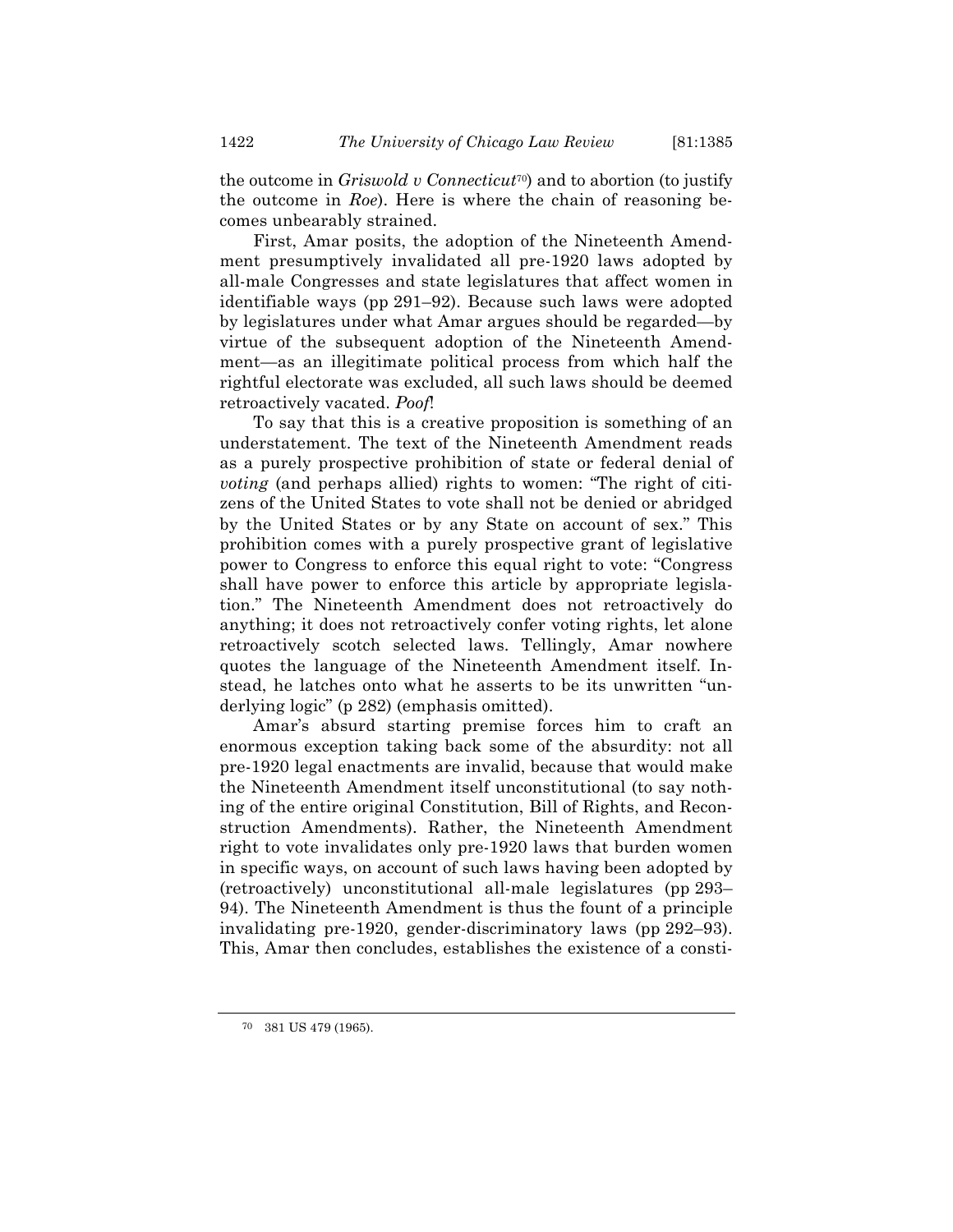the outcome in *Griswold v Connecticut*[70]) and to abortion (to justify the outcome in *Roe*). Here is where the chain of reasoning becomes unbearably strained.

First, Amar posits, the adoption of the Nineteenth Amendment presumptively invalidated all pre-1920 laws adopted by all-male Congresses and state legislatures that affect women in identifiable ways (pp 291–92). Because such laws were adopted by legislatures under what Amar argues should be regarded—by virtue of the subsequent adoption of the Nineteenth Amendment—as an illegitimate political process from which half the rightful electorate was excluded, all such laws should be deemed retroactively vacated. *Poof*!

To say that this is a creative proposition is something of an understatement. The text of the Nineteenth Amendment reads as a purely prospective prohibition of state or federal denial of *voting* (and perhaps allied) rights to women: "The right of citizens of the United States to vote shall not be denied or abridged by the United States or by any State on account of sex." This prohibition comes with a purely prospective grant of legislative power to Congress to enforce this equal right to vote: "Congress shall have power to enforce this article by appropriate legislation." The Nineteenth Amendment does not retroactively do anything; it does not retroactively confer voting rights, let alone retroactively scotch selected laws. Tellingly, Amar nowhere quotes the language of the Nineteenth Amendment itself. Instead, he latches onto what he asserts to be its unwritten "underlying logic" (p 282) (emphasis omitted).

Amar's absurd starting premise forces him to craft an enormous exception taking back some of the absurdity: not all pre-1920 legal enactments are invalid, because that would make the Nineteenth Amendment itself unconstitutional (to say nothing of the entire original Constitution, Bill of Rights, and Reconstruction Amendments). Rather, the Nineteenth Amendment right to vote invalidates only pre-1920 laws that burden women in specific ways, on account of such laws having been adopted by (retroactively) unconstitutional all-male legislatures (pp 293–94). The Nineteenth Amendment is thus the fount of a principle invalidating pre-1920, gender-discriminatory laws (pp 292–93). This, Amar then concludes, establishes the existence of a consti-

---

[70] 381 US 479 (1965).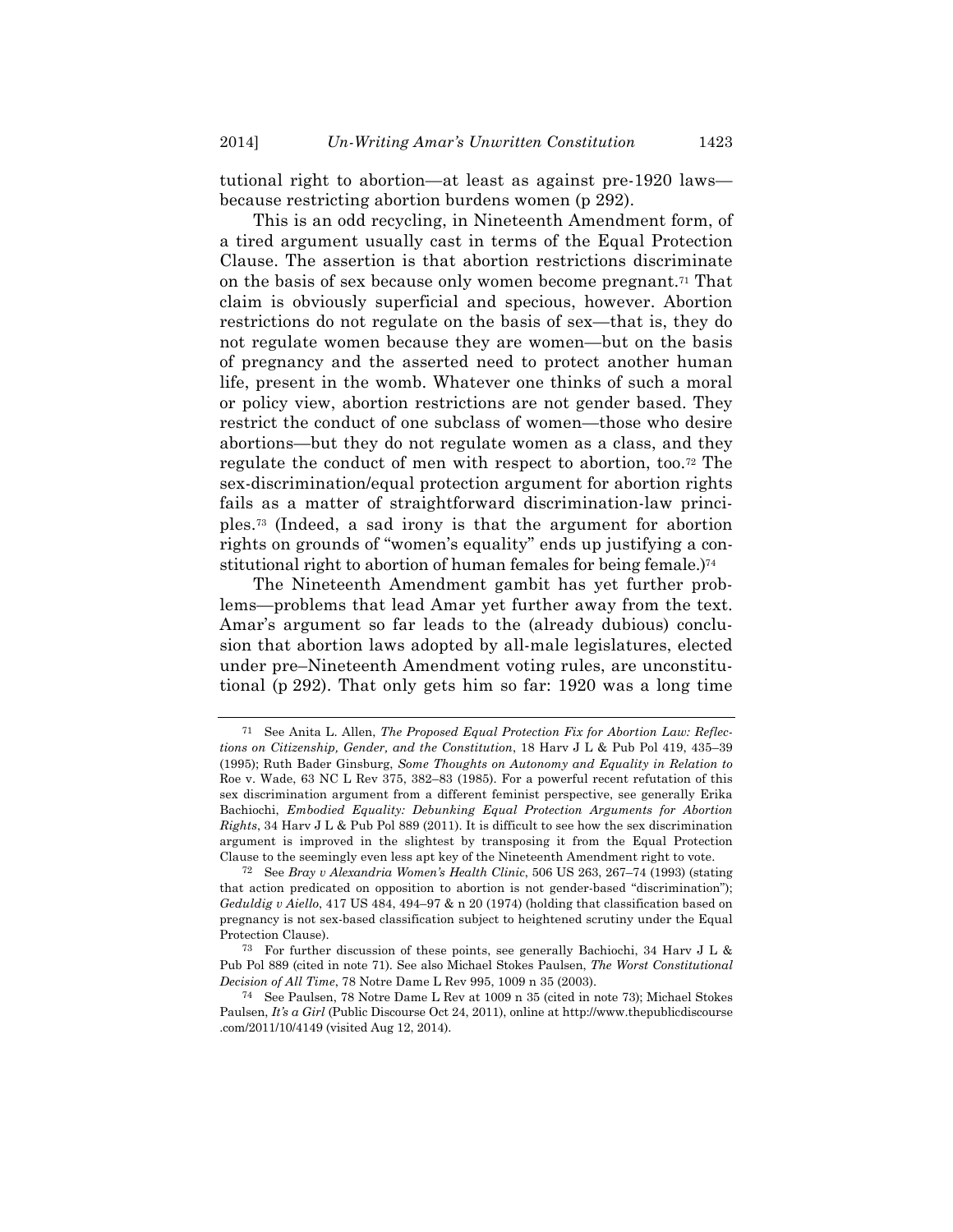tutional right to abortion—at least as against pre-1920 laws—because restricting abortion burdens women (p 292).

This is an odd recycling, in Nineteenth Amendment form, of a tired argument usually cast in terms of the Equal Protection Clause. The assertion is that abortion restrictions discriminate on the basis of sex because only women become pregnant.[71] That claim is obviously superficial and specious, however. Abortion restrictions do not regulate on the basis of sex—that is, they do not regulate women because they are women—but on the basis of pregnancy and the asserted need to protect another human life, present in the womb. Whatever one thinks of such a moral or policy view, abortion restrictions are not gender based. They restrict the conduct of one subclass of women—those who desire abortions—but they do not regulate women as a class, and they regulate the conduct of men with respect to abortion, too.[72] The sex-discrimination/equal protection argument for abortion rights fails as a matter of straightforward discrimination-law principles.[73] (Indeed, a sad irony is that the argument for abortion rights on grounds of "women's equality" ends up justifying a constitutional right to abortion of human females for being female.)[74]

The Nineteenth Amendment gambit has yet further problems—problems that lead Amar yet further away from the text. Amar's argument so far leads to the (already dubious) conclusion that abortion laws adopted by all-male legislatures, elected under pre–Nineteenth Amendment voting rules, are unconstitutional (p 292). That only gets him so far: 1920 was a long time

---

71 See Anita L. Allen, *The Proposed Equal Protection Fix for Abortion Law: Reflections on Citizenship, Gender, and the Constitution*, 18 Harv J L & Pub Pol 419, 435–39 (1995); Ruth Bader Ginsburg, *Some Thoughts on Autonomy and Equality in Relation to* Roe v. Wade, 63 NC L Rev 375, 382–83 (1985). For a powerful recent refutation of this sex discrimination argument from a different feminist perspective, see generally Erika Bachiochi, *Embodied Equality: Debunking Equal Protection Arguments for Abortion Rights*, 34 Harv J L & Pub Pol 889 (2011). It is difficult to see how the sex discrimination argument is improved in the slightest by transposing it from the Equal Protection Clause to the seemingly even less apt key of the Nineteenth Amendment right to vote.

72 See *Bray v Alexandria Women's Health Clinic*, 506 US 263, 267–74 (1993) (stating that action predicated on opposition to abortion is not gender-based "discrimination"); *Geduldig v Aiello*, 417 US 484, 494–97 & n 20 (1974) (holding that classification based on pregnancy is not sex-based classification subject to heightened scrutiny under the Equal Protection Clause).

73 For further discussion of these points, see generally Bachiochi, 34 Harv J L & Pub Pol 889 (cited in note 71). See also Michael Stokes Paulsen, *The Worst Constitutional Decision of All Time*, 78 Notre Dame L Rev 995, 1009 n 35 (2003).

74 See Paulsen, 78 Notre Dame L Rev at 1009 n 35 (cited in note 73); Michael Stokes Paulsen, *It's a Girl* (Public Discourse Oct 24, 2011), online at http://www.thepublicdiscourse.com/2011/10/4149 (visited Aug 12, 2014).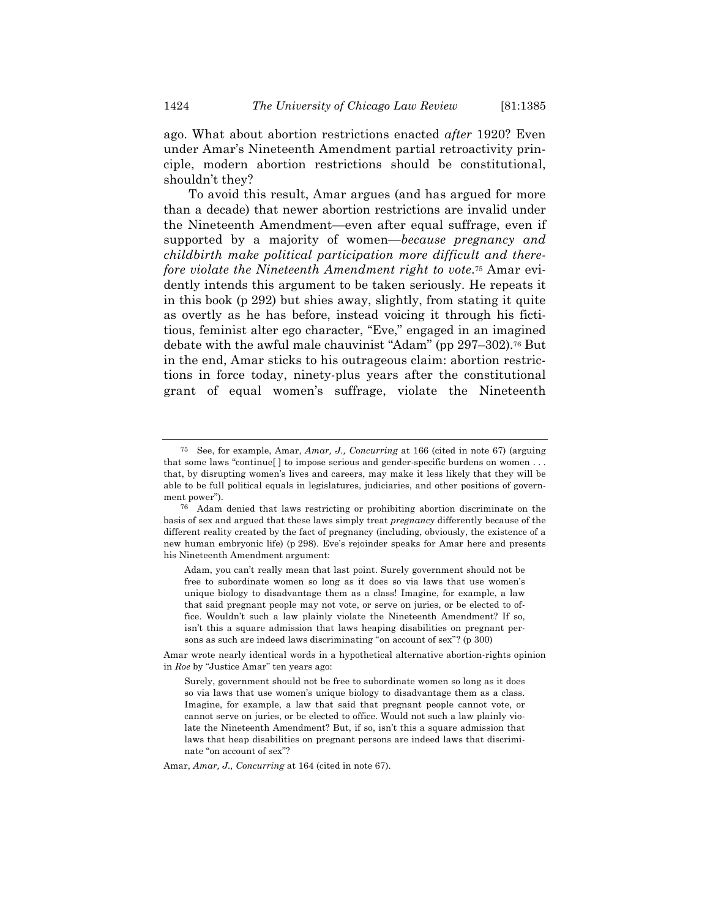ago. What about abortion restrictions enacted *after* 1920? Even under Amar's Nineteenth Amendment partial retroactivity principle, modern abortion restrictions should be constitutional, shouldn't they?

To avoid this result, Amar argues (and has argued for more than a decade) that newer abortion restrictions are invalid under the Nineteenth Amendment—even after equal suffrage, even if supported by a majority of women—*because pregnancy and childbirth make political participation more difficult and therefore violate the Nineteenth Amendment right to vote*.[75] Amar evidently intends this argument to be taken seriously. He repeats it in this book (p 292) but shies away, slightly, from stating it quite as overtly as he has before, instead voicing it through his fictitious, feminist alter ego character, "Eve," engaged in an imagined debate with the awful male chauvinist "Adam" (pp 297–302).[76] But in the end, Amar sticks to his outrageous claim: abortion restrictions in force today, ninety-plus years after the constitutional grant of equal women's suffrage, violate the Nineteenth

---

[75] See, for example, Amar, *Amar, J., Concurring* at 166 (cited in note 67) (arguing that some laws "continue[ ] to impose serious and gender-specific burdens on women . . . that, by disrupting women's lives and careers, may make it less likely that they will be able to be full political equals in legislatures, judiciaries, and other positions of government power").

[76] Adam denied that laws restricting or prohibiting abortion discriminate on the basis of sex and argued that these laws simply treat *pregnancy* differently because of the different reality created by the fact of pregnancy (including, obviously, the existence of a new human embryonic life) (p 298). Eve's rejoinder speaks for Amar here and presents his Nineteenth Amendment argument:

> Adam, you can't really mean that last point. Surely government should not be free to subordinate women so long as it does so via laws that use women's unique biology to disadvantage them as a class! Imagine, for example, a law that said pregnant people may not vote, or serve on juries, or be elected to office. Wouldn't such a law plainly violate the Nineteenth Amendment? If so, isn't this a square admission that laws heaping disabilities on pregnant persons as such are indeed laws discriminating "on account of sex"? (p 300)

Amar wrote nearly identical words in a hypothetical alternative abortion-rights opinion in *Roe* by "Justice Amar" ten years ago:

> Surely, government should not be free to subordinate women so long as it does so via laws that use women's unique biology to disadvantage them as a class. Imagine, for example, a law that said that pregnant people cannot vote, or cannot serve on juries, or be elected to office. Would not such a law plainly violate the Nineteenth Amendment? But, if so, isn't this a square admission that laws that heap disabilities on pregnant persons are indeed laws that discriminate "on account of sex"?

Amar, *Amar, J., Concurring* at 164 (cited in note 67).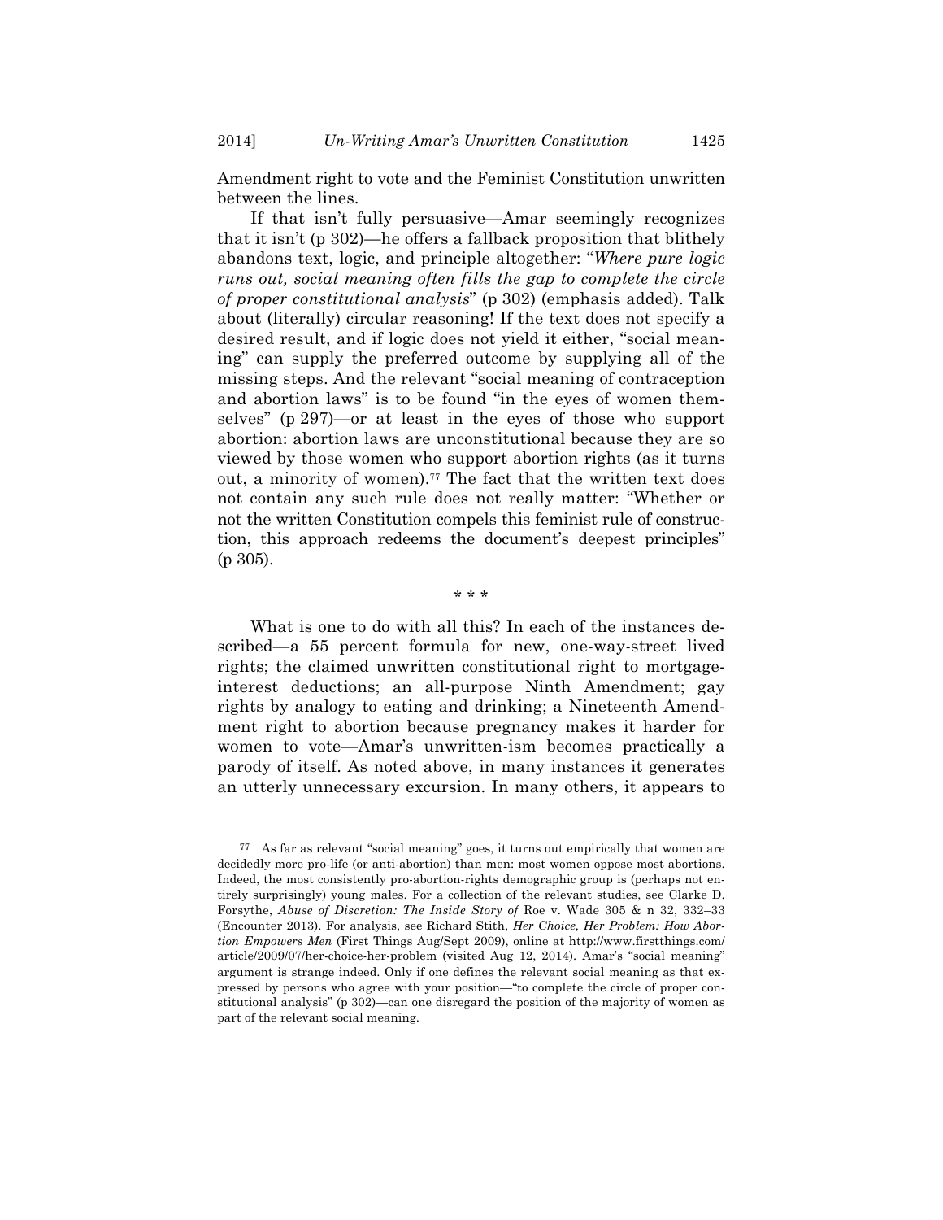Amendment right to vote and the Feminist Constitution unwritten between the lines.

If that isn't fully persuasive—Amar seemingly recognizes that it isn't (p 302)—he offers a fallback proposition that blithely abandons text, logic, and principle altogether: "*Where pure logic runs out, social meaning often fills the gap to complete the circle of proper constitutional analysis*" (p 302) (emphasis added). Talk about (literally) circular reasoning! If the text does not specify a desired result, and if logic does not yield it either, "social meaning" can supply the preferred outcome by supplying all of the missing steps. And the relevant "social meaning of contraception and abortion laws" is to be found "in the eyes of women themselves" (p 297)—or at least in the eyes of those who support abortion: abortion laws are unconstitutional because they are so viewed by those women who support abortion rights (as it turns out, a minority of women).[77] The fact that the written text does not contain any such rule does not really matter: "Whether or not the written Constitution compels this feminist rule of construction, this approach redeems the document's deepest principles" (p 305).

\* \* \*

What is one to do with all this? In each of the instances described—a 55 percent formula for new, one-way-street lived rights; the claimed unwritten constitutional right to mortgage-interest deductions; an all-purpose Ninth Amendment; gay rights by analogy to eating and drinking; a Nineteenth Amendment right to abortion because pregnancy makes it harder for women to vote—Amar's unwritten-ism becomes practically a parody of itself. As noted above, in many instances it generates an utterly unnecessary excursion. In many others, it appears to

---

[77] As far as relevant "social meaning" goes, it turns out empirically that women are decidedly more pro-life (or anti-abortion) than men: most women oppose most abortions. Indeed, the most consistently pro-abortion-rights demographic group is (perhaps not entirely surprisingly) young males. For a collection of the relevant studies, see Clarke D. Forsythe, *Abuse of Discretion: The Inside Story of* Roe v. Wade 305 & n 32, 332–33 (Encounter 2013). For analysis, see Richard Stith, *Her Choice, Her Problem: How Abortion Empowers Men* (First Things Aug/Sept 2009), online at http://www.firstthings.com/article/2009/07/her-choice-her-problem (visited Aug 12, 2014). Amar's "social meaning" argument is strange indeed. Only if one defines the relevant social meaning as that expressed by persons who agree with your position—"to complete the circle of proper constitutional analysis" (p 302)—can one disregard the position of the majority of women as part of the relevant social meaning.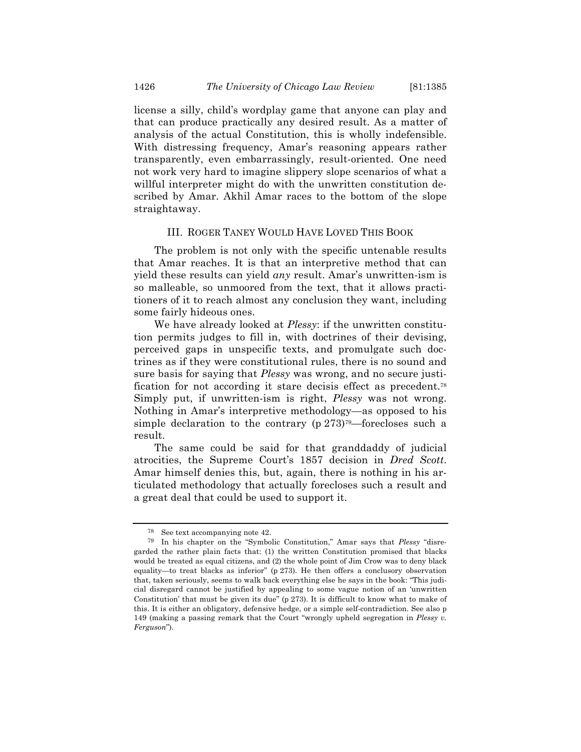license a silly, child's wordplay game that anyone can play and that can produce practically any desired result. As a matter of analysis of the actual Constitution, this is wholly indefensible. With distressing frequency, Amar's reasoning appears rather transparently, even embarrassingly, result-oriented. One need not work very hard to imagine slippery slope scenarios of what a willful interpreter might do with the unwritten constitution described by Amar. Akhil Amar races to the bottom of the slope straightaway.

## III. ROGER TANEY WOULD HAVE LOVED THIS BOOK

The problem is not only with the specific untenable results that Amar reaches. It is that an interpretive method that can yield these results can yield *any* result. Amar's unwritten-ism is so malleable, so unmoored from the text, that it allows practitioners of it to reach almost any conclusion they want, including some fairly hideous ones.

We have already looked at *Plessy*: if the unwritten constitution permits judges to fill in, with doctrines of their devising, perceived gaps in unspecific texts, and promulgate such doctrines as if they were constitutional rules, there is no sound and sure basis for saying that *Plessy* was wrong, and no secure justification for not according it stare decisis effect as precedent.[78] Simply put, if unwritten-ism is right, *Plessy* was not wrong. Nothing in Amar's interpretive methodology—as opposed to his simple declaration to the contrary (p 273)[79]—forecloses such a result.

The same could be said for that granddaddy of judicial atrocities, the Supreme Court's 1857 decision in *Dred Scott*. Amar himself denies this, but, again, there is nothing in his articulated methodology that actually forecloses such a result and a great deal that could be used to support it.

---

[78] See text accompanying note 42.

[79] In his chapter on the "Symbolic Constitution," Amar says that *Plessy* "disregarded the rather plain facts that: (1) the written Constitution promised that blacks would be treated as equal citizens, and (2) the whole point of Jim Crow was to deny black equality—to treat blacks as inferior" (p 273). He then offers a conclusory observation that, taken seriously, seems to walk back everything else he says in the book: "This judicial disregard cannot be justified by appealing to some vague notion of an 'unwritten Constitution' that must be given its due" (p 273). It is difficult to know what to make of this. It is either an obligatory, defensive hedge, or a simple self-contradiction. See also p 149 (making a passing remark that the Court "wrongly upheld segregation in *Plessy v. Ferguson*").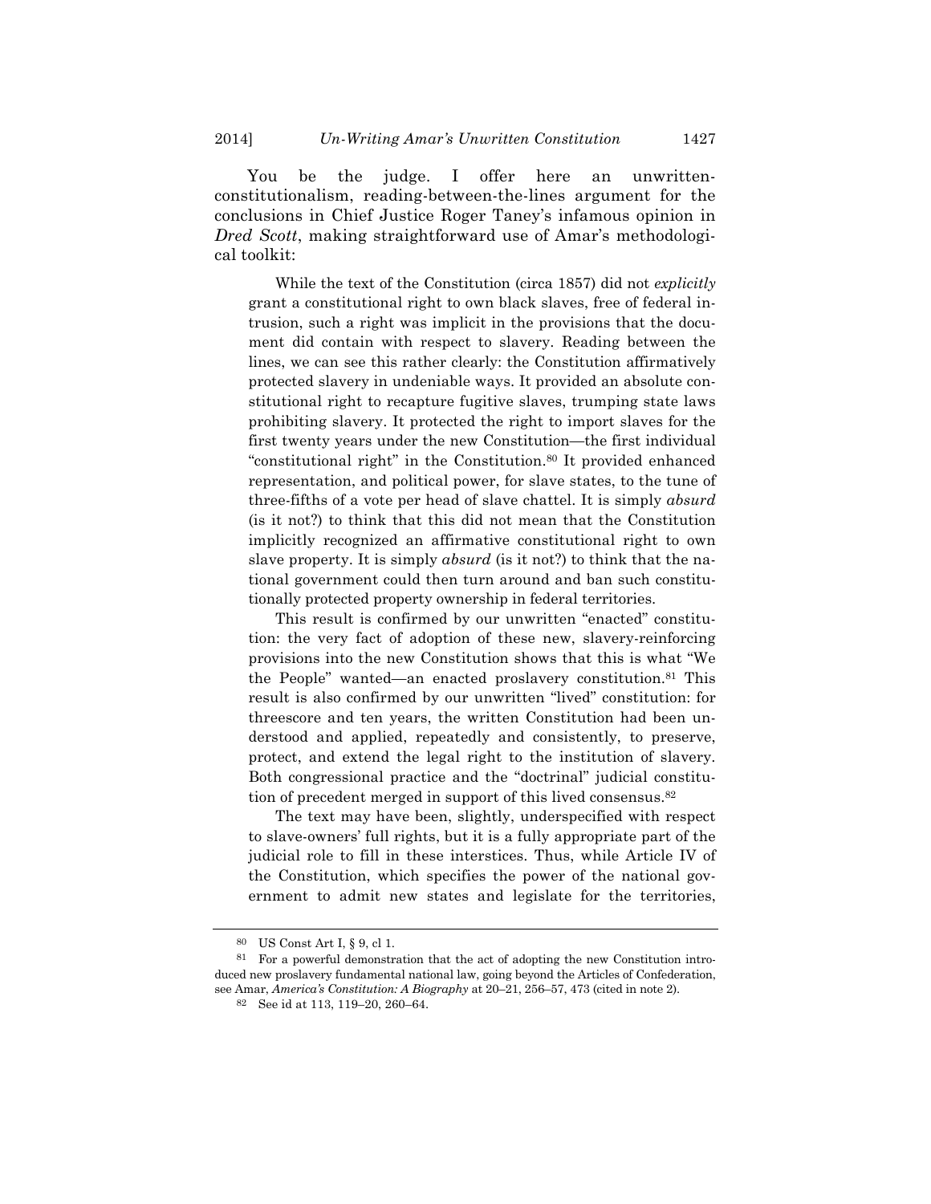You be the judge. I offer here an unwritten-constitutionalism, reading-between-the-lines argument for the conclusions in Chief Justice Roger Taney's infamous opinion in *Dred Scott*, making straightforward use of Amar's methodological toolkit:

> While the text of the Constitution (circa 1857) did not *explicitly* grant a constitutional right to own black slaves, free of federal intrusion, such a right was implicit in the provisions that the document did contain with respect to slavery. Reading between the lines, we can see this rather clearly: the Constitution affirmatively protected slavery in undeniable ways. It provided an absolute constitutional right to recapture fugitive slaves, trumping state laws prohibiting slavery. It protected the right to import slaves for the first twenty years under the new Constitution—the first individual "constitutional right" in the Constitution.[80] It provided enhanced representation, and political power, for slave states, to the tune of three-fifths of a vote per head of slave chattel. It is simply *absurd* (is it not?) to think that this did not mean that the Constitution implicitly recognized an affirmative constitutional right to own slave property. It is simply *absurd* (is it not?) to think that the national government could then turn around and ban such constitutionally protected property ownership in federal territories.
>
> This result is confirmed by our unwritten "enacted" constitution: the very fact of adoption of these new, slavery-reinforcing provisions into the new Constitution shows that this is what "We the People" wanted—an enacted proslavery constitution.[81] This result is also confirmed by our unwritten "lived" constitution: for threescore and ten years, the written Constitution had been understood and applied, repeatedly and consistently, to preserve, protect, and extend the legal right to the institution of slavery. Both congressional practice and the "doctrinal" judicial constitution of precedent merged in support of this lived consensus.[82]
>
> The text may have been, slightly, underspecified with respect to slave-owners' full rights, but it is a fully appropriate part of the judicial role to fill in these interstices. Thus, while Article IV of the Constitution, which specifies the power of the national government to admit new states and legislate for the territories,

---

[80] US Const Art I, § 9, cl 1.

[81] For a powerful demonstration that the act of adopting the new Constitution introduced new proslavery fundamental national law, going beyond the Articles of Confederation, see Amar, *America's Constitution: A Biography* at 20–21, 256–57, 473 (cited in note 2).

[82] See id at 113, 119–20, 260–64.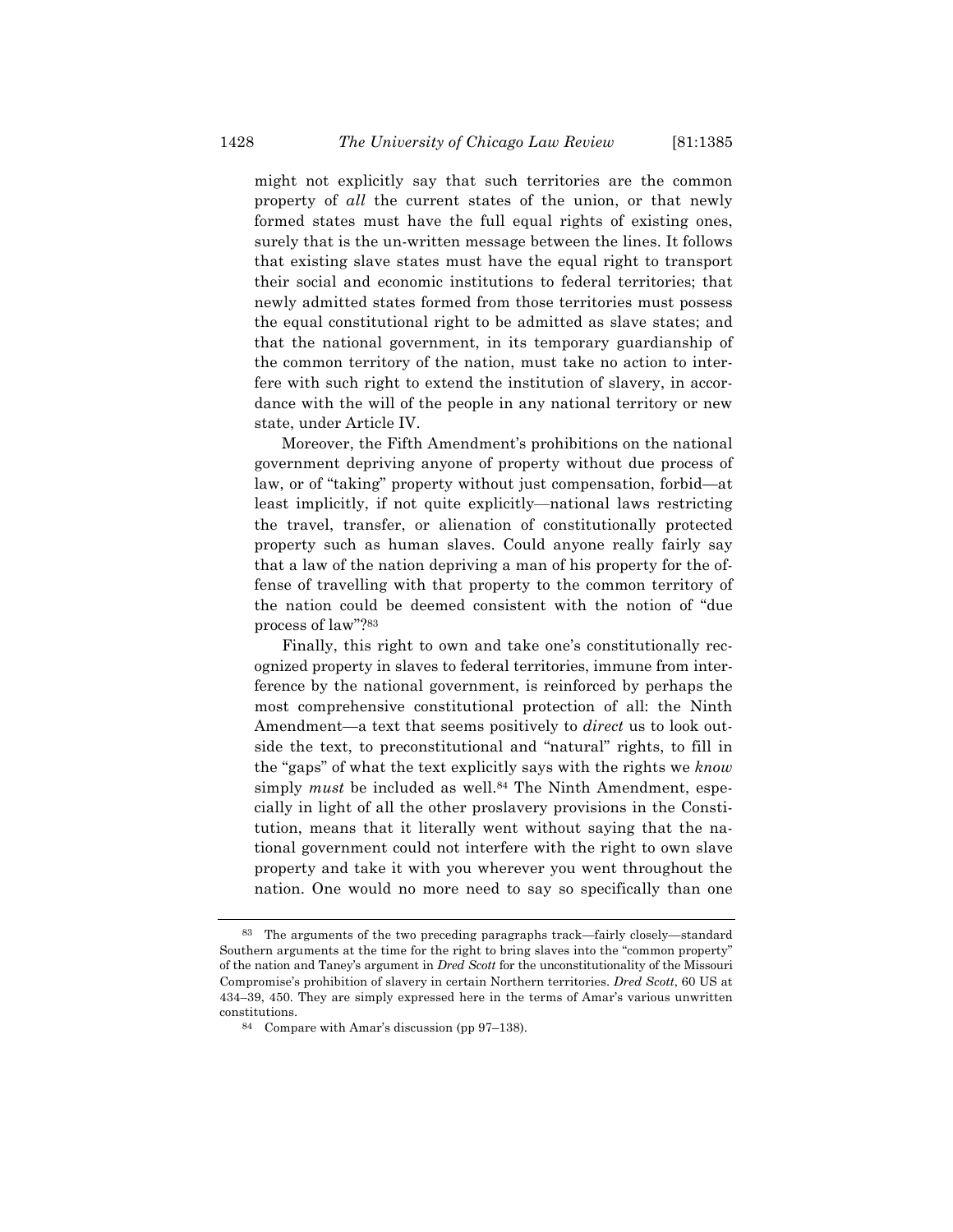might not explicitly say that such territories are the common property of *all* the current states of the union, or that newly formed states must have the full equal rights of existing ones, surely that is the un-written message between the lines. It follows that existing slave states must have the equal right to transport their social and economic institutions to federal territories; that newly admitted states formed from those territories must possess the equal constitutional right to be admitted as slave states; and that the national government, in its temporary guardianship of the common territory of the nation, must take no action to interfere with such right to extend the institution of slavery, in accordance with the will of the people in any national territory or new state, under Article IV.

Moreover, the Fifth Amendment's prohibitions on the national government depriving anyone of property without due process of law, or of "taking" property without just compensation, forbid—at least implicitly, if not quite explicitly—national laws restricting the travel, transfer, or alienation of constitutionally protected property such as human slaves. Could anyone really fairly say that a law of the nation depriving a man of his property for the offense of travelling with that property to the common territory of the nation could be deemed consistent with the notion of "due process of law"?[83]

Finally, this right to own and take one's constitutionally recognized property in slaves to federal territories, immune from interference by the national government, is reinforced by perhaps the most comprehensive constitutional protection of all: the Ninth Amendment—a text that seems positively to *direct* us to look outside the text, to preconstitutional and "natural" rights, to fill in the "gaps" of what the text explicitly says with the rights we *know* simply *must* be included as well.[84] The Ninth Amendment, especially in light of all the other proslavery provisions in the Constitution, means that it literally went without saying that the national government could not interfere with the right to own slave property and take it with you wherever you went throughout the nation. One would no more need to say so specifically than one

---

[83] The arguments of the two preceding paragraphs track—fairly closely—standard Southern arguments at the time for the right to bring slaves into the "common property" of the nation and Taney's argument in *Dred Scott* for the unconstitutionality of the Missouri Compromise's prohibition of slavery in certain Northern territories. *Dred Scott*, 60 US at 434–39, 450. They are simply expressed here in the terms of Amar's various unwritten constitutions.

[84] Compare with Amar's discussion (pp 97–138).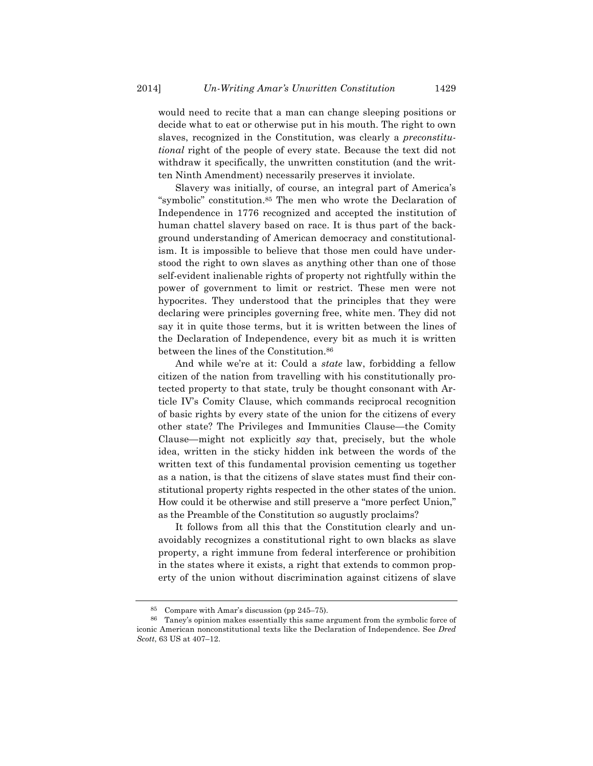would need to recite that a man can change sleeping positions or decide what to eat or otherwise put in his mouth. The right to own slaves, recognized in the Constitution, was clearly a *preconstitutional* right of the people of every state. Because the text did not withdraw it specifically, the unwritten constitution (and the written Ninth Amendment) necessarily preserves it inviolate.

Slavery was initially, of course, an integral part of America's "symbolic" constitution.[85] The men who wrote the Declaration of Independence in 1776 recognized and accepted the institution of human chattel slavery based on race. It is thus part of the background understanding of American democracy and constitutionalism. It is impossible to believe that those men could have understood the right to own slaves as anything other than one of those self-evident inalienable rights of property not rightfully within the power of government to limit or restrict. These men were not hypocrites. They understood that the principles that they were declaring were principles governing free, white men. They did not say it in quite those terms, but it is written between the lines of the Declaration of Independence, every bit as much it is written between the lines of the Constitution.[86]

And while we're at it: Could a *state* law, forbidding a fellow citizen of the nation from travelling with his constitutionally protected property to that state, truly be thought consonant with Article IV's Comity Clause, which commands reciprocal recognition of basic rights by every state of the union for the citizens of every other state? The Privileges and Immunities Clause—the Comity Clause—might not explicitly *say* that, precisely, but the whole idea, written in the sticky hidden ink between the words of the written text of this fundamental provision cementing us together as a nation, is that the citizens of slave states must find their constitutional property rights respected in the other states of the union. How could it be otherwise and still preserve a "more perfect Union," as the Preamble of the Constitution so augustly proclaims?

It follows from all this that the Constitution clearly and unavoidably recognizes a constitutional right to own blacks as slave property, a right immune from federal interference or prohibition in the states where it exists, a right that extends to common property of the union without discrimination against citizens of slave

---

[85] Compare with Amar's discussion (pp 245–75).

[86] Taney's opinion makes essentially this same argument from the symbolic force of iconic American nonconstitutional texts like the Declaration of Independence. See *Dred Scott*, 63 US at 407–12.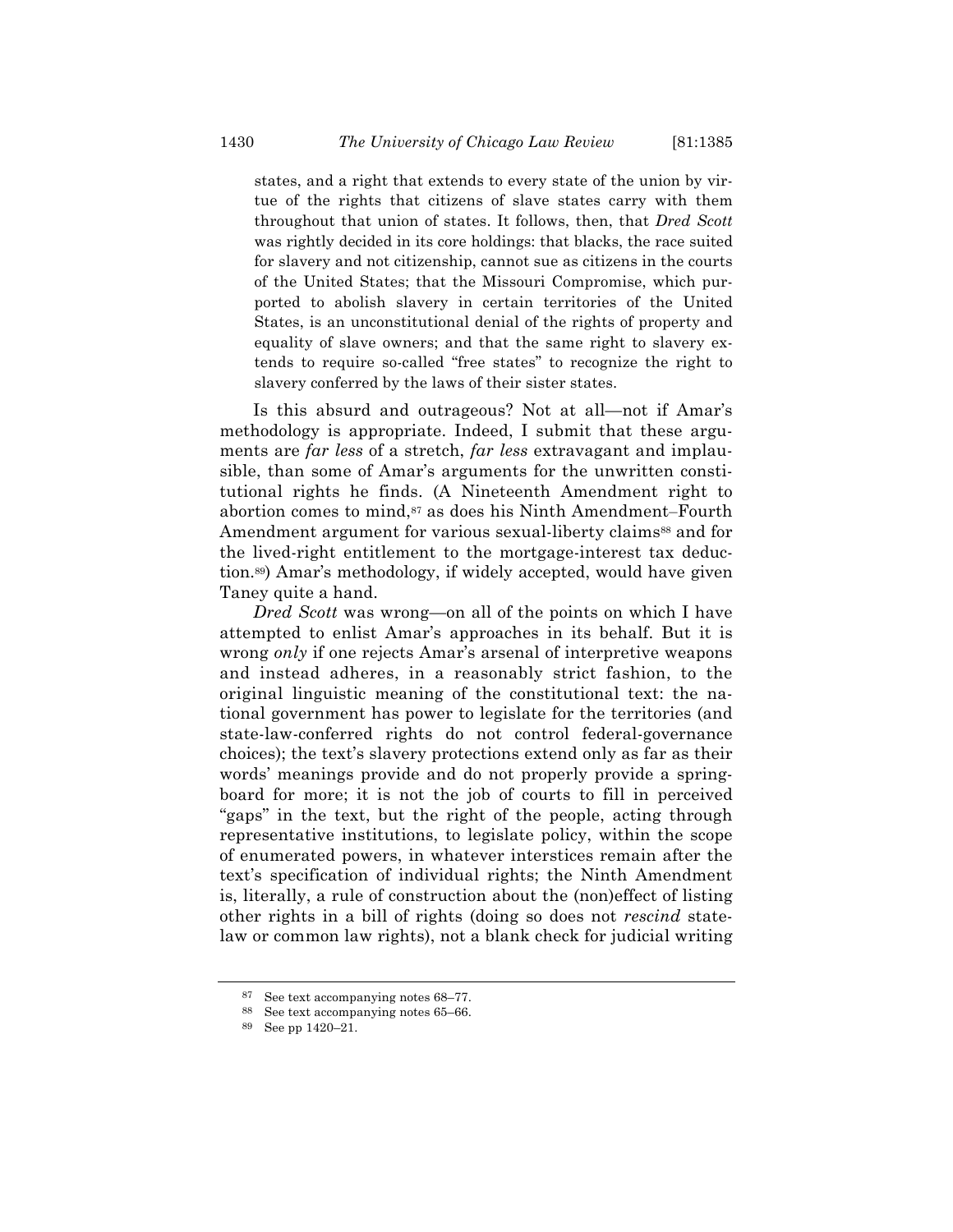states, and a right that extends to every state of the union by virtue of the rights that citizens of slave states carry with them throughout that union of states. It follows, then, that *Dred Scott* was rightly decided in its core holdings: that blacks, the race suited for slavery and not citizenship, cannot sue as citizens in the courts of the United States; that the Missouri Compromise, which purported to abolish slavery in certain territories of the United States, is an unconstitutional denial of the rights of property and equality of slave owners; and that the same right to slavery extends to require so-called "free states" to recognize the right to slavery conferred by the laws of their sister states.

Is this absurd and outrageous? Not at all—not if Amar's methodology is appropriate. Indeed, I submit that these arguments are *far less* of a stretch, *far less* extravagant and implausible, than some of Amar's arguments for the unwritten constitutional rights he finds. (A Nineteenth Amendment right to abortion comes to mind,[87] as does his Ninth Amendment–Fourth Amendment argument for various sexual-liberty claims[88] and for the lived-right entitlement to the mortgage-interest tax deduction.[89]) Amar's methodology, if widely accepted, would have given Taney quite a hand.

*Dred Scott* was wrong—on all of the points on which I have attempted to enlist Amar's approaches in its behalf. But it is wrong *only* if one rejects Amar's arsenal of interpretive weapons and instead adheres, in a reasonably strict fashion, to the original linguistic meaning of the constitutional text: the national government has power to legislate for the territories (and state-law-conferred rights do not control federal-governance choices); the text's slavery protections extend only as far as their words' meanings provide and do not properly provide a springboard for more; it is not the job of courts to fill in perceived "gaps" in the text, but the right of the people, acting through representative institutions, to legislate policy, within the scope of enumerated powers, in whatever interstices remain after the text's specification of individual rights; the Ninth Amendment is, literally, a rule of construction about the (non)effect of listing other rights in a bill of rights (doing so does not *rescind* state-law or common law rights), not a blank check for judicial writing

[87] See text accompanying notes 68–77.

[88] See text accompanying notes 65–66.

[89] See pp 1420–21.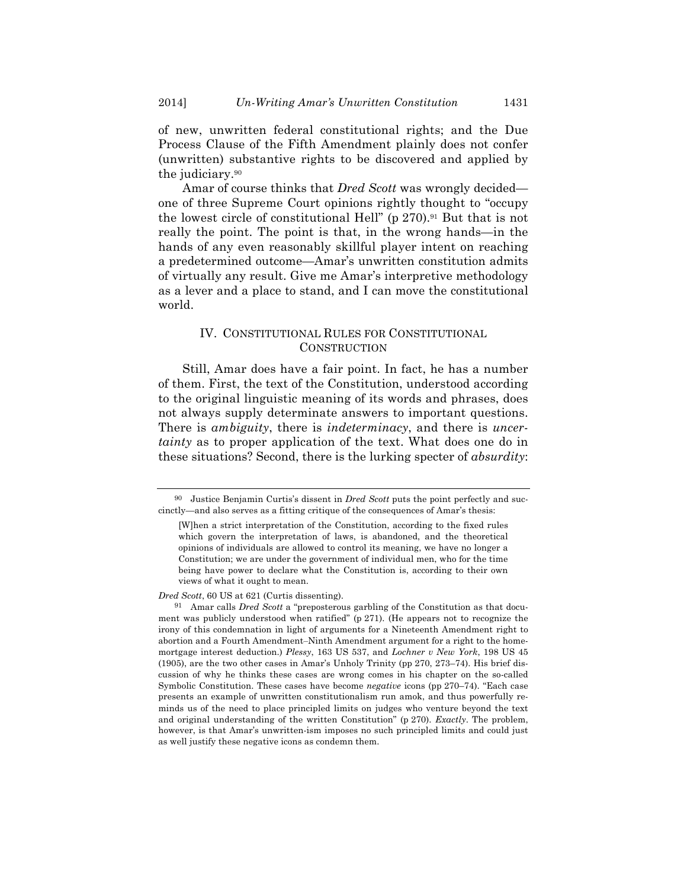of new, unwritten federal constitutional rights; and the Due Process Clause of the Fifth Amendment plainly does not confer (unwritten) substantive rights to be discovered and applied by the judiciary.[90]

Amar of course thinks that *Dred Scott* was wrongly decided—one of three Supreme Court opinions rightly thought to "occupy the lowest circle of constitutional Hell" (p 270).[91] But that is not really the point. The point is that, in the wrong hands—in the hands of any even reasonably skillful player intent on reaching a predetermined outcome—Amar's unwritten constitution admits of virtually any result. Give me Amar's interpretive methodology as a lever and a place to stand, and I can move the constitutional world.

## IV. CONSTITUTIONAL RULES FOR CONSTITUTIONAL CONSTRUCTION

Still, Amar does have a fair point. In fact, he has a number of them. First, the text of the Constitution, understood according to the original linguistic meaning of its words and phrases, does not always supply determinate answers to important questions. There is *ambiguity*, there is *indeterminacy*, and there is *uncertainty* as to proper application of the text. What does one do in these situations? Second, there is the lurking specter of *absurdity*:

---

[90] Justice Benjamin Curtis's dissent in *Dred Scott* puts the point perfectly and succinctly—and also serves as a fitting critique of the consequences of Amar's thesis:

> [W]hen a strict interpretation of the Constitution, according to the fixed rules which govern the interpretation of laws, is abandoned, and the theoretical opinions of individuals are allowed to control its meaning, we have no longer a Constitution; we are under the government of individual men, who for the time being have power to declare what the Constitution is, according to their own views of what it ought to mean.

*Dred Scott*, 60 US at 621 (Curtis dissenting).

[91] Amar calls *Dred Scott* a "preposterous garbling of the Constitution as that document was publicly understood when ratified" (p 271). (He appears not to recognize the irony of this condemnation in light of arguments for a Nineteenth Amendment right to abortion and a Fourth Amendment–Ninth Amendment argument for a right to the home-mortgage interest deduction.) *Plessy*, 163 US 537, and *Lochner v New York*, 198 US 45 (1905), are the two other cases in Amar's Unholy Trinity (pp 270, 273–74). His brief discussion of why he thinks these cases are wrong comes in his chapter on the so-called Symbolic Constitution. These cases have become *negative* icons (pp 270–74). "Each case presents an example of unwritten constitutionalism run amok, and thus powerfully reminds us of the need to place principled limits on judges who venture beyond the text and original understanding of the written Constitution" (p 270). *Exactly*. The problem, however, is that Amar's unwritten-ism imposes no such principled limits and could just as well justify these negative icons as condemn them.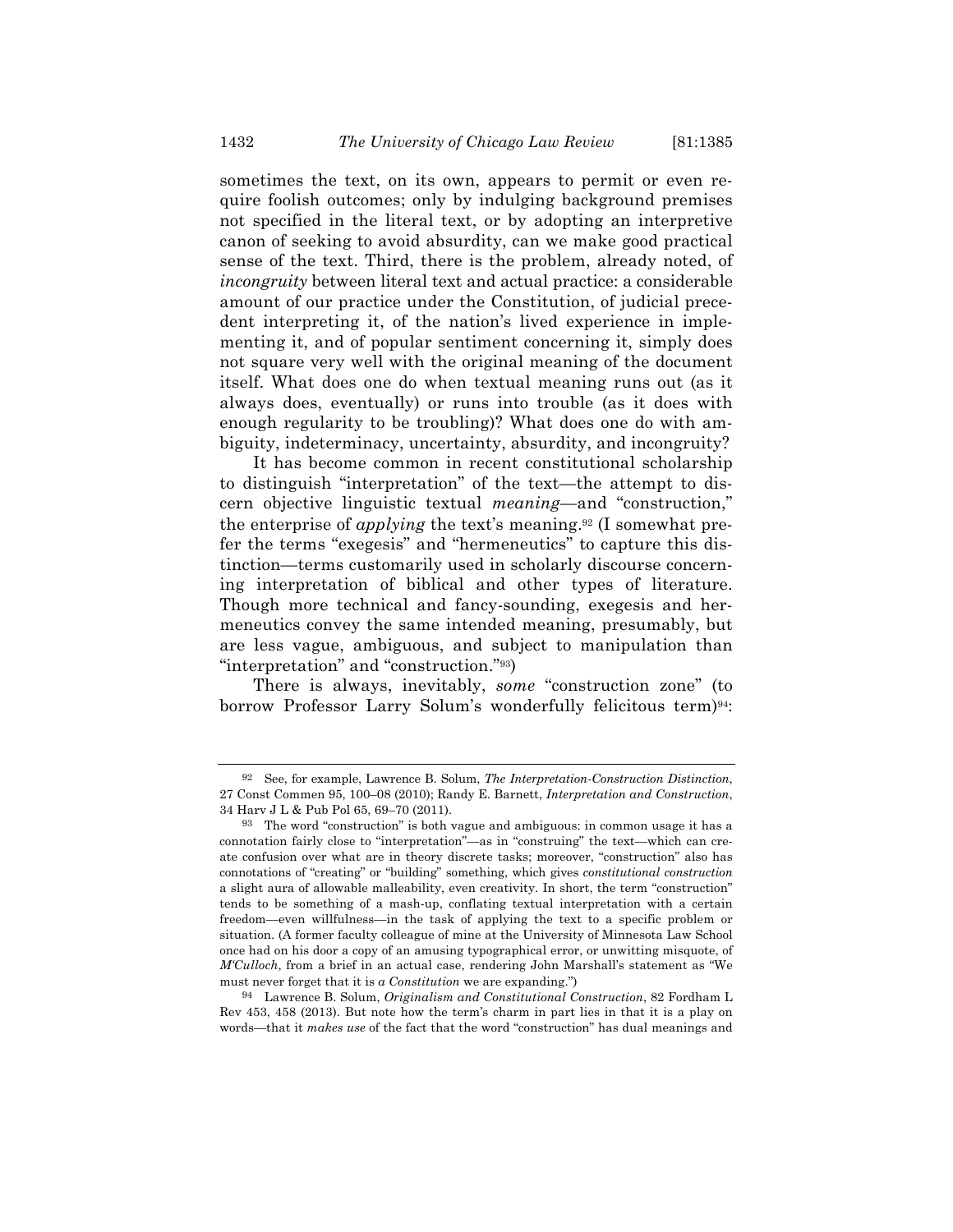sometimes the text, on its own, appears to permit or even require foolish outcomes; only by indulging background premises not specified in the literal text, or by adopting an interpretive canon of seeking to avoid absurdity, can we make good practical sense of the text. Third, there is the problem, already noted, of *incongruity* between literal text and actual practice: a considerable amount of our practice under the Constitution, of judicial precedent interpreting it, of the nation's lived experience in implementing it, and of popular sentiment concerning it, simply does not square very well with the original meaning of the document itself. What does one do when textual meaning runs out (as it always does, eventually) or runs into trouble (as it does with enough regularity to be troubling)? What does one do with ambiguity, indeterminacy, uncertainty, absurdity, and incongruity?

It has become common in recent constitutional scholarship to distinguish "interpretation" of the text—the attempt to discern objective linguistic textual *meaning*—and "construction," the enterprise of *applying* the text's meaning.[92] (I somewhat prefer the terms "exegesis" and "hermeneutics" to capture this distinction—terms customarily used in scholarly discourse concerning interpretation of biblical and other types of literature. Though more technical and fancy-sounding, exegesis and hermeneutics convey the same intended meaning, presumably, but are less vague, ambiguous, and subject to manipulation than "interpretation" and "construction."[93])

There is always, inevitably, *some* "construction zone" (to borrow Professor Larry Solum's wonderfully felicitous term)[94]:

---

[92] See, for example, Lawrence B. Solum, *The Interpretation-Construction Distinction*, 27 Const Commen 95, 100–08 (2010); Randy E. Barnett, *Interpretation and Construction*, 34 Harv J L & Pub Pol 65, 69–70 (2011).

[93] The word "construction" is both vague and ambiguous: in common usage it has a connotation fairly close to "interpretation"—as in "construing" the text—which can create confusion over what are in theory discrete tasks; moreover, "construction" also has connotations of "creating" or "building" something, which gives *constitutional construction* a slight aura of allowable malleability, even creativity. In short, the term "construction" tends to be something of a mash-up, conflating textual interpretation with a certain freedom—even willfulness—in the task of applying the text to a specific problem or situation. (A former faculty colleague of mine at the University of Minnesota Law School once had on his door a copy of an amusing typographical error, or unwitting misquote, of *M'Culloch*, from a brief in an actual case, rendering John Marshall's statement as "We must never forget that it is *a Constitution* we are expanding.")

[94] Lawrence B. Solum, *Originalism and Constitutional Construction*, 82 Fordham L Rev 453, 458 (2013). But note how the term's charm in part lies in that it is a play on words—that it *makes use* of the fact that the word "construction" has dual meanings and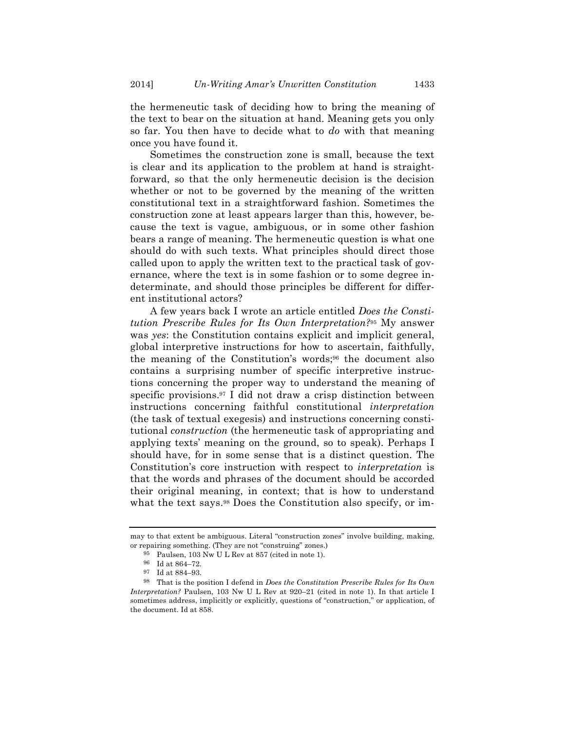the hermeneutic task of deciding how to bring the meaning of the text to bear on the situation at hand. Meaning gets you only so far. You then have to decide what to *do* with that meaning once you have found it.

Sometimes the construction zone is small, because the text is clear and its application to the problem at hand is straightforward, so that the only hermeneutic decision is the decision whether or not to be governed by the meaning of the written constitutional text in a straightforward fashion. Sometimes the construction zone at least appears larger than this, however, because the text is vague, ambiguous, or in some other fashion bears a range of meaning. The hermeneutic question is what one should do with such texts. What principles should direct those called upon to apply the written text to the practical task of governance, where the text is in some fashion or to some degree indeterminate, and should those principles be different for different institutional actors?

A few years back I wrote an article entitled *Does the Constitution Prescribe Rules for Its Own Interpretation?*[95] My answer was *yes*: the Constitution contains explicit and implicit general, global interpretive instructions for how to ascertain, faithfully, the meaning of the Constitution's words;[96] the document also contains a surprising number of specific interpretive instructions concerning the proper way to understand the meaning of specific provisions.[97] I did not draw a crisp distinction between instructions concerning faithful constitutional *interpretation* (the task of textual exegesis) and instructions concerning constitutional *construction* (the hermeneutic task of appropriating and applying texts' meaning on the ground, so to speak). Perhaps I should have, for in some sense that is a distinct question. The Constitution's core instruction with respect to *interpretation* is that the words and phrases of the document should be accorded their original meaning, in context; that is how to understand what the text says.[98] Does the Constitution also specify, or im-

---

may to that extent be ambiguous. Literal "construction zones" involve building, making, or repairing something. (They are not "construing" zones.)

[95] Paulsen, 103 Nw U L Rev at 857 (cited in note 1).

[96] Id at 864–72.

[97] Id at 884–93.

[98] That is the position I defend in *Does the Constitution Prescribe Rules for Its Own Interpretation?* Paulsen, 103 Nw U L Rev at 920–21 (cited in note 1). In that article I sometimes address, implicitly or explicitly, questions of "construction," or application, of the document. Id at 858.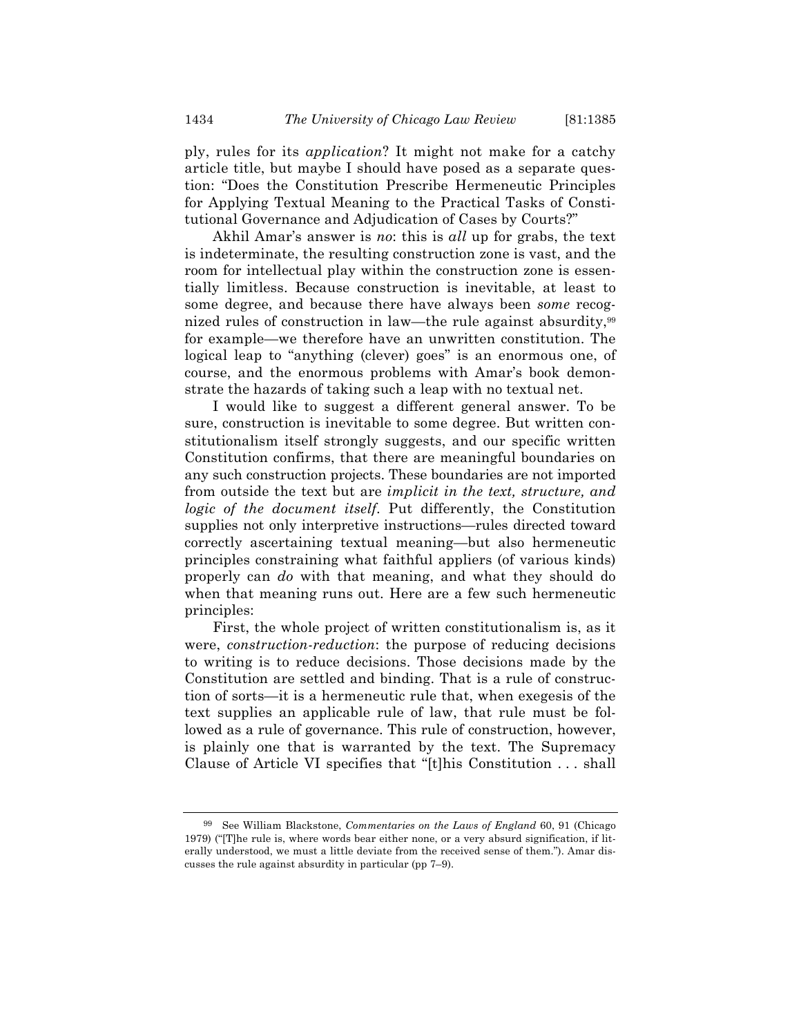ply, rules for its *application*? It might not make for a catchy article title, but maybe I should have posed as a separate question: "Does the Constitution Prescribe Hermeneutic Principles for Applying Textual Meaning to the Practical Tasks of Constitutional Governance and Adjudication of Cases by Courts?"

Akhil Amar's answer is *no*: this is *all* up for grabs, the text is indeterminate, the resulting construction zone is vast, and the room for intellectual play within the construction zone is essentially limitless. Because construction is inevitable, at least to some degree, and because there have always been *some* recognized rules of construction in law—the rule against absurdity,[99] for example—we therefore have an unwritten constitution. The logical leap to "anything (clever) goes" is an enormous one, of course, and the enormous problems with Amar's book demonstrate the hazards of taking such a leap with no textual net.

I would like to suggest a different general answer. To be sure, construction is inevitable to some degree. But written constitutionalism itself strongly suggests, and our specific written Constitution confirms, that there are meaningful boundaries on any such construction projects. These boundaries are not imported from outside the text but are *implicit in the text, structure, and logic of the document itself*. Put differently, the Constitution supplies not only interpretive instructions—rules directed toward correctly ascertaining textual meaning—but also hermeneutic principles constraining what faithful appliers (of various kinds) properly can *do* with that meaning, and what they should do when that meaning runs out. Here are a few such hermeneutic principles:

First, the whole project of written constitutionalism is, as it were, *construction-reduction*: the purpose of reducing decisions to writing is to reduce decisions. Those decisions made by the Constitution are settled and binding. That is a rule of construction of sorts—it is a hermeneutic rule that, when exegesis of the text supplies an applicable rule of law, that rule must be followed as a rule of governance. This rule of construction, however, is plainly one that is warranted by the text. The Supremacy Clause of Article VI specifies that "[t]his Constitution . . . shall

---

[99] See William Blackstone, *Commentaries on the Laws of England* 60, 91 (Chicago 1979) ("[T]he rule is, where words bear either none, or a very absurd signification, if literally understood, we must a little deviate from the received sense of them."). Amar discusses the rule against absurdity in particular (pp 7–9).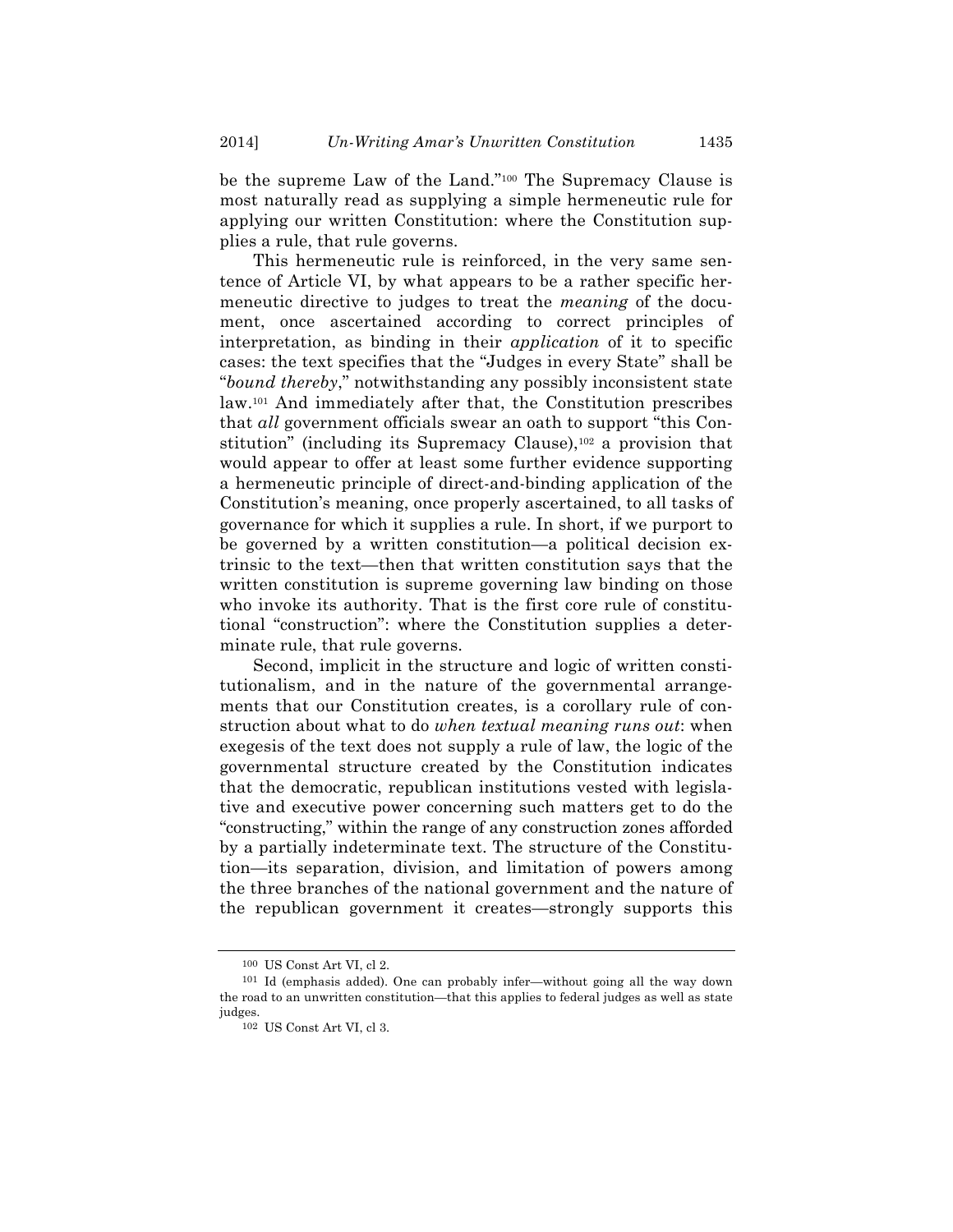be the supreme Law of the Land."[100] The Supremacy Clause is most naturally read as supplying a simple hermeneutic rule for applying our written Constitution: where the Constitution supplies a rule, that rule governs.

This hermeneutic rule is reinforced, in the very same sentence of Article VI, by what appears to be a rather specific hermeneutic directive to judges to treat the *meaning* of the document, once ascertained according to correct principles of interpretation, as binding in their *application* of it to specific cases: the text specifies that the "Judges in every State" shall be "*bound thereby*," notwithstanding any possibly inconsistent state law.[101] And immediately after that, the Constitution prescribes that *all* government officials swear an oath to support "this Constitution" (including its Supremacy Clause),[102] a provision that would appear to offer at least some further evidence supporting a hermeneutic principle of direct-and-binding application of the Constitution's meaning, once properly ascertained, to all tasks of governance for which it supplies a rule. In short, if we purport to be governed by a written constitution—a political decision extrinsic to the text—then that written constitution says that the written constitution is supreme governing law binding on those who invoke its authority. That is the first core rule of constitutional "construction": where the Constitution supplies a determinate rule, that rule governs.

Second, implicit in the structure and logic of written constitutionalism, and in the nature of the governmental arrangements that our Constitution creates, is a corollary rule of construction about what to do *when textual meaning runs out*: when exegesis of the text does not supply a rule of law, the logic of the governmental structure created by the Constitution indicates that the democratic, republican institutions vested with legislative and executive power concerning such matters get to do the "constructing," within the range of any construction zones afforded by a partially indeterminate text. The structure of the Constitution—its separation, division, and limitation of powers among the three branches of the national government and the nature of the republican government it creates—strongly supports this

---

[100] US Const Art VI, cl 2.

[101] Id (emphasis added). One can probably infer—without going all the way down the road to an unwritten constitution—that this applies to federal judges as well as state judges.

[102] US Const Art VI, cl 3.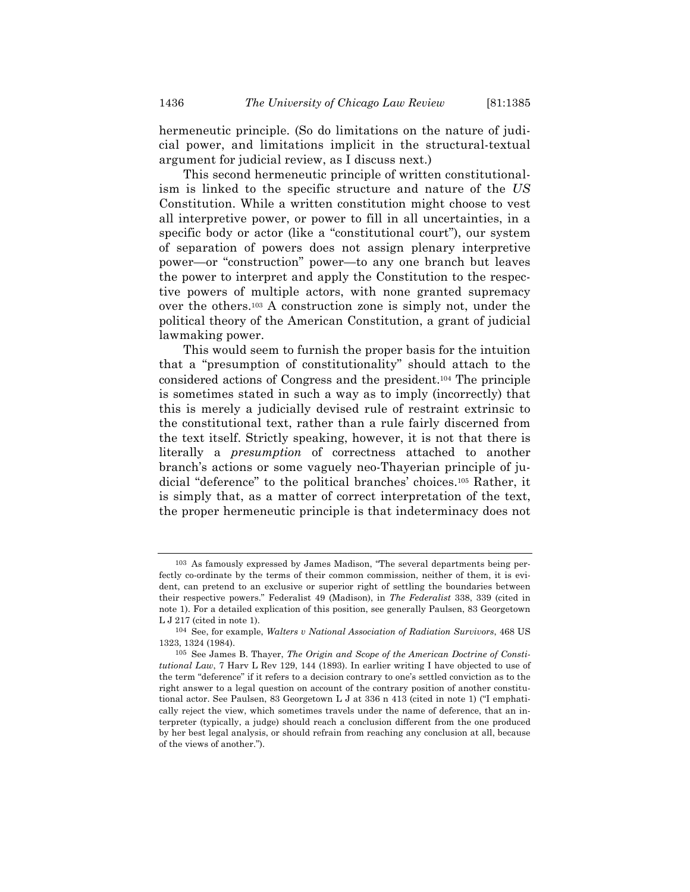hermeneutic principle. (So do limitations on the nature of judicial power, and limitations implicit in the structural-textual argument for judicial review, as I discuss next.)

This second hermeneutic principle of written constitutionalism is linked to the specific structure and nature of the *US* Constitution. While a written constitution might choose to vest all interpretive power, or power to fill in all uncertainties, in a specific body or actor (like a "constitutional court"), our system of separation of powers does not assign plenary interpretive power—or "construction" power—to any one branch but leaves the power to interpret and apply the Constitution to the respective powers of multiple actors, with none granted supremacy over the others.[103] A construction zone is simply not, under the political theory of the American Constitution, a grant of judicial lawmaking power.

This would seem to furnish the proper basis for the intuition that a "presumption of constitutionality" should attach to the considered actions of Congress and the president.[104] The principle is sometimes stated in such a way as to imply (incorrectly) that this is merely a judicially devised rule of restraint extrinsic to the constitutional text, rather than a rule fairly discerned from the text itself. Strictly speaking, however, it is not that there is literally a *presumption* of correctness attached to another branch's actions or some vaguely neo-Thayerian principle of judicial "deference" to the political branches' choices.[105] Rather, it is simply that, as a matter of correct interpretation of the text, the proper hermeneutic principle is that indeterminacy does not

---

[103] As famously expressed by James Madison, "The several departments being perfectly co-ordinate by the terms of their common commission, neither of them, it is evident, can pretend to an exclusive or superior right of settling the boundaries between their respective powers." Federalist 49 (Madison), in *The Federalist* 338, 339 (cited in note 1). For a detailed explication of this position, see generally Paulsen, 83 Georgetown L J 217 (cited in note 1).

[104] See, for example, *Walters v National Association of Radiation Survivors*, 468 US 1323, 1324 (1984).

[105] See James B. Thayer, *The Origin and Scope of the American Doctrine of Constitutional Law*, 7 Harv L Rev 129, 144 (1893). In earlier writing I have objected to use of the term "deference" if it refers to a decision contrary to one's settled conviction as to the right answer to a legal question on account of the contrary position of another constitutional actor. See Paulsen, 83 Georgetown L J at 336 n 413 (cited in note 1) ("I emphatically reject the view, which sometimes travels under the name of deference, that an interpreter (typically, a judge) should reach a conclusion different from the one produced by her best legal analysis, or should refrain from reaching any conclusion at all, because of the views of another.").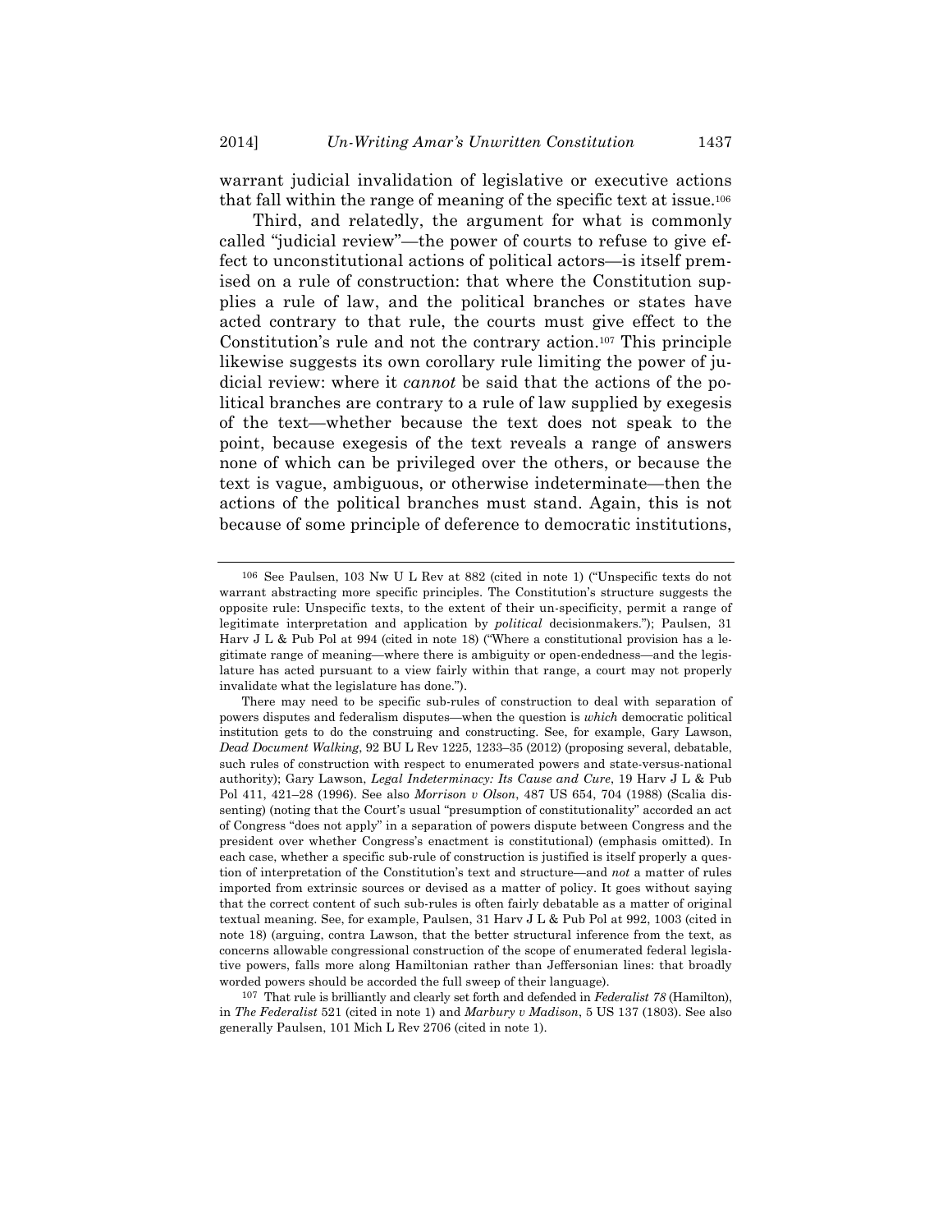warrant judicial invalidation of legislative or executive actions that fall within the range of meaning of the specific text at issue.[106]

Third, and relatedly, the argument for what is commonly called "judicial review"—the power of courts to refuse to give effect to unconstitutional actions of political actors—is itself premised on a rule of construction: that where the Constitution supplies a rule of law, and the political branches or states have acted contrary to that rule, the courts must give effect to the Constitution's rule and not the contrary action.[107] This principle likewise suggests its own corollary rule limiting the power of judicial review: where it *cannot* be said that the actions of the political branches are contrary to a rule of law supplied by exegesis of the text—whether because the text does not speak to the point, because exegesis of the text reveals a range of answers none of which can be privileged over the others, or because the text is vague, ambiguous, or otherwise indeterminate—then the actions of the political branches must stand. Again, this is not because of some principle of deference to democratic institutions,

---

[106] See Paulsen, 103 Nw U L Rev at 882 (cited in note 1) ("Unspecific texts do not warrant abstracting more specific principles. The Constitution's structure suggests the opposite rule: Unspecific texts, to the extent of their un-specificity, permit a range of legitimate interpretation and application by *political* decisionmakers."); Paulsen, 31 Harv J L & Pub Pol at 994 (cited in note 18) ("Where a constitutional provision has a legitimate range of meaning—where there is ambiguity or open-endedness—and the legislature has acted pursuant to a view fairly within that range, a court may not properly invalidate what the legislature has done.").

There may need to be specific sub-rules of construction to deal with separation of powers disputes and federalism disputes—when the question is *which* democratic political institution gets to do the construing and constructing. See, for example, Gary Lawson, *Dead Document Walking*, 92 BU L Rev 1225, 1233–35 (2012) (proposing several, debatable, such rules of construction with respect to enumerated powers and state-versus-national authority); Gary Lawson, *Legal Indeterminacy: Its Cause and Cure*, 19 Harv J L & Pub Pol 411, 421–28 (1996). See also *Morrison v Olson*, 487 US 654, 704 (1988) (Scalia dissenting) (noting that the Court's usual "presumption of constitutionality" accorded an act of Congress "does not apply" in a separation of powers dispute between Congress and the president over whether Congress's enactment is constitutional) (emphasis omitted). In each case, whether a specific sub-rule of construction is justified is itself properly a question of interpretation of the Constitution's text and structure—and *not* a matter of rules imported from extrinsic sources or devised as a matter of policy. It goes without saying that the correct content of such sub-rules is often fairly debatable as a matter of original textual meaning. See, for example, Paulsen, 31 Harv J L & Pub Pol at 992, 1003 (cited in note 18) (arguing, contra Lawson, that the better structural inference from the text, as concerns allowable congressional construction of the scope of enumerated federal legislative powers, falls more along Hamiltonian rather than Jeffersonian lines: that broadly worded powers should be accorded the full sweep of their language).

[107] That rule is brilliantly and clearly set forth and defended in *Federalist 78* (Hamilton), in *The Federalist* 521 (cited in note 1) and *Marbury v Madison*, 5 US 137 (1803). See also generally Paulsen, 101 Mich L Rev 2706 (cited in note 1).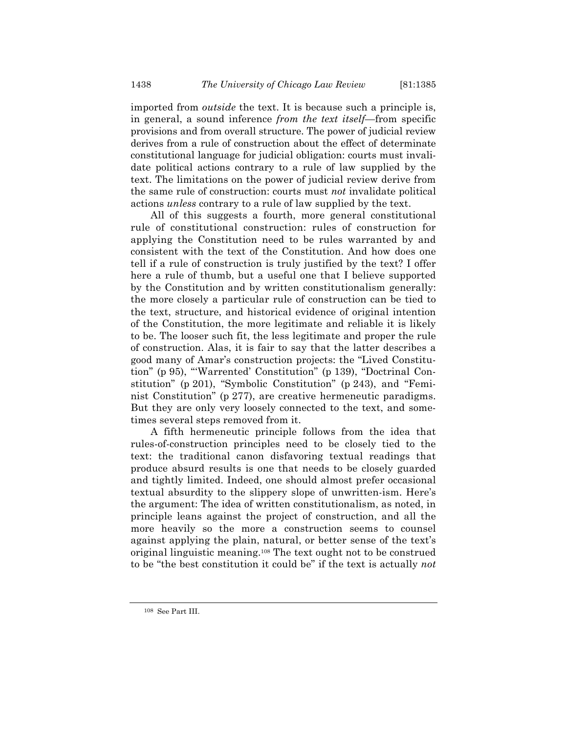imported from *outside* the text. It is because such a principle is, in general, a sound inference *from the text itself*—from specific provisions and from overall structure. The power of judicial review derives from a rule of construction about the effect of determinate constitutional language for judicial obligation: courts must invalidate political actions contrary to a rule of law supplied by the text. The limitations on the power of judicial review derive from the same rule of construction: courts must *not* invalidate political actions *unless* contrary to a rule of law supplied by the text.

All of this suggests a fourth, more general constitutional rule of constitutional construction: rules of construction for applying the Constitution need to be rules warranted by and consistent with the text of the Constitution. And how does one tell if a rule of construction is truly justified by the text? I offer here a rule of thumb, but a useful one that I believe supported by the Constitution and by written constitutionalism generally: the more closely a particular rule of construction can be tied to the text, structure, and historical evidence of original intention of the Constitution, the more legitimate and reliable it is likely to be. The looser such fit, the less legitimate and proper the rule of construction. Alas, it is fair to say that the latter describes a good many of Amar's construction projects: the "Lived Constitution" (p 95), "'Warrented' Constitution" (p 139), "Doctrinal Constitution" (p 201), "Symbolic Constitution" (p 243), and "Feminist Constitution" (p 277), are creative hermeneutic paradigms. But they are only very loosely connected to the text, and sometimes several steps removed from it.

A fifth hermeneutic principle follows from the idea that rules-of-construction principles need to be closely tied to the text: the traditional canon disfavoring textual readings that produce absurd results is one that needs to be closely guarded and tightly limited. Indeed, one should almost prefer occasional textual absurdity to the slippery slope of unwritten-ism. Here's the argument: The idea of written constitutionalism, as noted, in principle leans against the project of construction, and all the more heavily so the more a construction seems to counsel against applying the plain, natural, or better sense of the text's original linguistic meaning.[108] The text ought not to be construed to be "the best constitution it could be" if the text is actually *not*

[108] See Part III.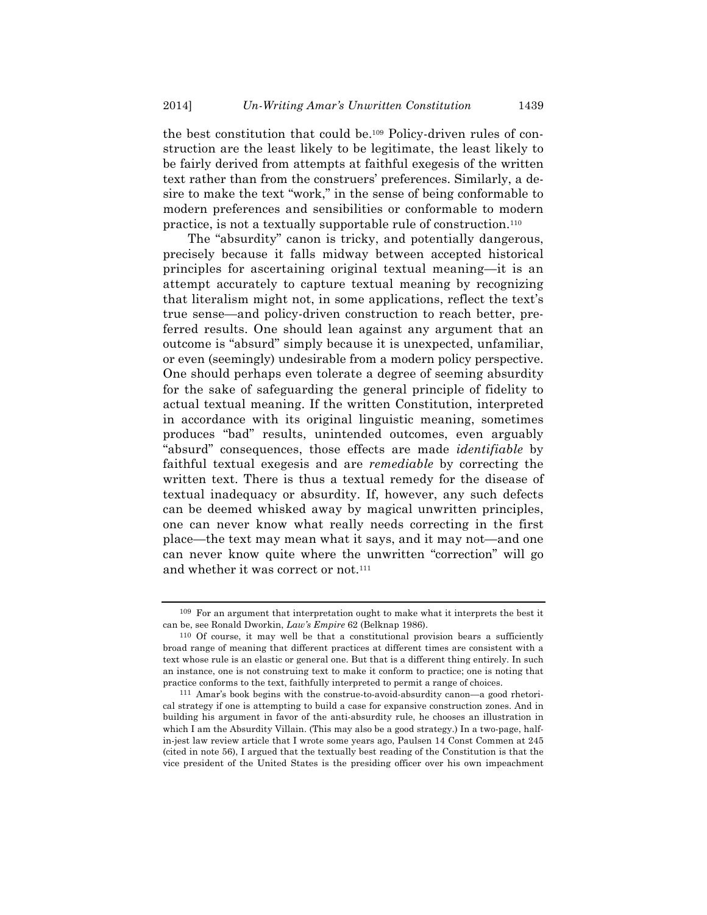the best constitution that could be.[109] Policy-driven rules of construction are the least likely to be legitimate, the least likely to be fairly derived from attempts at faithful exegesis of the written text rather than from the construers' preferences. Similarly, a desire to make the text "work," in the sense of being conformable to modern preferences and sensibilities or conformable to modern practice, is not a textually supportable rule of construction.[110]

The "absurdity" canon is tricky, and potentially dangerous, precisely because it falls midway between accepted historical principles for ascertaining original textual meaning—it is an attempt accurately to capture textual meaning by recognizing that literalism might not, in some applications, reflect the text's true sense—and policy-driven construction to reach better, preferred results. One should lean against any argument that an outcome is "absurd" simply because it is unexpected, unfamiliar, or even (seemingly) undesirable from a modern policy perspective. One should perhaps even tolerate a degree of seeming absurdity for the sake of safeguarding the general principle of fidelity to actual textual meaning. If the written Constitution, interpreted in accordance with its original linguistic meaning, sometimes produces "bad" results, unintended outcomes, even arguably "absurd" consequences, those effects are made *identifiable* by faithful textual exegesis and are *remediable* by correcting the written text. There is thus a textual remedy for the disease of textual inadequacy or absurdity. If, however, any such defects can be deemed whisked away by magical unwritten principles, one can never know what really needs correcting in the first place—the text may mean what it says, and it may not—and one can never know quite where the unwritten "correction" will go and whether it was correct or not.[111]

---

[109] For an argument that interpretation ought to make what it interprets the best it can be, see Ronald Dworkin, *Law's Empire* 62 (Belknap 1986).

[110] Of course, it may well be that a constitutional provision bears a sufficiently broad range of meaning that different practices at different times are consistent with a text whose rule is an elastic or general one. But that is a different thing entirely. In such an instance, one is not construing text to make it conform to practice; one is noting that practice conforms to the text, faithfully interpreted to permit a range of choices.

[111] Amar's book begins with the construe-to-avoid-absurdity canon—a good rhetorical strategy if one is attempting to build a case for expansive construction zones. And in building his argument in favor of the anti-absurdity rule, he chooses an illustration in which I am the Absurdity Villain. (This may also be a good strategy.) In a two-page, half-in-jest law review article that I wrote some years ago, Paulsen 14 Const Commen at 245 (cited in note 56), I argued that the textually best reading of the Constitution is that the vice president of the United States is the presiding officer over his own impeachment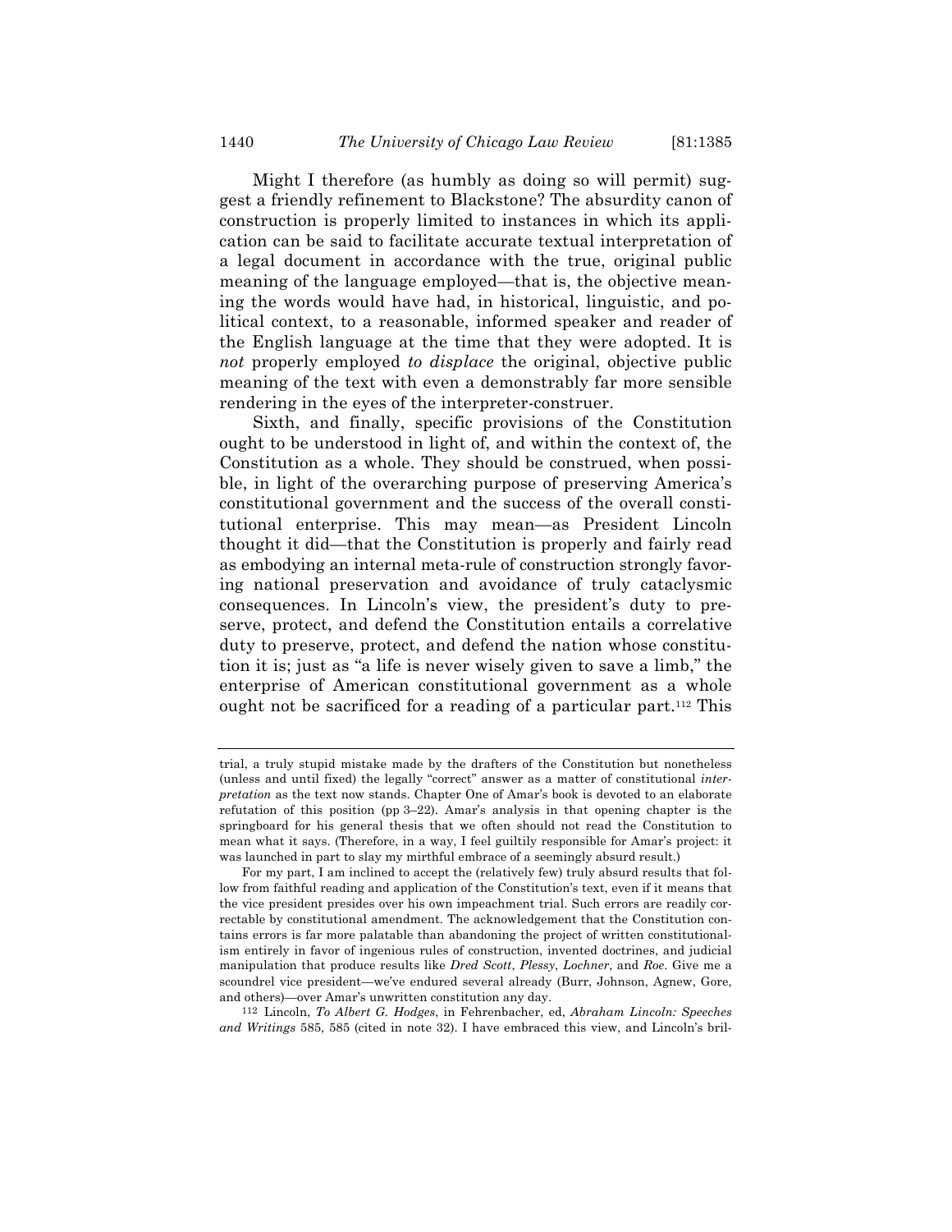Might I therefore (as humbly as doing so will permit) suggest a friendly refinement to Blackstone? The absurdity canon of construction is properly limited to instances in which its application can be said to facilitate accurate textual interpretation of a legal document in accordance with the true, original public meaning of the language employed—that is, the objective meaning the words would have had, in historical, linguistic, and political context, to a reasonable, informed speaker and reader of the English language at the time that they were adopted. It is *not* properly employed *to displace* the original, objective public meaning of the text with even a demonstrably far more sensible rendering in the eyes of the interpreter-construer.

Sixth, and finally, specific provisions of the Constitution ought to be understood in light of, and within the context of, the Constitution as a whole. They should be construed, when possible, in light of the overarching purpose of preserving America's constitutional government and the success of the overall constitutional enterprise. This may mean—as President Lincoln thought it did—that the Constitution is properly and fairly read as embodying an internal meta-rule of construction strongly favoring national preservation and avoidance of truly cataclysmic consequences. In Lincoln's view, the president's duty to preserve, protect, and defend the Constitution entails a correlative duty to preserve, protect, and defend the nation whose constitution it is; just as "a life is never wisely given to save a limb," the enterprise of American constitutional government as a whole ought not be sacrificed for a reading of a particular part.[112] This

---

trial, a truly stupid mistake made by the drafters of the Constitution but nonetheless (unless and until fixed) the legally "correct" answer as a matter of constitutional *interpretation* as the text now stands. Chapter One of Amar's book is devoted to an elaborate refutation of this position (pp 3–22). Amar's analysis in that opening chapter is the springboard for his general thesis that we often should not read the Constitution to mean what it says. (Therefore, in a way, I feel guiltily responsible for Amar's project: it was launched in part to slay my mirthful embrace of a seemingly absurd result.)

For my part, I am inclined to accept the (relatively few) truly absurd results that follow from faithful reading and application of the Constitution's text, even if it means that the vice president presides over his own impeachment trial. Such errors are readily correctable by constitutional amendment. The acknowledgement that the Constitution contains errors is far more palatable than abandoning the project of written constitutionalism entirely in favor of ingenious rules of construction, invented doctrines, and judicial manipulation that produce results like *Dred Scott*, *Plessy*, *Lochner*, and *Roe*. Give me a scoundrel vice president—we've endured several already (Burr, Johnson, Agnew, Gore, and others)—over Amar's unwritten constitution any day.

[112] Lincoln, *To Albert G. Hodges*, in Fehrenbacher, ed, *Abraham Lincoln: Speeches and Writings* 585, 585 (cited in note 32). I have embraced this view, and Lincoln's bril-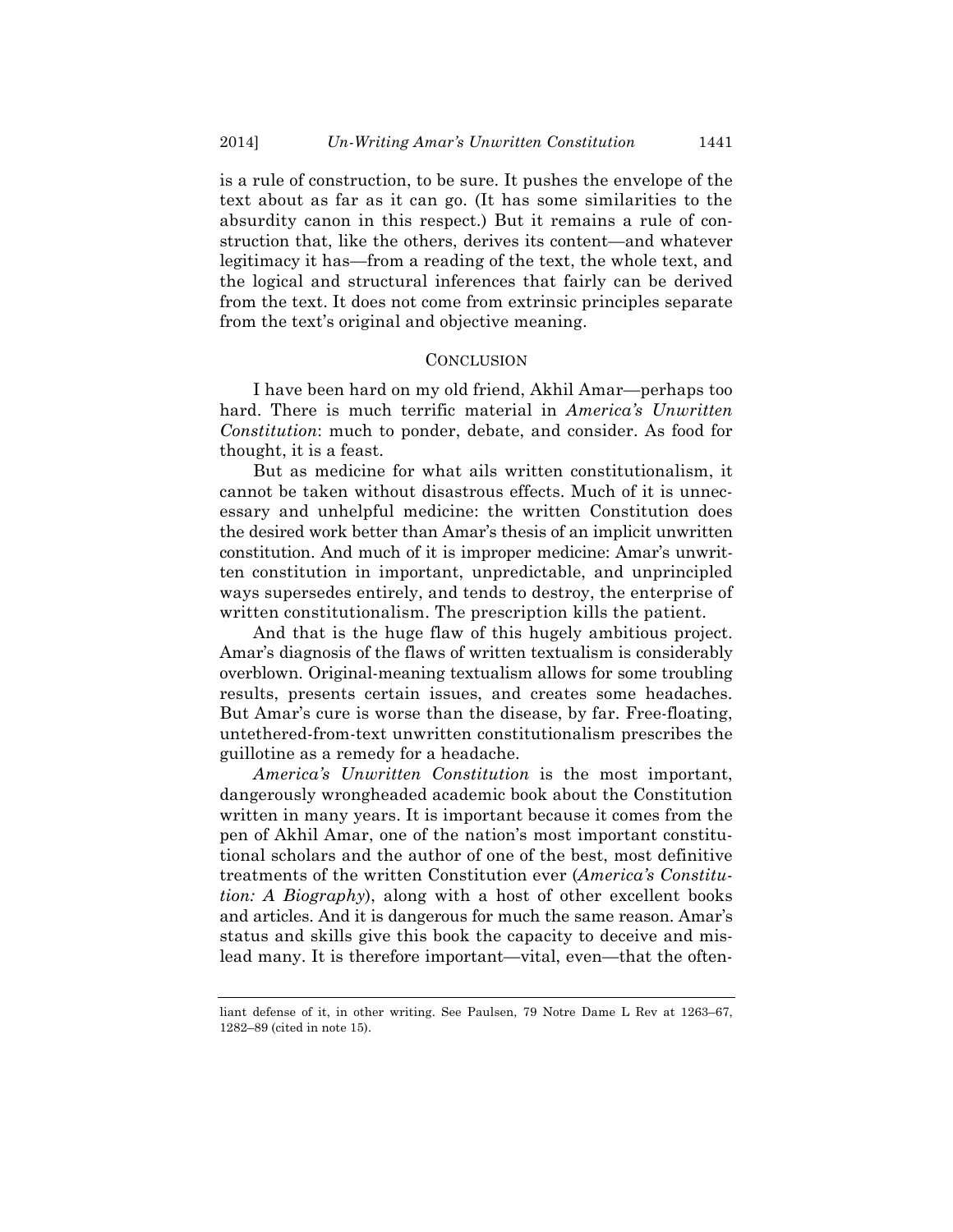is a rule of construction, to be sure. It pushes the envelope of the text about as far as it can go. (It has some similarities to the absurdity canon in this respect.) But it remains a rule of construction that, like the others, derives its content—and whatever legitimacy it has—from a reading of the text, the whole text, and the logical and structural inferences that fairly can be derived from the text. It does not come from extrinsic principles separate from the text's original and objective meaning.

## CONCLUSION

I have been hard on my old friend, Akhil Amar—perhaps too hard. There is much terrific material in *America's Unwritten Constitution*: much to ponder, debate, and consider. As food for thought, it is a feast.

But as medicine for what ails written constitutionalism, it cannot be taken without disastrous effects. Much of it is unnecessary and unhelpful medicine: the written Constitution does the desired work better than Amar's thesis of an implicit unwritten constitution. And much of it is improper medicine: Amar's unwritten constitution in important, unpredictable, and unprincipled ways supersedes entirely, and tends to destroy, the enterprise of written constitutionalism. The prescription kills the patient.

And that is the huge flaw of this hugely ambitious project. Amar's diagnosis of the flaws of written textualism is considerably overblown. Original-meaning textualism allows for some troubling results, presents certain issues, and creates some headaches. But Amar's cure is worse than the disease, by far. Free-floating, untethered-from-text unwritten constitutionalism prescribes the guillotine as a remedy for a headache.

*America's Unwritten Constitution* is the most important, dangerously wrongheaded academic book about the Constitution written in many years. It is important because it comes from the pen of Akhil Amar, one of the nation's most important constitutional scholars and the author of one of the best, most definitive treatments of the written Constitution ever (*America's Constitution: A Biography*), along with a host of other excellent books and articles. And it is dangerous for much the same reason. Amar's status and skills give this book the capacity to deceive and mislead many. It is therefore important—vital, even—that the often-

---

liant defense of it, in other writing. See Paulsen, 79 Notre Dame L Rev at 1263–67, 1282–89 (cited in note 15).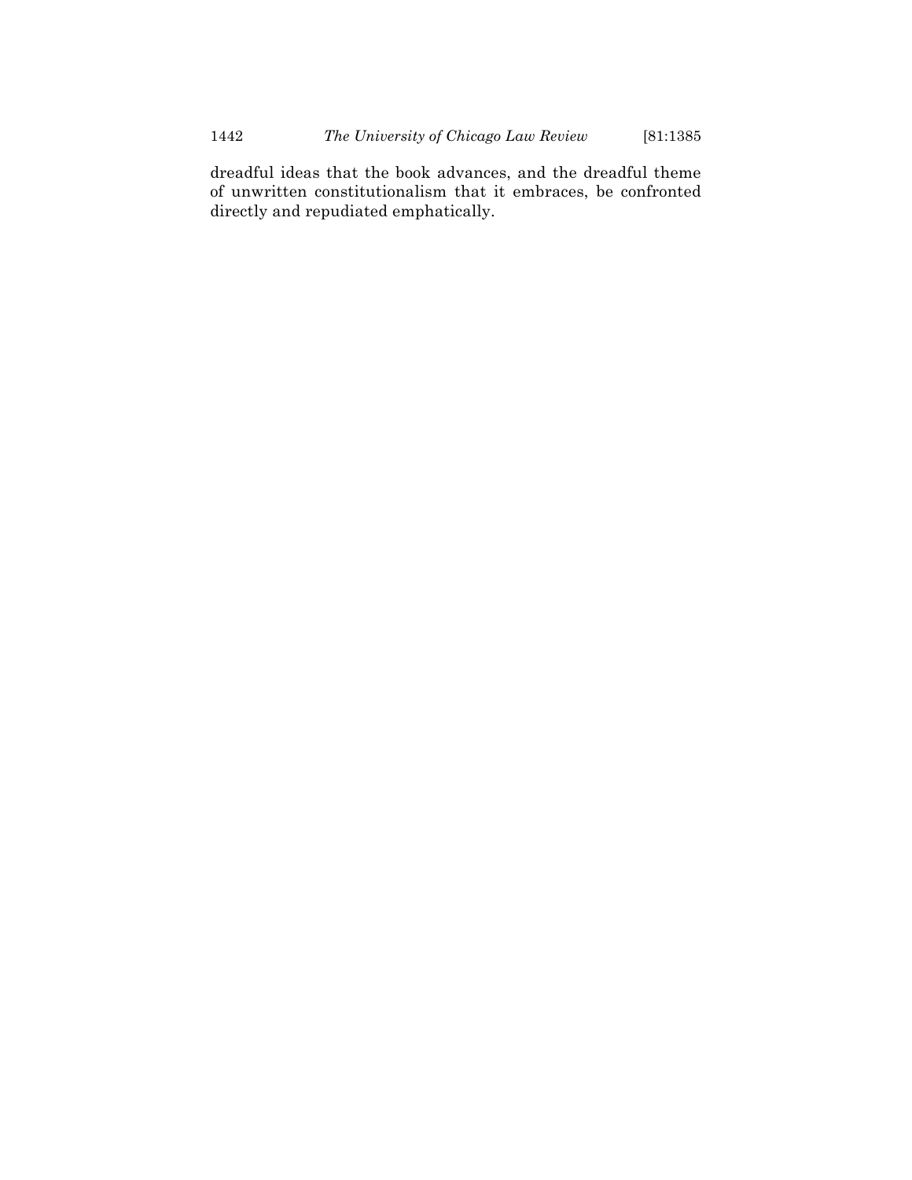dreadful ideas that the book advances, and the dreadful theme of unwritten constitutionalism that it embraces, be confronted directly and repudiated emphatically.